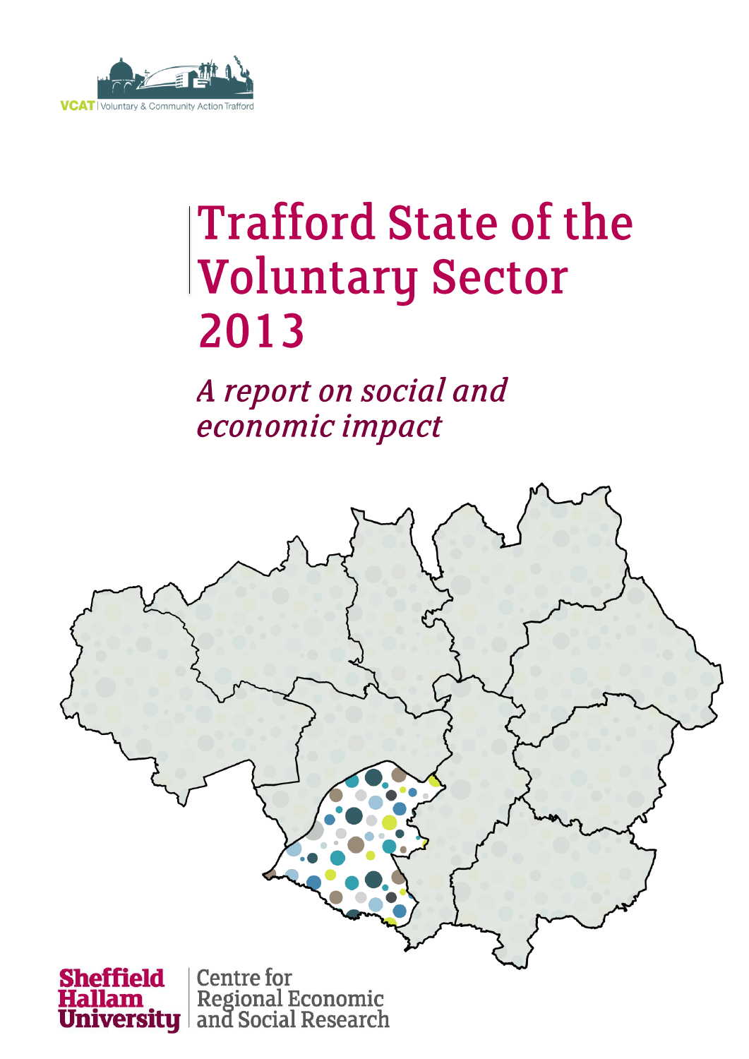VCAT | Voluntary & Community Action Trafford

# Trafford State of the Voluntary Sector 2013

## *A report on social and economic impact*

Sheffield Hallam University | Centre for Regional Economic and Social Research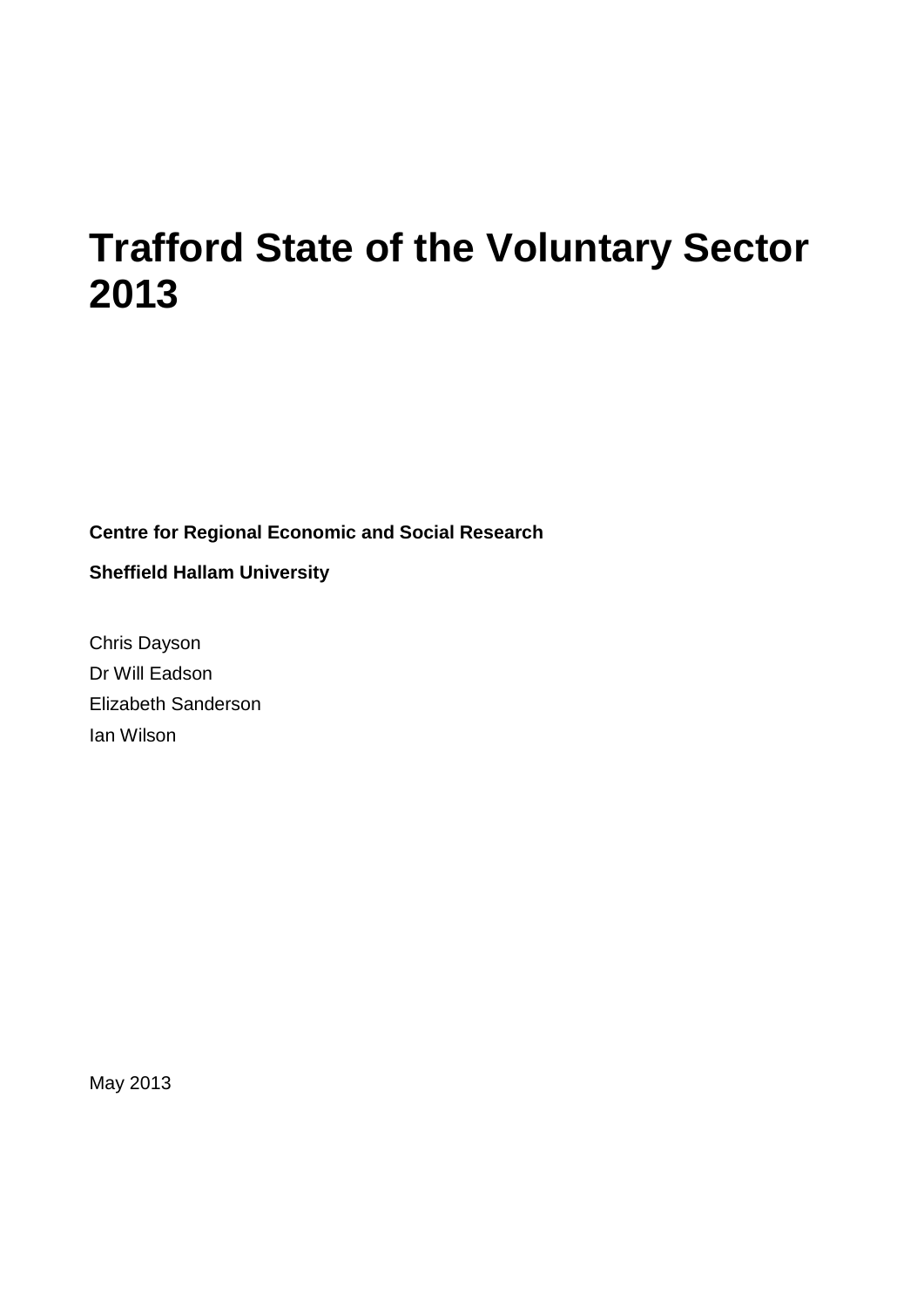# Trafford State of the Voluntary Sector 2013

**Centre for Regional Economic and Social Research**

**Sheffield Hallam University**

Chris Dayson
Dr Will Eadson
Elizabeth Sanderson
Ian Wilson

May 2013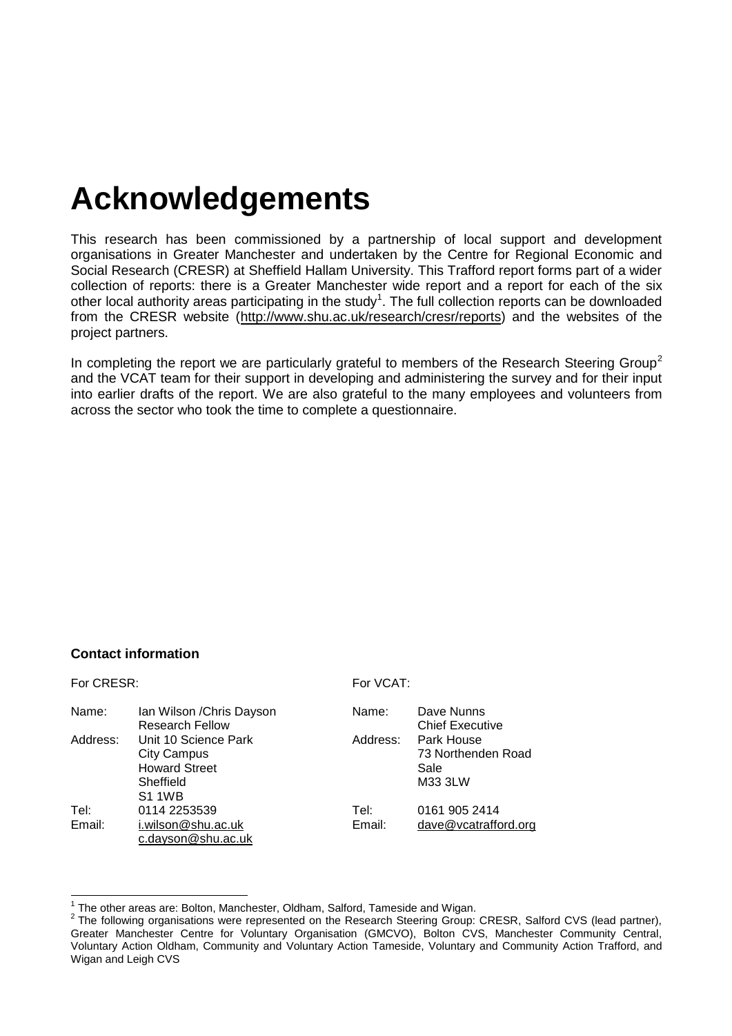# Acknowledgements

This research has been commissioned by a partnership of local support and development organisations in Greater Manchester and undertaken by the Centre for Regional Economic and Social Research (CRESR) at Sheffield Hallam University. This Trafford report forms part of a wider collection of reports: there is a Greater Manchester wide report and a report for each of the six other local authority areas participating in the study[1]. The full collection reports can be downloaded from the CRESR website (http://www.shu.ac.uk/research/cresr/reports) and the websites of the project partners.

In completing the report we are particularly grateful to members of the Research Steering Group[2] and the VCAT team for their support in developing and administering the survey and for their input into earlier drafts of the report. We are also grateful to the many employees and volunteers from across the sector who took the time to complete a questionnaire.

**Contact information**

For CRESR:

| | |
|---|---|
| Name: | Ian Wilson /Chris Dayson<br>Research Fellow |
| Address: | Unit 10 Science Park<br>City Campus<br>Howard Street<br>Sheffield<br>S1 1WB |
| Tel: | 0114 2253539 |
| Email: | i.wilson@shu.ac.uk<br>c.dayson@shu.ac.uk |

For VCAT:

| | |
|---|---|
| Name: | Dave Nunns<br>Chief Executive |
| Address: | Park House<br>73 Northenden Road<br>Sale<br>M33 3LW |
| Tel: | 0161 905 2414 |
| Email: | dave@vcatrafford.org |

[1] The other areas are: Bolton, Manchester, Oldham, Salford, Tameside and Wigan.

[2] The following organisations were represented on the Research Steering Group: CRESR, Salford CVS (lead partner), Greater Manchester Centre for Voluntary Organisation (GMCVO), Bolton CVS, Manchester Community Central, Voluntary Action Oldham, Community and Voluntary Action Tameside, Voluntary and Community Action Trafford, and Wigan and Leigh CVS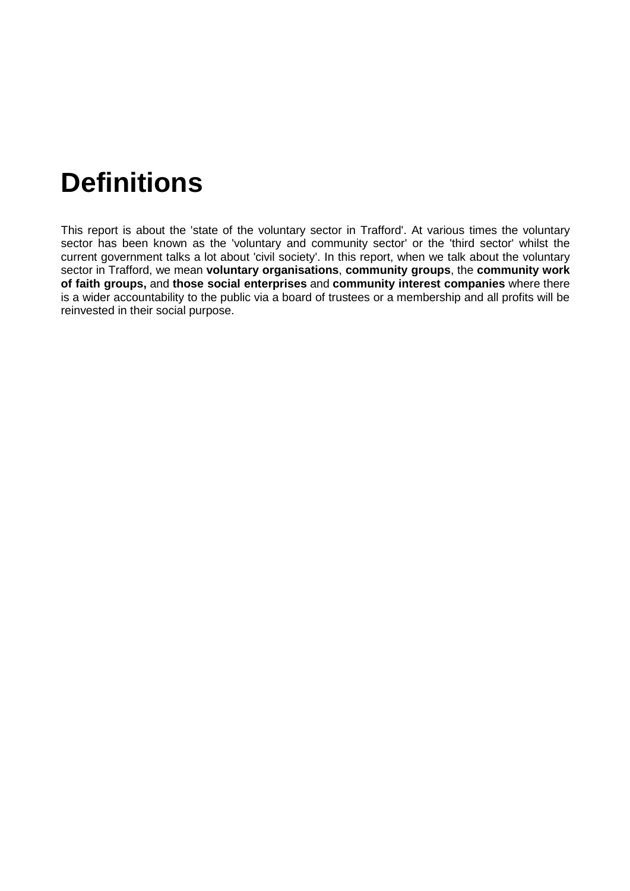# Definitions

This report is about the 'state of the voluntary sector in Trafford'. At various times the voluntary sector has been known as the 'voluntary and community sector' or the 'third sector' whilst the current government talks a lot about 'civil society'. In this report, when we talk about the voluntary sector in Trafford, we mean **voluntary organisations**, **community groups**, the **community work of faith groups,** and **those social enterprises** and **community interest companies** where there is a wider accountability to the public via a board of trustees or a membership and all profits will be reinvested in their social purpose.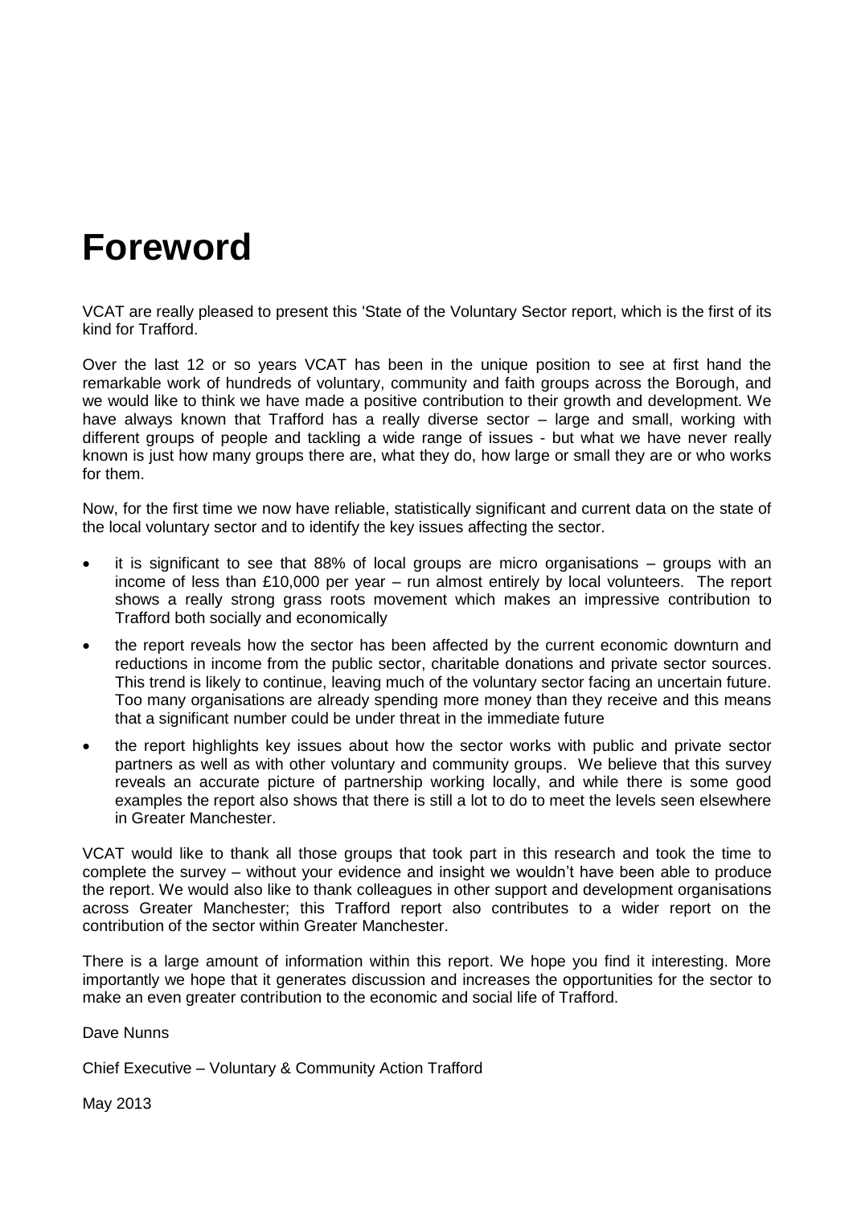# Foreword

VCAT are really pleased to present this 'State of the Voluntary Sector report, which is the first of its kind for Trafford.

Over the last 12 or so years VCAT has been in the unique position to see at first hand the remarkable work of hundreds of voluntary, community and faith groups across the Borough, and we would like to think we have made a positive contribution to their growth and development. We have always known that Trafford has a really diverse sector – large and small, working with different groups of people and tackling a wide range of issues - but what we have never really known is just how many groups there are, what they do, how large or small they are or who works for them.

Now, for the first time we now have reliable, statistically significant and current data on the state of the local voluntary sector and to identify the key issues affecting the sector.

- it is significant to see that 88% of local groups are micro organisations – groups with an income of less than £10,000 per year – run almost entirely by local volunteers. The report shows a really strong grass roots movement which makes an impressive contribution to Trafford both socially and economically
- the report reveals how the sector has been affected by the current economic downturn and reductions in income from the public sector, charitable donations and private sector sources. This trend is likely to continue, leaving much of the voluntary sector facing an uncertain future. Too many organisations are already spending more money than they receive and this means that a significant number could be under threat in the immediate future
- the report highlights key issues about how the sector works with public and private sector partners as well as with other voluntary and community groups. We believe that this survey reveals an accurate picture of partnership working locally, and while there is some good examples the report also shows that there is still a lot to do to meet the levels seen elsewhere in Greater Manchester.

VCAT would like to thank all those groups that took part in this research and took the time to complete the survey – without your evidence and insight we wouldn't have been able to produce the report. We would also like to thank colleagues in other support and development organisations across Greater Manchester; this Trafford report also contributes to a wider report on the contribution of the sector within Greater Manchester.

There is a large amount of information within this report. We hope you find it interesting. More importantly we hope that it generates discussion and increases the opportunities for the sector to make an even greater contribution to the economic and social life of Trafford.

Dave Nunns

Chief Executive – Voluntary & Community Action Trafford

May 2013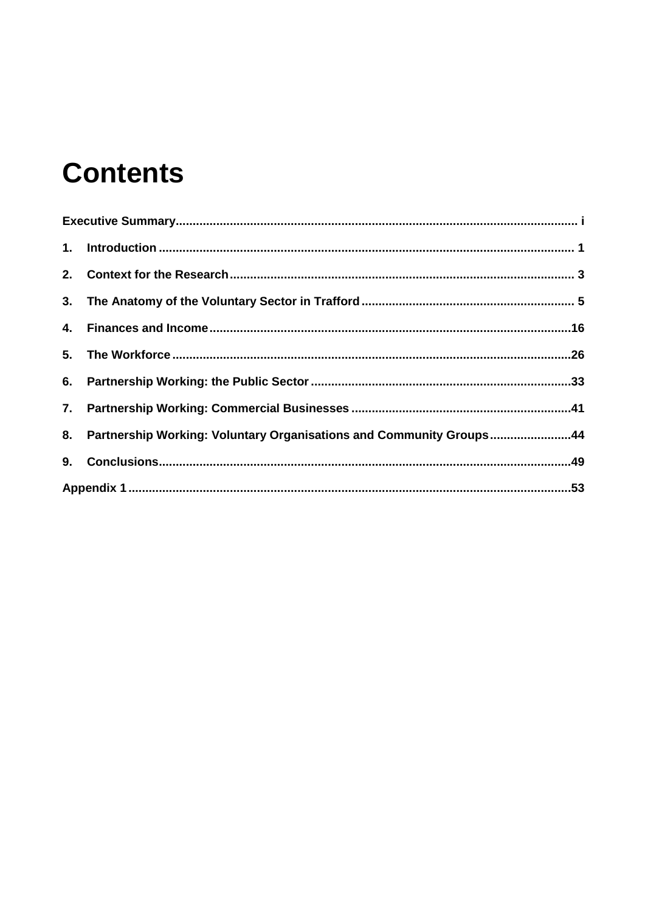# Contents

Executive Summary ...................................................................................................... i

1. Introduction ........................................................................................................ 1
2. Context for the Research .................................................................................... 3
3. The Anatomy of the Voluntary Sector in Trafford ............................................... 5
4. Finances and Income .........................................................................................16
5. The Workforce ....................................................................................................26
6. Partnership Working: the Public Sector .............................................................33
7. Partnership Working: Commercial Businesses ..................................................41
8. Partnership Working: Voluntary Organisations and Community Groups ...........44
9. Conclusions........................................................................................................49

Appendix 1 ................................................................................................................53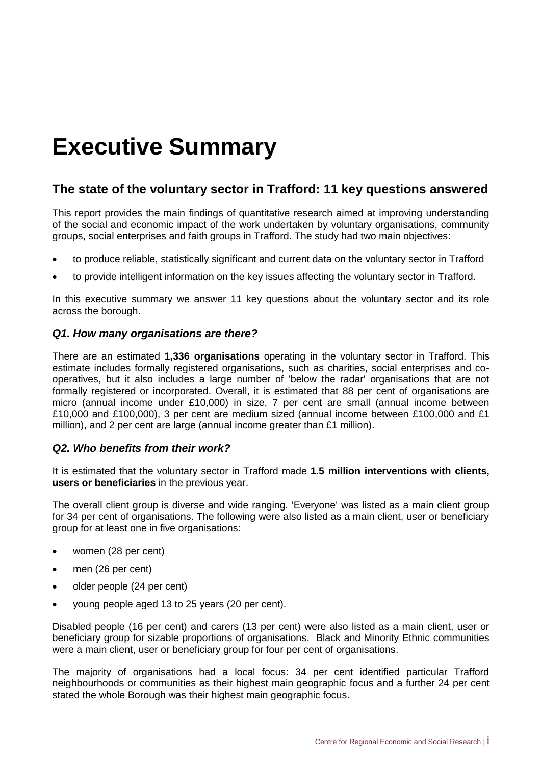# Executive Summary

## The state of the voluntary sector in Trafford: 11 key questions answered

This report provides the main findings of quantitative research aimed at improving understanding of the social and economic impact of the work undertaken by voluntary organisations, community groups, social enterprises and faith groups in Trafford. The study had two main objectives:

- to produce reliable, statistically significant and current data on the voluntary sector in Trafford
- to provide intelligent information on the key issues affecting the voluntary sector in Trafford.

In this executive summary we answer 11 key questions about the voluntary sector and its role across the borough.

### *Q1. How many organisations are there?*

There are an estimated **1,336 organisations** operating in the voluntary sector in Trafford. This estimate includes formally registered organisations, such as charities, social enterprises and co-operatives, but it also includes a large number of 'below the radar' organisations that are not formally registered or incorporated. Overall, it is estimated that 88 per cent of organisations are micro (annual income under £10,000) in size, 7 per cent are small (annual income between £10,000 and £100,000), 3 per cent are medium sized (annual income between £100,000 and £1 million), and 2 per cent are large (annual income greater than £1 million).

### *Q2. Who benefits from their work?*

It is estimated that the voluntary sector in Trafford made **1.5 million interventions with clients, users or beneficiaries** in the previous year.

The overall client group is diverse and wide ranging. 'Everyone' was listed as a main client group for 34 per cent of organisations. The following were also listed as a main client, user or beneficiary group for at least one in five organisations:

- women (28 per cent)
- men (26 per cent)
- older people (24 per cent)
- young people aged 13 to 25 years (20 per cent).

Disabled people (16 per cent) and carers (13 per cent) were also listed as a main client, user or beneficiary group for sizable proportions of organisations. Black and Minority Ethnic communities were a main client, user or beneficiary group for four per cent of organisations.

The majority of organisations had a local focus: 34 per cent identified particular Trafford neighbourhoods or communities as their highest main geographic focus and a further 24 per cent stated the whole Borough was their highest main geographic focus.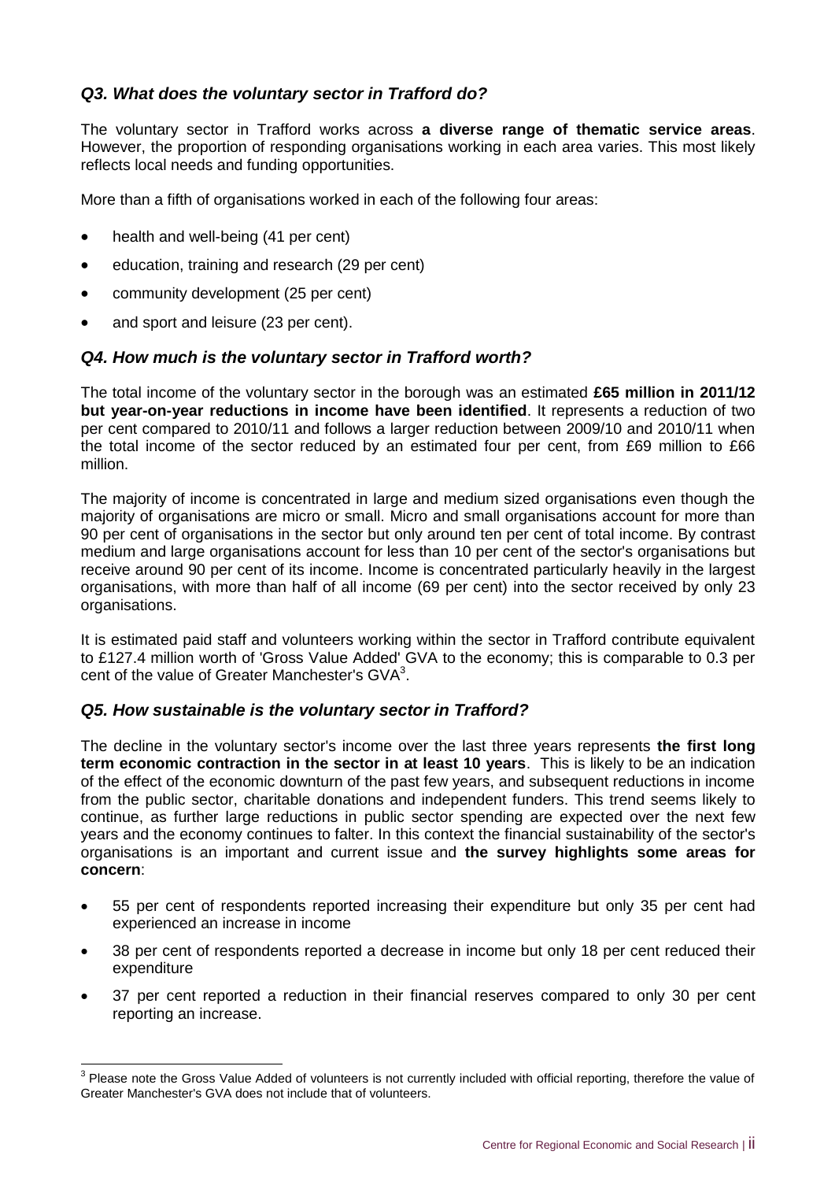### *Q3. What does the voluntary sector in Trafford do?*

The voluntary sector in Trafford works across **a diverse range of thematic service areas**. However, the proportion of responding organisations working in each area varies. This most likely reflects local needs and funding opportunities.

More than a fifth of organisations worked in each of the following four areas:

- health and well-being (41 per cent)
- education, training and research (29 per cent)
- community development (25 per cent)
- and sport and leisure (23 per cent).

### *Q4. How much is the voluntary sector in Trafford worth?*

The total income of the voluntary sector in the borough was an estimated **£65 million in 2011/12 but year-on-year reductions in income have been identified**. It represents a reduction of two per cent compared to 2010/11 and follows a larger reduction between 2009/10 and 2010/11 when the total income of the sector reduced by an estimated four per cent, from £69 million to £66 million.

The majority of income is concentrated in large and medium sized organisations even though the majority of organisations are micro or small. Micro and small organisations account for more than 90 per cent of organisations in the sector but only around ten per cent of total income. By contrast medium and large organisations account for less than 10 per cent of the sector's organisations but receive around 90 per cent of its income. Income is concentrated particularly heavily in the largest organisations, with more than half of all income (69 per cent) into the sector received by only 23 organisations.

It is estimated paid staff and volunteers working within the sector in Trafford contribute equivalent to £127.4 million worth of 'Gross Value Added' GVA to the economy; this is comparable to 0.3 per cent of the value of Greater Manchester's GVA[3].

### *Q5. How sustainable is the voluntary sector in Trafford?*

The decline in the voluntary sector's income over the last three years represents **the first long term economic contraction in the sector in at least 10 years**. This is likely to be an indication of the effect of the economic downturn of the past few years, and subsequent reductions in income from the public sector, charitable donations and independent funders. This trend seems likely to continue, as further large reductions in public sector spending are expected over the next few years and the economy continues to falter. In this context the financial sustainability of the sector's organisations is an important and current issue and **the survey highlights some areas for concern**:

- 55 per cent of respondents reported increasing their expenditure but only 35 per cent had experienced an increase in income
- 38 per cent of respondents reported a decrease in income but only 18 per cent reduced their expenditure
- 37 per cent reported a reduction in their financial reserves compared to only 30 per cent reporting an increase.

[3] Please note the Gross Value Added of volunteers is not currently included with official reporting, therefore the value of Greater Manchester's GVA does not include that of volunteers.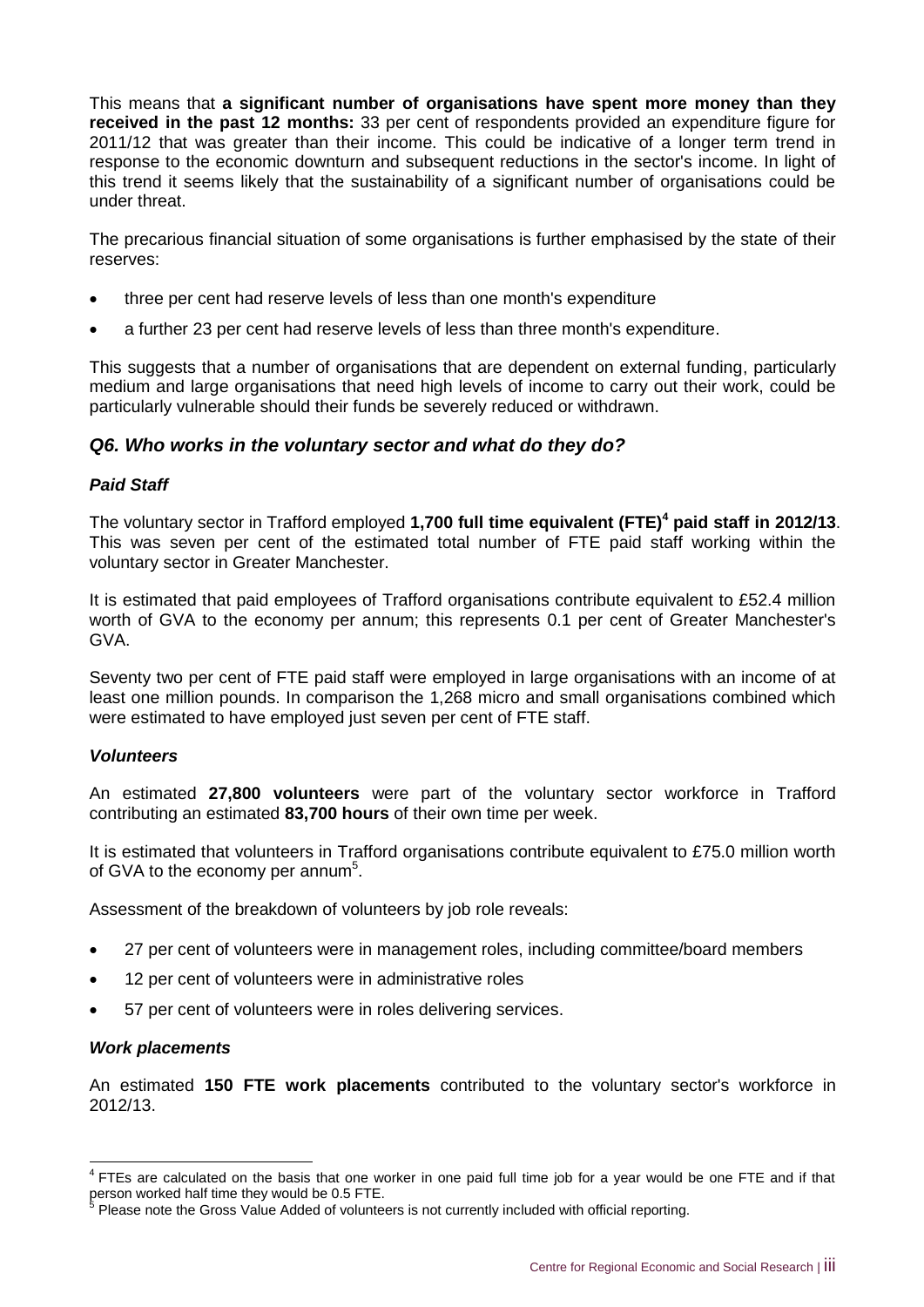This means that **a significant number of organisations have spent more money than they received in the past 12 months:** 33 per cent of respondents provided an expenditure figure for 2011/12 that was greater than their income. This could be indicative of a longer term trend in response to the economic downturn and subsequent reductions in the sector's income. In light of this trend it seems likely that the sustainability of a significant number of organisations could be under threat.

The precarious financial situation of some organisations is further emphasised by the state of their reserves:

- three per cent had reserve levels of less than one month's expenditure
- a further 23 per cent had reserve levels of less than three month's expenditure.

This suggests that a number of organisations that are dependent on external funding, particularly medium and large organisations that need high levels of income to carry out their work, could be particularly vulnerable should their funds be severely reduced or withdrawn.

### *Q6. Who works in the voluntary sector and what do they do?*

#### *Paid Staff*

The voluntary sector in Trafford employed **1,700 full time equivalent (FTE)[4] paid staff in 2012/13**. This was seven per cent of the estimated total number of FTE paid staff working within the voluntary sector in Greater Manchester.

It is estimated that paid employees of Trafford organisations contribute equivalent to £52.4 million worth of GVA to the economy per annum; this represents 0.1 per cent of Greater Manchester's GVA.

Seventy two per cent of FTE paid staff were employed in large organisations with an income of at least one million pounds. In comparison the 1,268 micro and small organisations combined which were estimated to have employed just seven per cent of FTE staff.

#### *Volunteers*

An estimated **27,800 volunteers** were part of the voluntary sector workforce in Trafford contributing an estimated **83,700 hours** of their own time per week.

It is estimated that volunteers in Trafford organisations contribute equivalent to £75.0 million worth of GVA to the economy per annum[5].

Assessment of the breakdown of volunteers by job role reveals:

- 27 per cent of volunteers were in management roles, including committee/board members
- 12 per cent of volunteers were in administrative roles
- 57 per cent of volunteers were in roles delivering services.

#### *Work placements*

An estimated **150 FTE work placements** contributed to the voluntary sector's workforce in 2012/13.

---

[4] FTEs are calculated on the basis that one worker in one paid full time job for a year would be one FTE and if that person worked half time they would be 0.5 FTE.

[5] Please note the Gross Value Added of volunteers is not currently included with official reporting.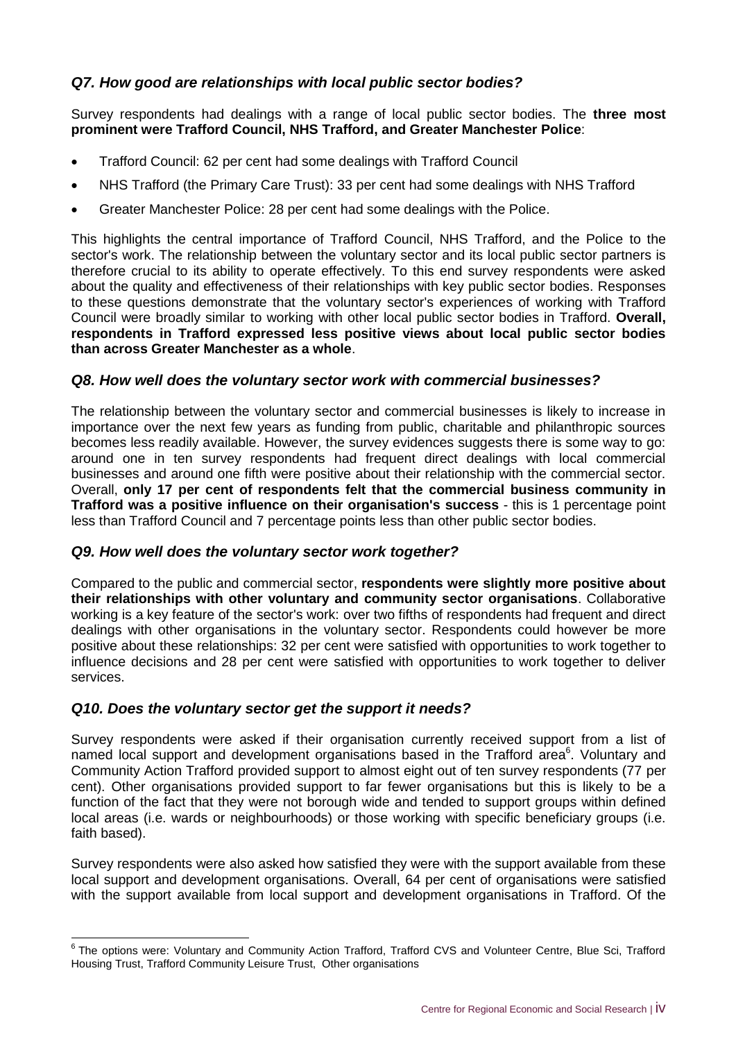### *Q7. How good are relationships with local public sector bodies?*

Survey respondents had dealings with a range of local public sector bodies. The **three most prominent were Trafford Council, NHS Trafford, and Greater Manchester Police**:

- Trafford Council: 62 per cent had some dealings with Trafford Council
- NHS Trafford (the Primary Care Trust): 33 per cent had some dealings with NHS Trafford
- Greater Manchester Police: 28 per cent had some dealings with the Police.

This highlights the central importance of Trafford Council, NHS Trafford, and the Police to the sector's work. The relationship between the voluntary sector and its local public sector partners is therefore crucial to its ability to operate effectively. To this end survey respondents were asked about the quality and effectiveness of their relationships with key public sector bodies. Responses to these questions demonstrate that the voluntary sector's experiences of working with Trafford Council were broadly similar to working with other local public sector bodies in Trafford. **Overall, respondents in Trafford expressed less positive views about local public sector bodies than across Greater Manchester as a whole**.

### *Q8. How well does the voluntary sector work with commercial businesses?*

The relationship between the voluntary sector and commercial businesses is likely to increase in importance over the next few years as funding from public, charitable and philanthropic sources becomes less readily available. However, the survey evidences suggests there is some way to go: around one in ten survey respondents had frequent direct dealings with local commercial businesses and around one fifth were positive about their relationship with the commercial sector. Overall, **only 17 per cent of respondents felt that the commercial business community in Trafford was a positive influence on their organisation's success** - this is 1 percentage point less than Trafford Council and 7 percentage points less than other public sector bodies.

### *Q9. How well does the voluntary sector work together?*

Compared to the public and commercial sector, **respondents were slightly more positive about their relationships with other voluntary and community sector organisations**. Collaborative working is a key feature of the sector's work: over two fifths of respondents had frequent and direct dealings with other organisations in the voluntary sector. Respondents could however be more positive about these relationships: 32 per cent were satisfied with opportunities to work together to influence decisions and 28 per cent were satisfied with opportunities to work together to deliver services.

### *Q10. Does the voluntary sector get the support it needs?*

Survey respondents were asked if their organisation currently received support from a list of named local support and development organisations based in the Trafford area[6]. Voluntary and Community Action Trafford provided support to almost eight out of ten survey respondents (77 per cent). Other organisations provided support to far fewer organisations but this is likely to be a function of the fact that they were not borough wide and tended to support groups within defined local areas (i.e. wards or neighbourhoods) or those working with specific beneficiary groups (i.e. faith based).

Survey respondents were also asked how satisfied they were with the support available from these local support and development organisations. Overall, 64 per cent of organisations were satisfied with the support available from local support and development organisations in Trafford. Of the

[6] The options were: Voluntary and Community Action Trafford, Trafford CVS and Volunteer Centre, Blue Sci, Trafford Housing Trust, Trafford Community Leisure Trust, Other organisations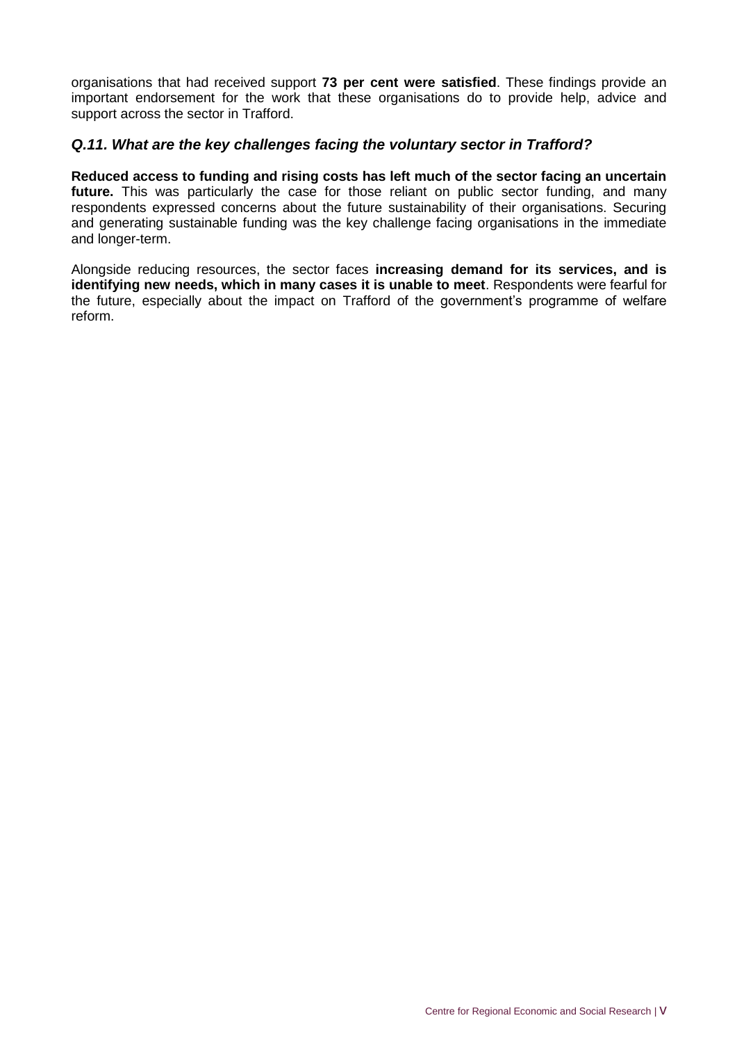organisations that had received support **73 per cent were satisfied**. These findings provide an important endorsement for the work that these organisations do to provide help, advice and support across the sector in Trafford.

### *Q.11. What are the key challenges facing the voluntary sector in Trafford?*

**Reduced access to funding and rising costs has left much of the sector facing an uncertain future.** This was particularly the case for those reliant on public sector funding, and many respondents expressed concerns about the future sustainability of their organisations. Securing and generating sustainable funding was the key challenge facing organisations in the immediate and longer-term.

Alongside reducing resources, the sector faces **increasing demand for its services, and is identifying new needs, which in many cases it is unable to meet**. Respondents were fearful for the future, especially about the impact on Trafford of the government's programme of welfare reform.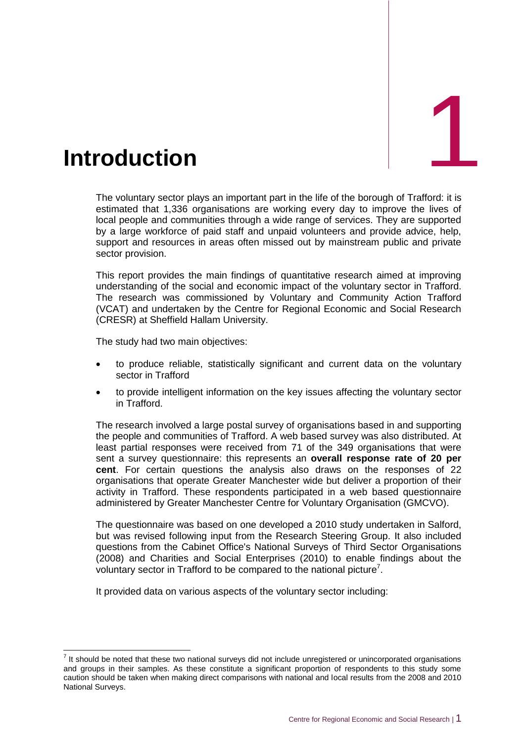# 1 Introduction

The voluntary sector plays an important part in the life of the borough of Trafford: it is estimated that 1,336 organisations are working every day to improve the lives of local people and communities through a wide range of services. They are supported by a large workforce of paid staff and unpaid volunteers and provide advice, help, support and resources in areas often missed out by mainstream public and private sector provision.

This report provides the main findings of quantitative research aimed at improving understanding of the social and economic impact of the voluntary sector in Trafford. The research was commissioned by Voluntary and Community Action Trafford (VCAT) and undertaken by the Centre for Regional Economic and Social Research (CRESR) at Sheffield Hallam University.

The study had two main objectives:

- to produce reliable, statistically significant and current data on the voluntary sector in Trafford
- to provide intelligent information on the key issues affecting the voluntary sector in Trafford.

The research involved a large postal survey of organisations based in and supporting the people and communities of Trafford. A web based survey was also distributed. At least partial responses were received from 71 of the 349 organisations that were sent a survey questionnaire: this represents an **overall response rate of 20 per cent**. For certain questions the analysis also draws on the responses of 22 organisations that operate Greater Manchester wide but deliver a proportion of their activity in Trafford. These respondents participated in a web based questionnaire administered by Greater Manchester Centre for Voluntary Organisation (GMCVO).

The questionnaire was based on one developed a 2010 study undertaken in Salford, but was revised following input from the Research Steering Group. It also included questions from the Cabinet Office's National Surveys of Third Sector Organisations (2008) and Charities and Social Enterprises (2010) to enable findings about the voluntary sector in Trafford to be compared to the national picture[7].

It provided data on various aspects of the voluntary sector including:

[7] It should be noted that these two national surveys did not include unregistered or unincorporated organisations and groups in their samples. As these constitute a significant proportion of respondents to this study some caution should be taken when making direct comparisons with national and local results from the 2008 and 2010 National Surveys.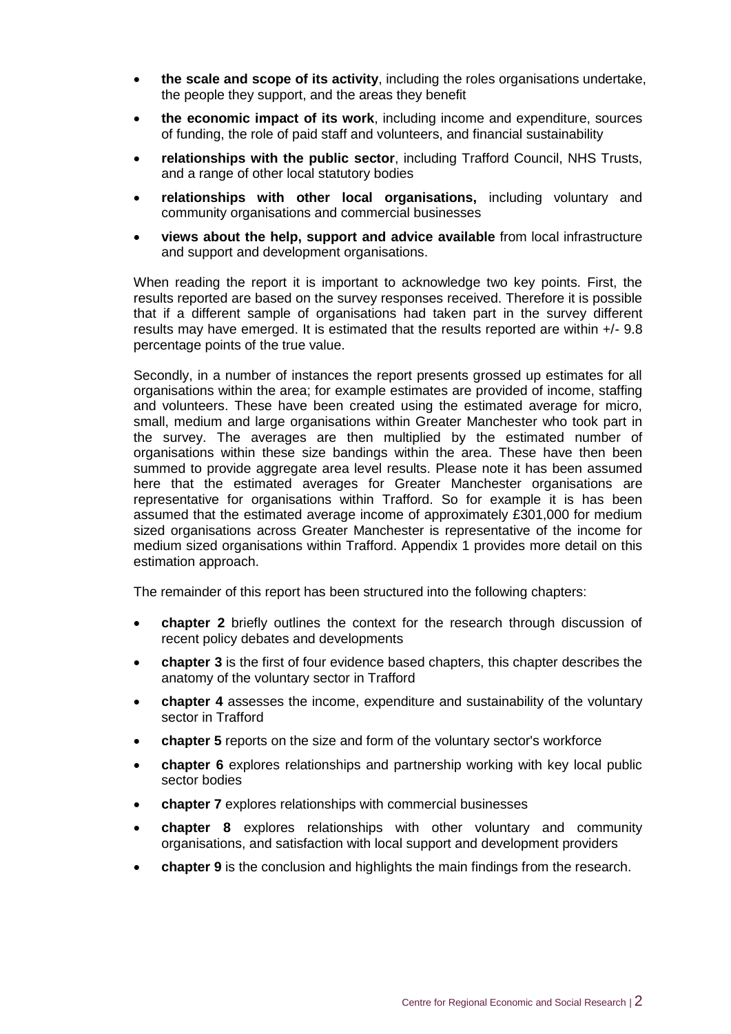- **the scale and scope of its activity**, including the roles organisations undertake, the people they support, and the areas they benefit
- **the economic impact of its work**, including income and expenditure, sources of funding, the role of paid staff and volunteers, and financial sustainability
- **relationships with the public sector**, including Trafford Council, NHS Trusts, and a range of other local statutory bodies
- **relationships with other local organisations,** including voluntary and community organisations and commercial businesses
- **views about the help, support and advice available** from local infrastructure and support and development organisations.

When reading the report it is important to acknowledge two key points. First, the results reported are based on the survey responses received. Therefore it is possible that if a different sample of organisations had taken part in the survey different results may have emerged. It is estimated that the results reported are within +/- 9.8 percentage points of the true value.

Secondly, in a number of instances the report presents grossed up estimates for all organisations within the area; for example estimates are provided of income, staffing and volunteers. These have been created using the estimated average for micro, small, medium and large organisations within Greater Manchester who took part in the survey. The averages are then multiplied by the estimated number of organisations within these size bandings within the area. These have then been summed to provide aggregate area level results. Please note it has been assumed here that the estimated averages for Greater Manchester organisations are representative for organisations within Trafford. So for example it is has been assumed that the estimated average income of approximately £301,000 for medium sized organisations across Greater Manchester is representative of the income for medium sized organisations within Trafford. Appendix 1 provides more detail on this estimation approach.

The remainder of this report has been structured into the following chapters:

- **chapter 2** briefly outlines the context for the research through discussion of recent policy debates and developments
- **chapter 3** is the first of four evidence based chapters, this chapter describes the anatomy of the voluntary sector in Trafford
- **chapter 4** assesses the income, expenditure and sustainability of the voluntary sector in Trafford
- **chapter 5** reports on the size and form of the voluntary sector's workforce
- **chapter 6** explores relationships and partnership working with key local public sector bodies
- **chapter 7** explores relationships with commercial businesses
- **chapter 8** explores relationships with other voluntary and community organisations, and satisfaction with local support and development providers
- **chapter 9** is the conclusion and highlights the main findings from the research.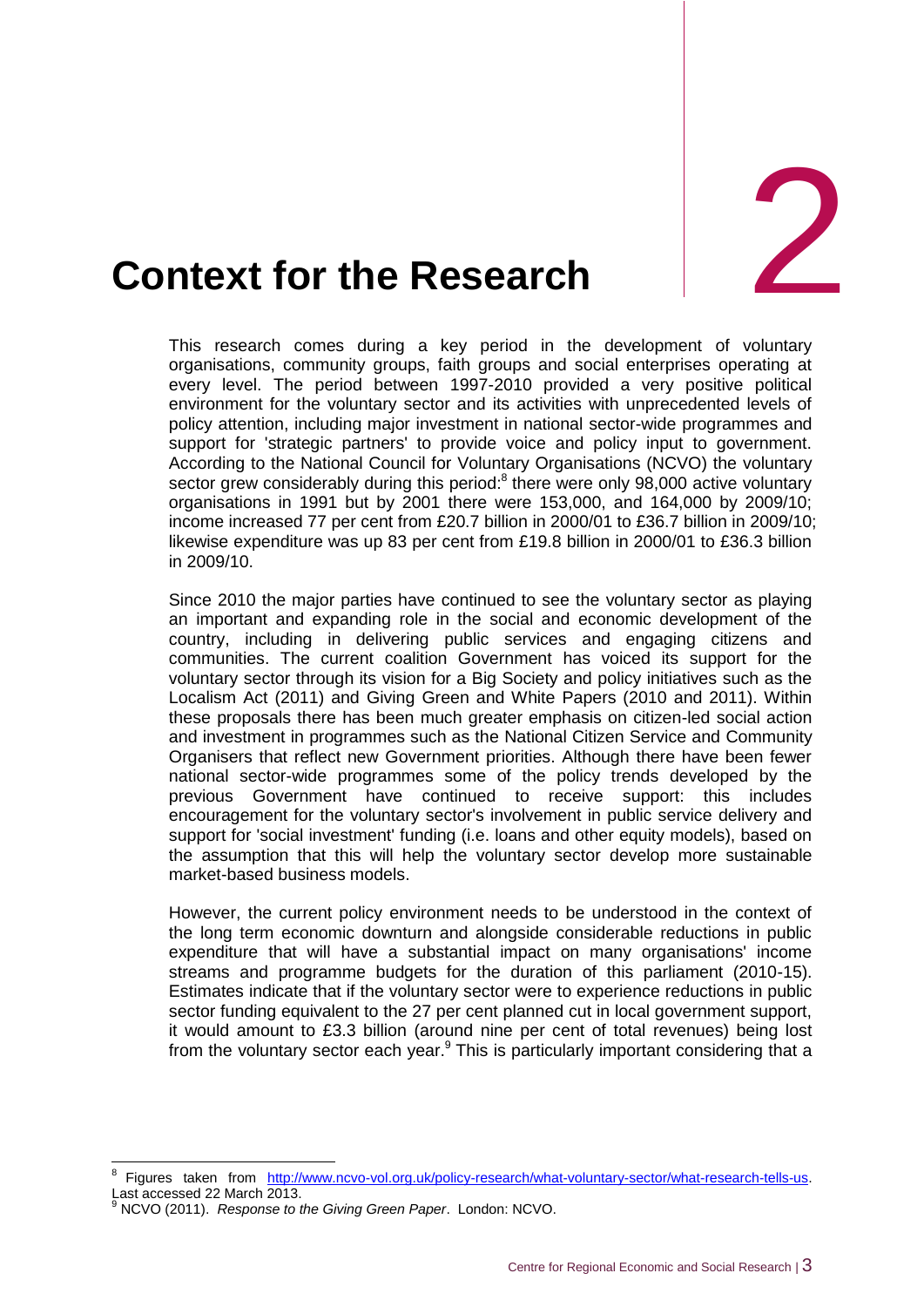# 2 Context for the Research

This research comes during a key period in the development of voluntary organisations, community groups, faith groups and social enterprises operating at every level. The period between 1997-2010 provided a very positive political environment for the voluntary sector and its activities with unprecedented levels of policy attention, including major investment in national sector-wide programmes and support for 'strategic partners' to provide voice and policy input to government. According to the National Council for Voluntary Organisations (NCVO) the voluntary sector grew considerably during this period:[8] there were only 98,000 active voluntary organisations in 1991 but by 2001 there were 153,000, and 164,000 by 2009/10; income increased 77 per cent from £20.7 billion in 2000/01 to £36.7 billion in 2009/10; likewise expenditure was up 83 per cent from £19.8 billion in 2000/01 to £36.3 billion in 2009/10.

Since 2010 the major parties have continued to see the voluntary sector as playing an important and expanding role in the social and economic development of the country, including in delivering public services and engaging citizens and communities. The current coalition Government has voiced its support for the voluntary sector through its vision for a Big Society and policy initiatives such as the Localism Act (2011) and Giving Green and White Papers (2010 and 2011). Within these proposals there has been much greater emphasis on citizen-led social action and investment in programmes such as the National Citizen Service and Community Organisers that reflect new Government priorities. Although there have been fewer national sector-wide programmes some of the policy trends developed by the previous Government have continued to receive support: this includes encouragement for the voluntary sector's involvement in public service delivery and support for 'social investment' funding (i.e. loans and other equity models), based on the assumption that this will help the voluntary sector develop more sustainable market-based business models.

However, the current policy environment needs to be understood in the context of the long term economic downturn and alongside considerable reductions in public expenditure that will have a substantial impact on many organisations' income streams and programme budgets for the duration of this parliament (2010-15). Estimates indicate that if the voluntary sector were to experience reductions in public sector funding equivalent to the 27 per cent planned cut in local government support, it would amount to £3.3 billion (around nine per cent of total revenues) being lost from the voluntary sector each year.[9] This is particularly important considering that a

---

[8] Figures taken from http://www.ncvo-vol.org.uk/policy-research/what-voluntary-sector/what-research-tells-us. Last accessed 22 March 2013.

[9] NCVO (2011). *Response to the Giving Green Paper*. London: NCVO.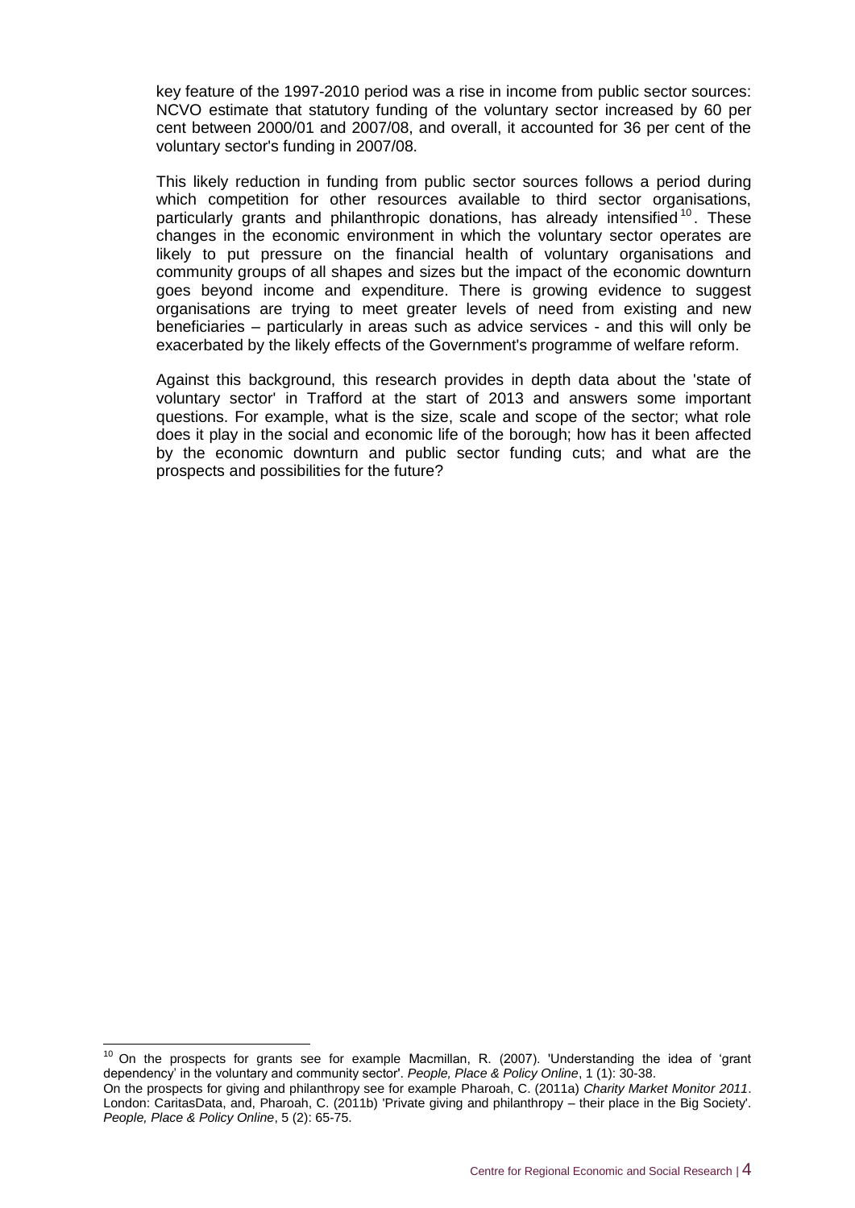key feature of the 1997-2010 period was a rise in income from public sector sources: NCVO estimate that statutory funding of the voluntary sector increased by 60 per cent between 2000/01 and 2007/08, and overall, it accounted for 36 per cent of the voluntary sector's funding in 2007/08.

This likely reduction in funding from public sector sources follows a period during which competition for other resources available to third sector organisations, particularly grants and philanthropic donations, has already intensified[10]. These changes in the economic environment in which the voluntary sector operates are likely to put pressure on the financial health of voluntary organisations and community groups of all shapes and sizes but the impact of the economic downturn goes beyond income and expenditure. There is growing evidence to suggest organisations are trying to meet greater levels of need from existing and new beneficiaries – particularly in areas such as advice services - and this will only be exacerbated by the likely effects of the Government's programme of welfare reform.

Against this background, this research provides in depth data about the 'state of voluntary sector' in Trafford at the start of 2013 and answers some important questions. For example, what is the size, scale and scope of the sector; what role does it play in the social and economic life of the borough; how has it been affected by the economic downturn and public sector funding cuts; and what are the prospects and possibilities for the future?

---

[10] On the prospects for grants see for example Macmillan, R. (2007). 'Understanding the idea of 'grant dependency' in the voluntary and community sector'. *People, Place & Policy Online*, 1 (1): 30-38.
On the prospects for giving and philanthropy see for example Pharoah, C. (2011a) *Charity Market Monitor 2011*. London: CaritasData, and, Pharoah, C. (2011b) 'Private giving and philanthropy – their place in the Big Society'. *People, Place & Policy Online*, 5 (2): 65-75.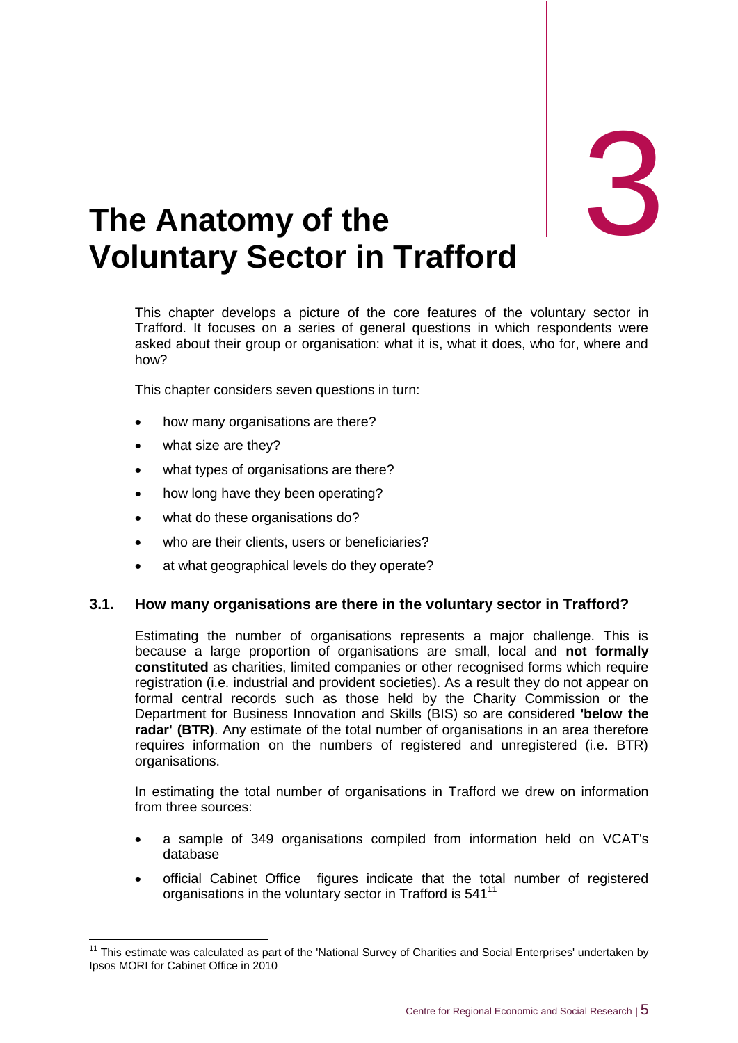# 3

# The Anatomy of the Voluntary Sector in Trafford

This chapter develops a picture of the core features of the voluntary sector in Trafford. It focuses on a series of general questions in which respondents were asked about their group or organisation: what it is, what it does, who for, where and how?

This chapter considers seven questions in turn:

- how many organisations are there?
- what size are they?
- what types of organisations are there?
- how long have they been operating?
- what do these organisations do?
- who are their clients, users or beneficiaries?
- at what geographical levels do they operate?

## 3.1. How many organisations are there in the voluntary sector in Trafford?

Estimating the number of organisations represents a major challenge. This is because a large proportion of organisations are small, local and **not formally constituted** as charities, limited companies or other recognised forms which require registration (i.e. industrial and provident societies). As a result they do not appear on formal central records such as those held by the Charity Commission or the Department for Business Innovation and Skills (BIS) so are considered **'below the radar' (BTR)**. Any estimate of the total number of organisations in an area therefore requires information on the numbers of registered and unregistered (i.e. BTR) organisations.

In estimating the total number of organisations in Trafford we drew on information from three sources:

- a sample of 349 organisations compiled from information held on VCAT's database
- official Cabinet Office figures indicate that the total number of registered organisations in the voluntary sector in Trafford is 541[11]

[11] This estimate was calculated as part of the 'National Survey of Charities and Social Enterprises' undertaken by Ipsos MORI for Cabinet Office in 2010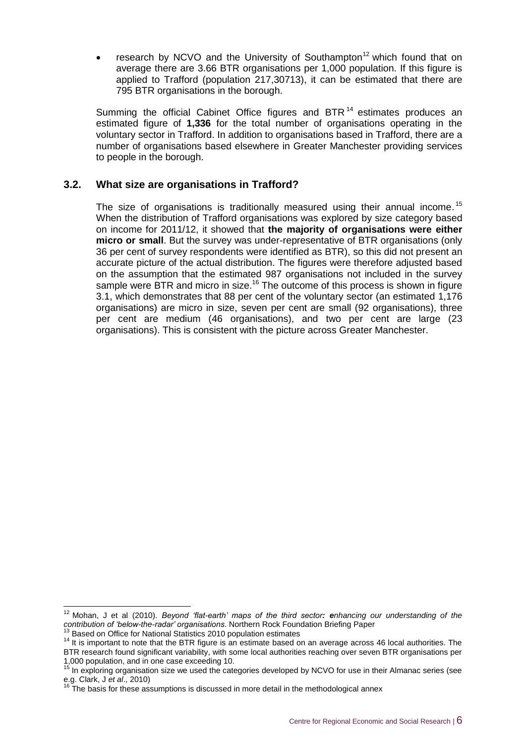- research by NCVO and the University of Southampton[12] which found that on average there are 3.66 BTR organisations per 1,000 population. If this figure is applied to Trafford (population 217,307[13]), it can be estimated that there are 795 BTR organisations in the borough.

Summing the official Cabinet Office figures and BTR[14] estimates produces an estimated figure of **1,336** for the total number of organisations operating in the voluntary sector in Trafford. In addition to organisations based in Trafford, there are a number of organisations based elsewhere in Greater Manchester providing services to people in the borough.

### 3.2. What size are organisations in Trafford?

The size of organisations is traditionally measured using their annual income.[15] When the distribution of Trafford organisations was explored by size category based on income for 2011/12, it showed that **the majority of organisations were either micro or small**. But the survey was under-representative of BTR organisations (only 36 per cent of survey respondents were identified as BTR), so this did not present an accurate picture of the actual distribution. The figures were therefore adjusted based on the assumption that the estimated 987 organisations not included in the survey sample were BTR and micro in size.[16] The outcome of this process is shown in figure 3.1, which demonstrates that 88 per cent of the voluntary sector (an estimated 1,176 organisations) are micro in size, seven per cent are small (92 organisations), three per cent are medium (46 organisations), and two per cent are large (23 organisations). This is consistent with the picture across Greater Manchester.

---

[12] Mohan, J et al (2010). *Beyond 'flat-earth' maps of the third sector: enhancing our understanding of the contribution of 'below-the-radar' organisations*. Northern Rock Foundation Briefing Paper

[13] Based on Office for National Statistics 2010 population estimates

[14] It is important to note that the BTR figure is an estimate based on an average across 46 local authorities. The BTR research found significant variability, with some local authorities reaching over seven BTR organisations per 1,000 population, and in one case exceeding 10.

[15] In exploring organisation size we used the categories developed by NCVO for use in their Almanac series (see e.g. Clark, J *et al*., 2010)

[16] The basis for these assumptions is discussed in more detail in the methodological annex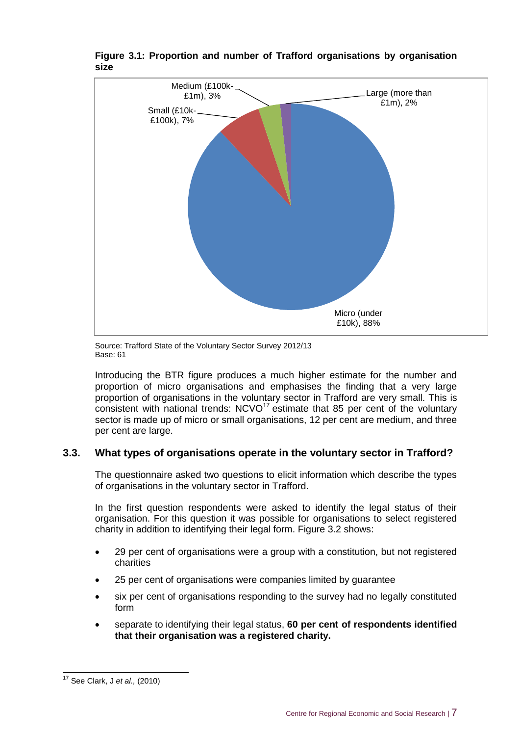**Figure 3.1: Proportion and number of Trafford organisations by organisation size**

Medium (£100k-£1m), 3%
Large (more than £1m), 2%
Small (£10k-£100k), 7%
Micro (under £10k), 88%

Source: Trafford State of the Voluntary Sector Survey 2012/13
Base: 61

Introducing the BTR figure produces a much higher estimate for the number and proportion of micro organisations and emphasises the finding that a very large proportion of organisations in the voluntary sector in Trafford are very small. This is consistent with national trends: NCVO[17] estimate that 85 per cent of the voluntary sector is made up of micro or small organisations, 12 per cent are medium, and three per cent are large.

### 3.3. What types of organisations operate in the voluntary sector in Trafford?

The questionnaire asked two questions to elicit information which describe the types of organisations in the voluntary sector in Trafford.

In the first question respondents were asked to identify the legal status of their organisation. For this question it was possible for organisations to select registered charity in addition to identifying their legal form. Figure 3.2 shows:

- 29 per cent of organisations were a group with a constitution, but not registered charities
- 25 per cent of organisations were companies limited by guarantee
- six per cent of organisations responding to the survey had no legally constituted form
- separate to identifying their legal status, **60 per cent of respondents identified that their organisation was a registered charity.**

[17] See Clark, J *et al.,* (2010)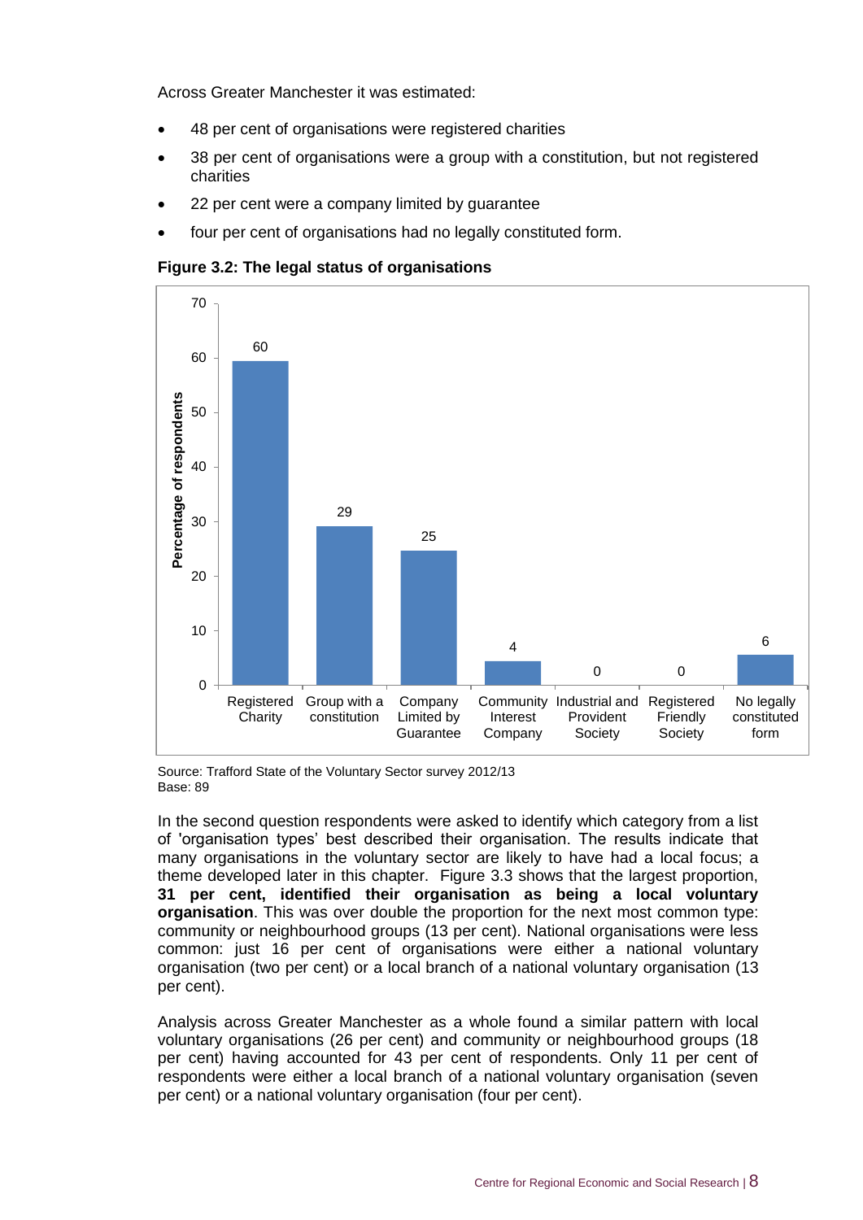Across Greater Manchester it was estimated:

- 48 per cent of organisations were registered charities
- 38 per cent of organisations were a group with a constitution, but not registered charities
- 22 per cent were a company limited by guarantee
- four per cent of organisations had no legally constituted form.

**Figure 3.2: The legal status of organisations**

| Legal status | Percentage of respondents |
|---|---|
| Registered Charity | 60 |
| Group with a constitution | 29 |
| Company Limited by Guarantee | 25 |
| Community Interest Company | 4 |
| Industrial and Provident Society | 0 |
| Registered Friendly Society | 0 |
| No legally constituted form | 6 |

Source: Trafford State of the Voluntary Sector survey 2012/13
Base: 89

In the second question respondents were asked to identify which category from a list of 'organisation types' best described their organisation. The results indicate that many organisations in the voluntary sector are likely to have had a local focus; a theme developed later in this chapter. Figure 3.3 shows that the largest proportion, **31 per cent, identified their organisation as being a local voluntary organisation**. This was over double the proportion for the next most common type: community or neighbourhood groups (13 per cent). National organisations were less common: just 16 per cent of organisations were either a national voluntary organisation (two per cent) or a local branch of a national voluntary organisation (13 per cent).

Analysis across Greater Manchester as a whole found a similar pattern with local voluntary organisations (26 per cent) and community or neighbourhood groups (18 per cent) having accounted for 43 per cent of respondents. Only 11 per cent of respondents were either a local branch of a national voluntary organisation (seven per cent) or a national voluntary organisation (four per cent).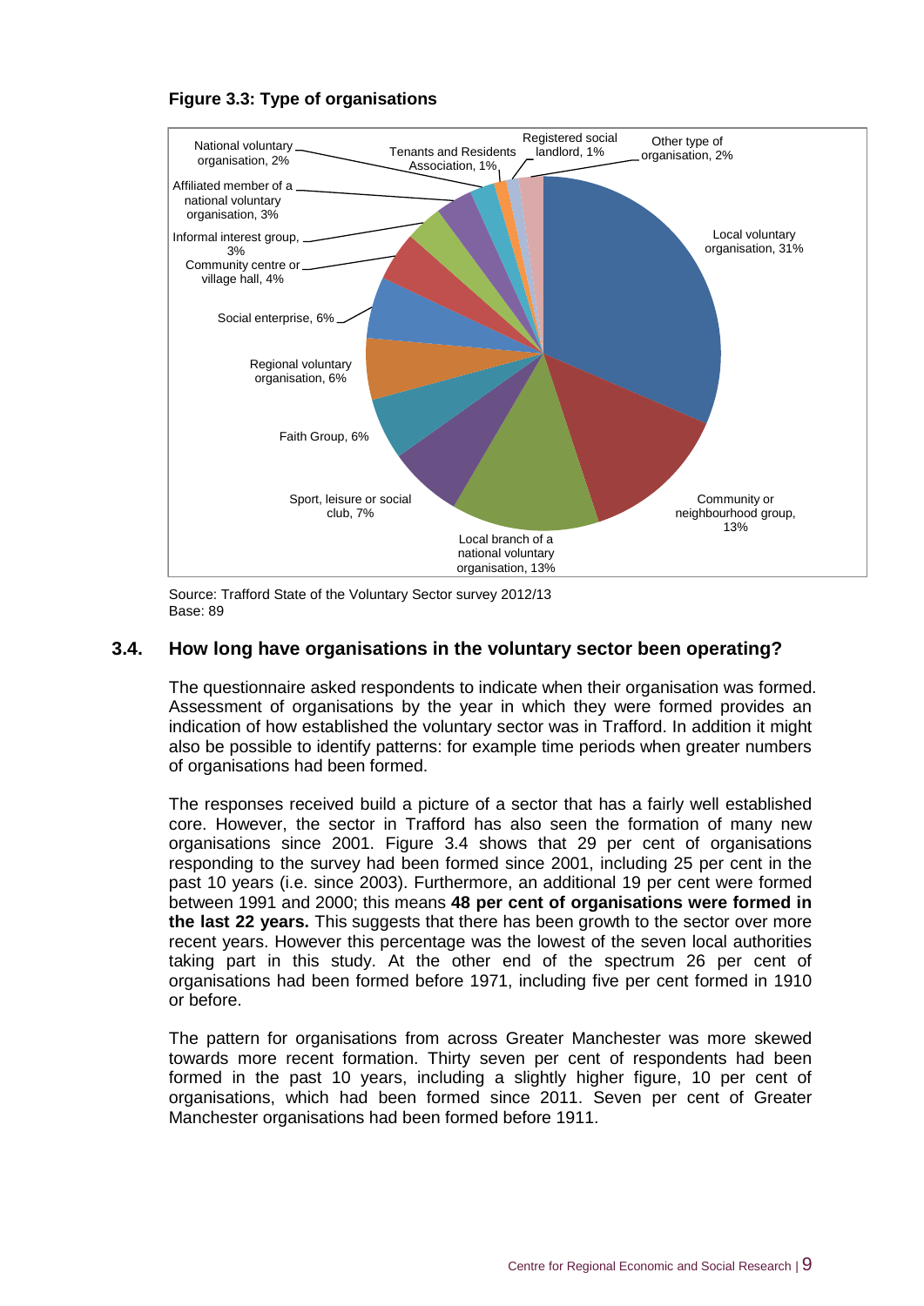**Figure 3.3: Type of organisations**

Source: Trafford State of the Voluntary Sector survey 2012/13
Base: 89

## 3.4. How long have organisations in the voluntary sector been operating?

The questionnaire asked respondents to indicate when their organisation was formed. Assessment of organisations by the year in which they were formed provides an indication of how established the voluntary sector was in Trafford. In addition it might also be possible to identify patterns: for example time periods when greater numbers of organisations had been formed.

The responses received build a picture of a sector that has a fairly well established core. However, the sector in Trafford has also seen the formation of many new organisations since 2001. Figure 3.4 shows that 29 per cent of organisations responding to the survey had been formed since 2001, including 25 per cent in the past 10 years (i.e. since 2003). Furthermore, an additional 19 per cent were formed between 1991 and 2000; this means **48 per cent of organisations were formed in the last 22 years.** This suggests that there has been growth to the sector over more recent years. However this percentage was the lowest of the seven local authorities taking part in this study. At the other end of the spectrum 26 per cent of organisations had been formed before 1971, including five per cent formed in 1910 or before.

The pattern for organisations from across Greater Manchester was more skewed towards more recent formation. Thirty seven per cent of respondents had been formed in the past 10 years, including a slightly higher figure, 10 per cent of organisations, which had been formed since 2011. Seven per cent of Greater Manchester organisations had been formed before 1911.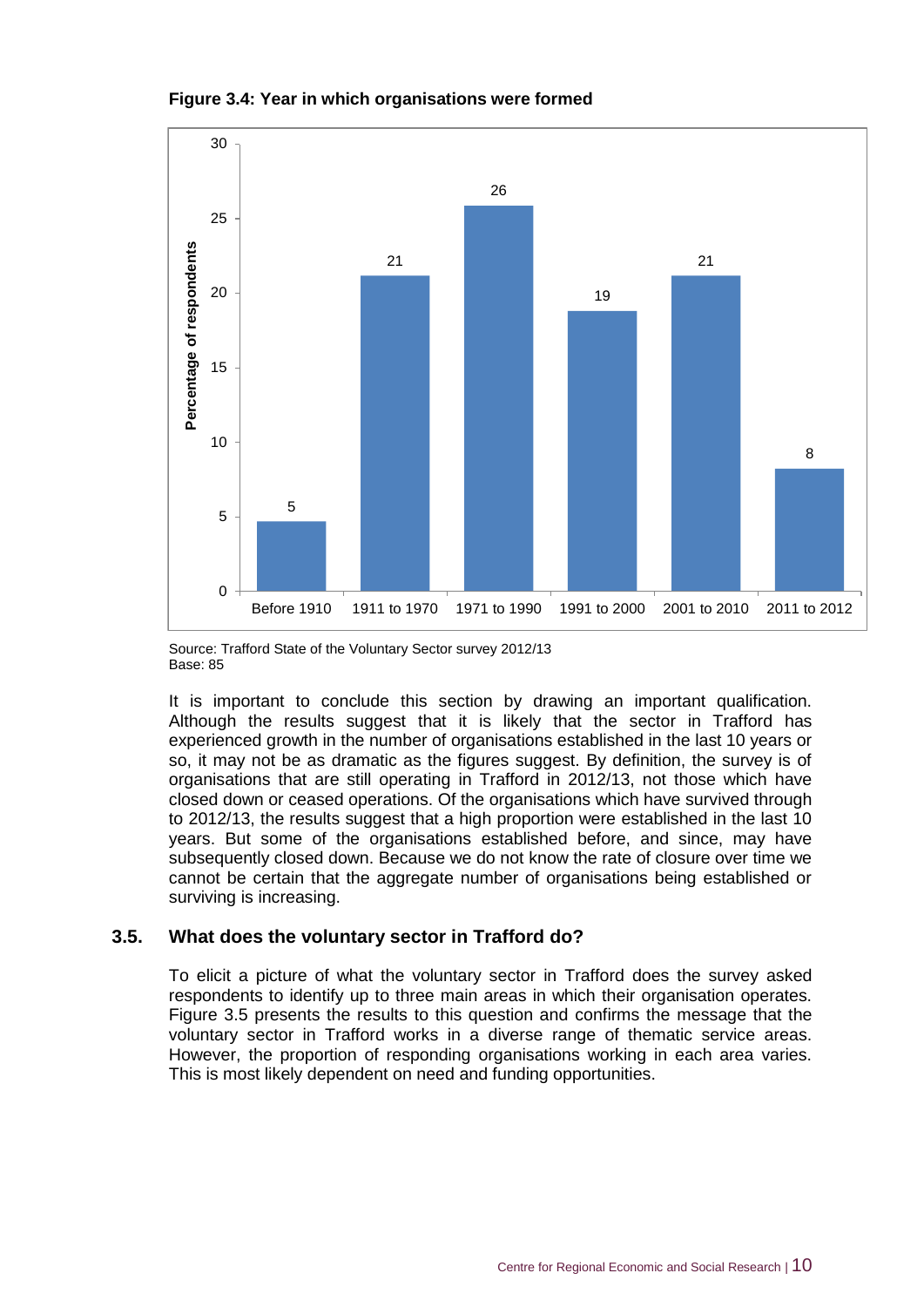**Figure 3.4: Year in which organisations were formed**

| Year formed | Percentage of respondents |
| --- | --- |
| Before 1910 | 5 |
| 1911 to 1970 | 21 |
| 1971 to 1990 | 26 |
| 1991 to 2000 | 19 |
| 2001 to 2010 | 21 |
| 2011 to 2012 | 8 |

Source: Trafford State of the Voluntary Sector survey 2012/13
Base: 85

It is important to conclude this section by drawing an important qualification. Although the results suggest that it is likely that the sector in Trafford has experienced growth in the number of organisations established in the last 10 years or so, it may not be as dramatic as the figures suggest. By definition, the survey is of organisations that are still operating in Trafford in 2012/13, not those which have closed down or ceased operations. Of the organisations which have survived through to 2012/13, the results suggest that a high proportion were established in the last 10 years. But some of the organisations established before, and since, may have subsequently closed down. Because we do not know the rate of closure over time we cannot be certain that the aggregate number of organisations being established or surviving is increasing.

## 3.5. What does the voluntary sector in Trafford do?

To elicit a picture of what the voluntary sector in Trafford does the survey asked respondents to identify up to three main areas in which their organisation operates. Figure 3.5 presents the results to this question and confirms the message that the voluntary sector in Trafford works in a diverse range of thematic service areas. However, the proportion of responding organisations working in each area varies. This is most likely dependent on need and funding opportunities.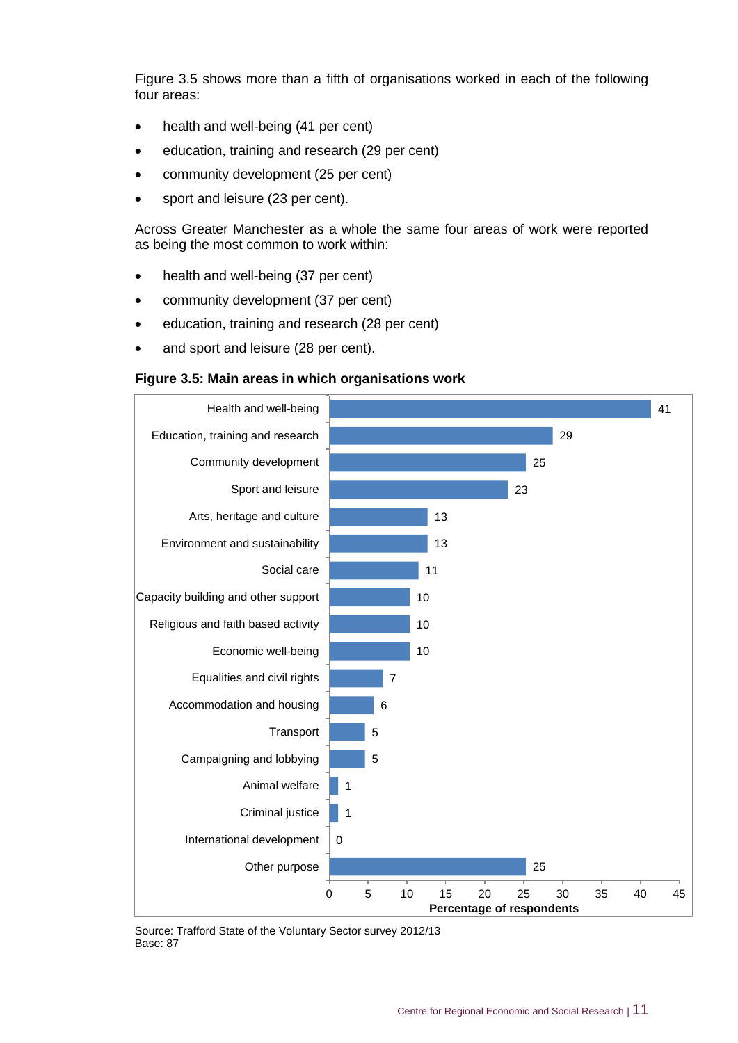Figure 3.5 shows more than a fifth of organisations worked in each of the following four areas:

- health and well-being (41 per cent)
- education, training and research (29 per cent)
- community development (25 per cent)
- sport and leisure (23 per cent).

Across Greater Manchester as a whole the same four areas of work were reported as being the most common to work within:

- health and well-being (37 per cent)
- community development (37 per cent)
- education, training and research (28 per cent)
- and sport and leisure (28 per cent).

**Figure 3.5: Main areas in which organisations work**

| Area | Percentage of respondents |
|---|---|
| Health and well-being | 41 |
| Education, training and research | 29 |
| Community development | 25 |
| Sport and leisure | 23 |
| Arts, heritage and culture | 13 |
| Environment and sustainability | 13 |
| Social care | 11 |
| Capacity building and other support | 10 |
| Religious and faith based activity | 10 |
| Economic well-being | 10 |
| Equalities and civil rights | 7 |
| Accommodation and housing | 6 |
| Transport | 5 |
| Campaigning and lobbying | 5 |
| Animal welfare | 1 |
| Criminal justice | 1 |
| International development | 0 |
| Other purpose | 25 |

Source: Trafford State of the Voluntary Sector survey 2012/13
Base: 87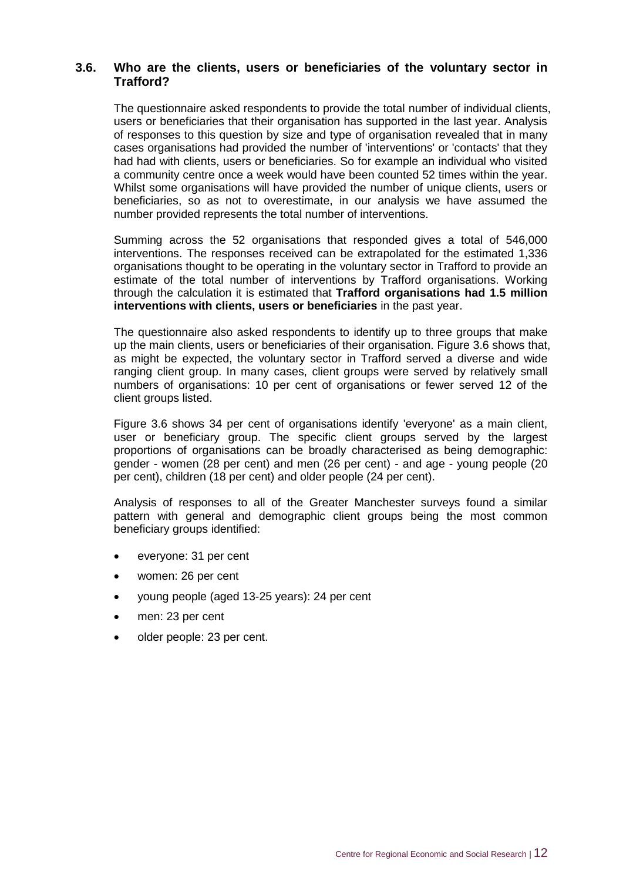### 3.6. Who are the clients, users or beneficiaries of the voluntary sector in Trafford?

The questionnaire asked respondents to provide the total number of individual clients, users or beneficiaries that their organisation has supported in the last year. Analysis of responses to this question by size and type of organisation revealed that in many cases organisations had provided the number of 'interventions' or 'contacts' that they had had with clients, users or beneficiaries. So for example an individual who visited a community centre once a week would have been counted 52 times within the year. Whilst some organisations will have provided the number of unique clients, users or beneficiaries, so as not to overestimate, in our analysis we have assumed the number provided represents the total number of interventions.

Summing across the 52 organisations that responded gives a total of 546,000 interventions. The responses received can be extrapolated for the estimated 1,336 organisations thought to be operating in the voluntary sector in Trafford to provide an estimate of the total number of interventions by Trafford organisations. Working through the calculation it is estimated that **Trafford organisations had 1.5 million interventions with clients, users or beneficiaries** in the past year.

The questionnaire also asked respondents to identify up to three groups that make up the main clients, users or beneficiaries of their organisation. Figure 3.6 shows that, as might be expected, the voluntary sector in Trafford served a diverse and wide ranging client group. In many cases, client groups were served by relatively small numbers of organisations: 10 per cent of organisations or fewer served 12 of the client groups listed.

Figure 3.6 shows 34 per cent of organisations identify 'everyone' as a main client, user or beneficiary group. The specific client groups served by the largest proportions of organisations can be broadly characterised as being demographic: gender - women (28 per cent) and men (26 per cent) - and age - young people (20 per cent), children (18 per cent) and older people (24 per cent).

Analysis of responses to all of the Greater Manchester surveys found a similar pattern with general and demographic client groups being the most common beneficiary groups identified:

- everyone: 31 per cent
- women: 26 per cent
- young people (aged 13-25 years): 24 per cent
- men: 23 per cent
- older people: 23 per cent.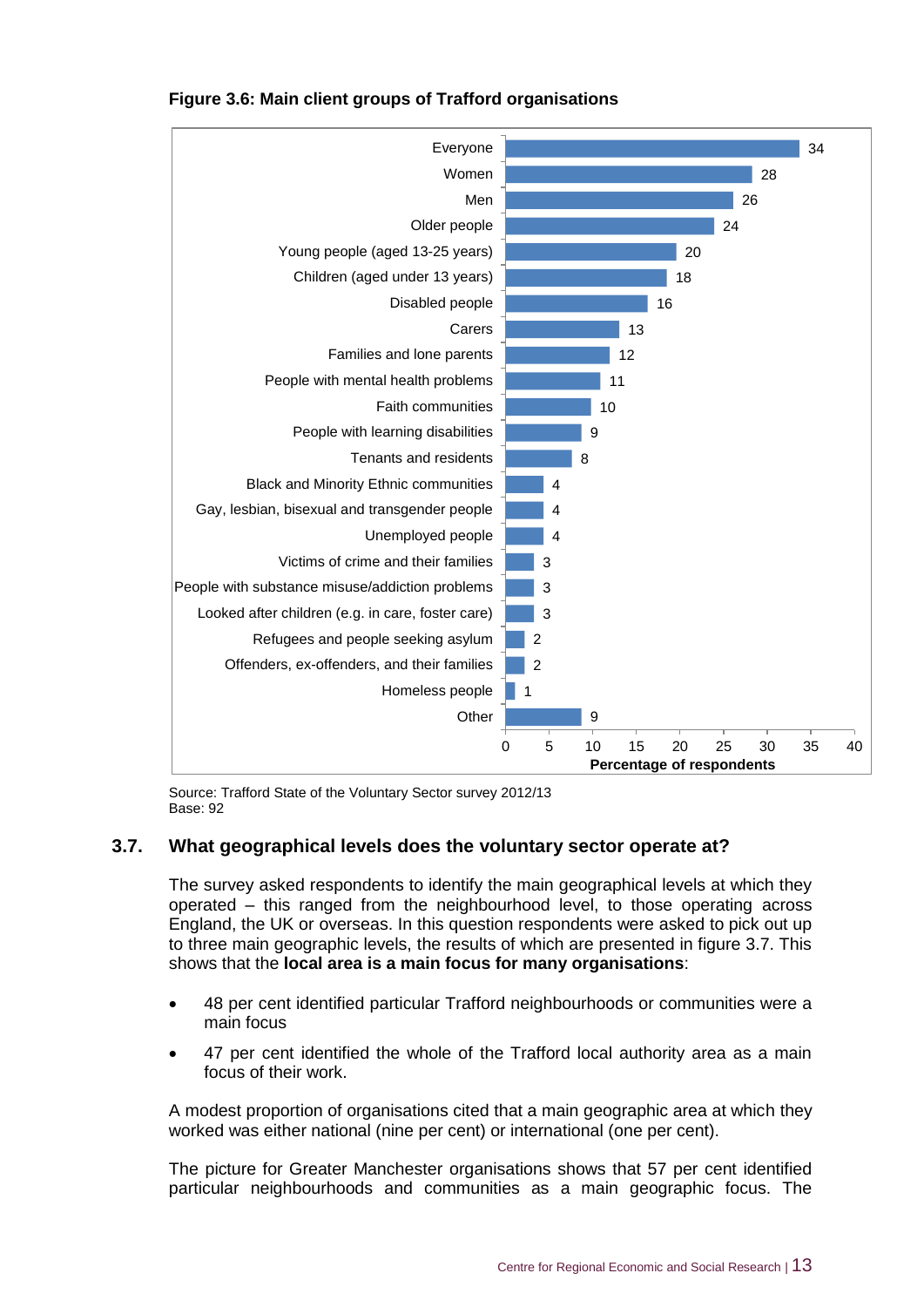**Figure 3.6: Main client groups of Trafford organisations**

| Client group | Percentage of respondents |
|---|---|
| Everyone | 34 |
| Women | 28 |
| Men | 26 |
| Older people | 24 |
| Young people (aged 13-25 years) | 20 |
| Children (aged under 13 years) | 18 |
| Disabled people | 16 |
| Carers | 13 |
| Families and lone parents | 12 |
| People with mental health problems | 11 |
| Faith communities | 10 |
| People with learning disabilities | 9 |
| Tenants and residents | 8 |
| Black and Minority Ethnic communities | 4 |
| Gay, lesbian, bisexual and transgender people | 4 |
| Unemployed people | 4 |
| Victims of crime and their families | 3 |
| People with substance misuse/addiction problems | 3 |
| Looked after children (e.g. in care, foster care) | 3 |
| Refugees and people seeking asylum | 2 |
| Offenders, ex-offenders, and their families | 2 |
| Homeless people | 1 |
| Other | 9 |

Source: Trafford State of the Voluntary Sector survey 2012/13
Base: 92

## 3.7. What geographical levels does the voluntary sector operate at?

The survey asked respondents to identify the main geographical levels at which they operated – this ranged from the neighbourhood level, to those operating across England, the UK or overseas. In this question respondents were asked to pick out up to three main geographic levels, the results of which are presented in figure 3.7. This shows that the **local area is a main focus for many organisations**:

- 48 per cent identified particular Trafford neighbourhoods or communities were a main focus
- 47 per cent identified the whole of the Trafford local authority area as a main focus of their work.

A modest proportion of organisations cited that a main geographic area at which they worked was either national (nine per cent) or international (one per cent).

The picture for Greater Manchester organisations shows that 57 per cent identified particular neighbourhoods and communities as a main geographic focus. The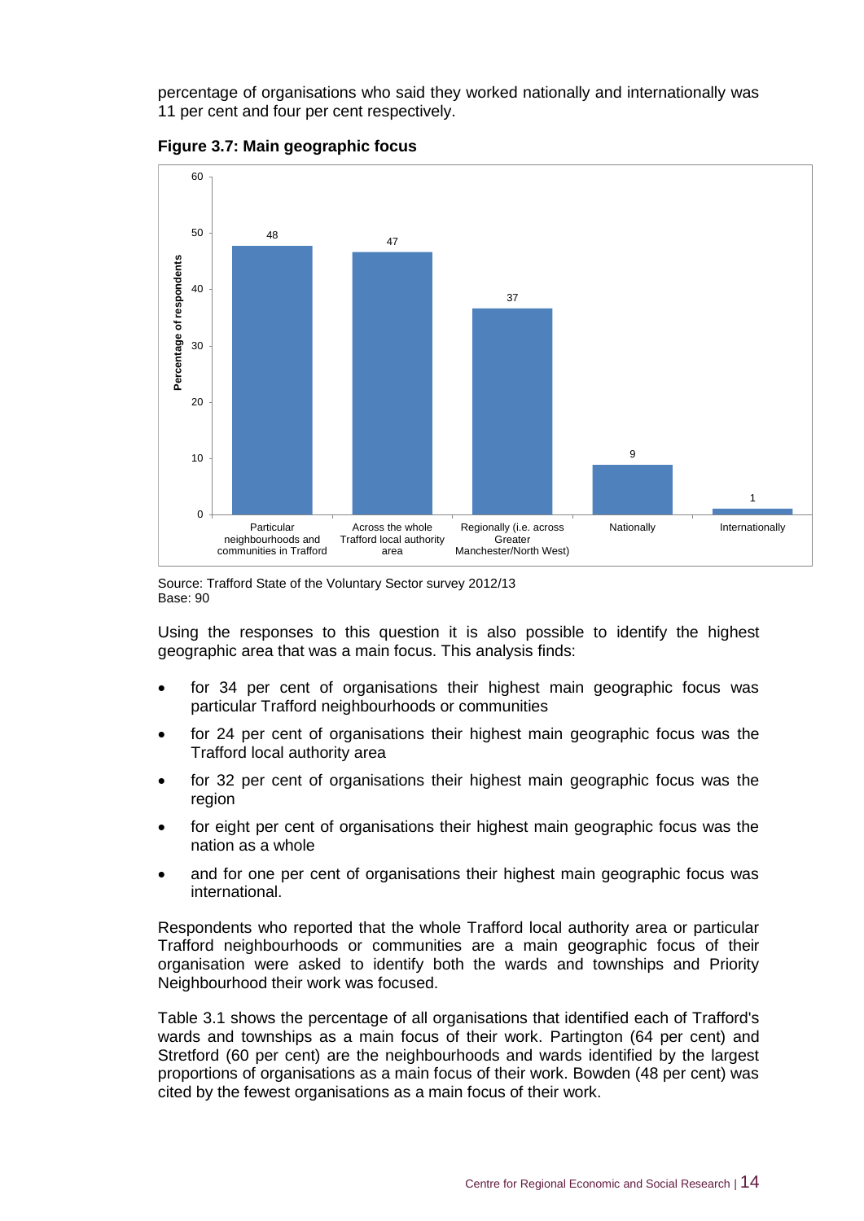percentage of organisations who said they worked nationally and internationally was 11 per cent and four per cent respectively.

**Figure 3.7: Main geographic focus**

| Main geographic focus | Percentage of respondents |
|---|---|
| Particular neighbourhoods and communities in Trafford | 48 |
| Across the whole Trafford local authority area | 47 |
| Regionally (i.e. across Greater Manchester/North West) | 37 |
| Nationally | 9 |
| Internationally | 1 |

Source: Trafford State of the Voluntary Sector survey 2012/13
Base: 90

Using the responses to this question it is also possible to identify the highest geographic area that was a main focus. This analysis finds:

- for 34 per cent of organisations their highest main geographic focus was particular Trafford neighbourhoods or communities
- for 24 per cent of organisations their highest main geographic focus was the Trafford local authority area
- for 32 per cent of organisations their highest main geographic focus was the region
- for eight per cent of organisations their highest main geographic focus was the nation as a whole
- and for one per cent of organisations their highest main geographic focus was international.

Respondents who reported that the whole Trafford local authority area or particular Trafford neighbourhoods or communities are a main geographic focus of their organisation were asked to identify both the wards and townships and Priority Neighbourhood their work was focused.

Table 3.1 shows the percentage of all organisations that identified each of Trafford's wards and townships as a main focus of their work. Partington (64 per cent) and Stretford (60 per cent) are the neighbourhoods and wards identified by the largest proportions of organisations as a main focus of their work. Bowden (48 per cent) was cited by the fewest organisations as a main focus of their work.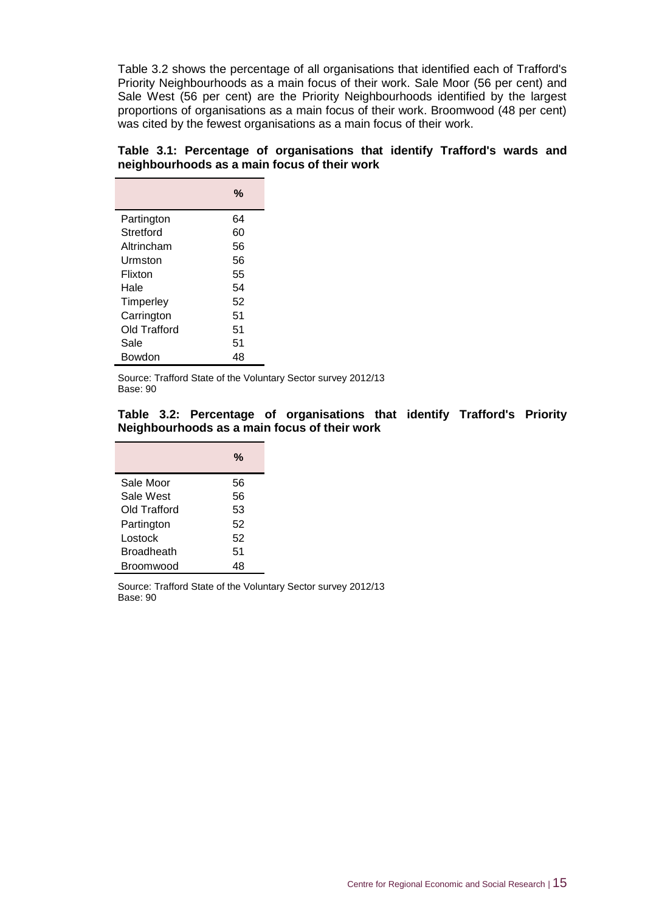Table 3.2 shows the percentage of all organisations that identified each of Trafford's Priority Neighbourhoods as a main focus of their work. Sale Moor (56 per cent) and Sale West (56 per cent) are the Priority Neighbourhoods identified by the largest proportions of organisations as a main focus of their work. Broomwood (48 per cent) was cited by the fewest organisations as a main focus of their work.

**Table 3.1: Percentage of organisations that identify Trafford's wards and neighbourhoods as a main focus of their work**

| | % |
|---|---|
| Partington | 64 |
| Stretford | 60 |
| Altrincham | 56 |
| Urmston | 56 |
| Flixton | 55 |
| Hale | 54 |
| Timperley | 52 |
| Carrington | 51 |
| Old Trafford | 51 |
| Sale | 51 |
| Bowdon | 48 |

Source: Trafford State of the Voluntary Sector survey 2012/13
Base: 90

**Table 3.2: Percentage of organisations that identify Trafford's Priority Neighbourhoods as a main focus of their work**

| | % |
|---|---|
| Sale Moor | 56 |
| Sale West | 56 |
| Old Trafford | 53 |
| Partington | 52 |
| Lostock | 52 |
| Broadheath | 51 |
| Broomwood | 48 |

Source: Trafford State of the Voluntary Sector survey 2012/13
Base: 90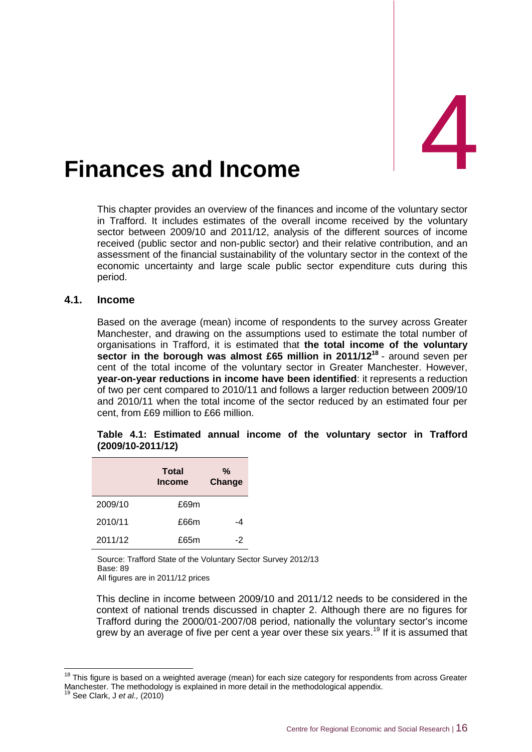# 4

# Finances and Income

This chapter provides an overview of the finances and income of the voluntary sector in Trafford. It includes estimates of the overall income received by the voluntary sector between 2009/10 and 2011/12, analysis of the different sources of income received (public sector and non-public sector) and their relative contribution, and an assessment of the financial sustainability of the voluntary sector in the context of the economic uncertainty and large scale public sector expenditure cuts during this period.

## 4.1. Income

Based on the average (mean) income of respondents to the survey across Greater Manchester, and drawing on the assumptions used to estimate the total number of organisations in Trafford, it is estimated that **the total income of the voluntary sector in the borough was almost £65 million in 2011/12**[18] - around seven per cent of the total income of the voluntary sector in Greater Manchester. However, **year-on-year reductions in income have been identified**: it represents a reduction of two per cent compared to 2010/11 and follows a larger reduction between 2009/10 and 2010/11 when the total income of the sector reduced by an estimated four per cent, from £69 million to £66 million.

**Table 4.1: Estimated annual income of the voluntary sector in Trafford (2009/10-2011/12)**

| | Total Income | % Change |
|---|---|---|
| 2009/10 | £69m | |
| 2010/11 | £66m | -4 |
| 2011/12 | £65m | -2 |

Source: Trafford State of the Voluntary Sector Survey 2012/13
Base: 89
All figures are in 2011/12 prices

This decline in income between 2009/10 and 2011/12 needs to be considered in the context of national trends discussed in chapter 2. Although there are no figures for Trafford during the 2000/01-2007/08 period, nationally the voluntary sector's income grew by an average of five per cent a year over these six years.[19] If it is assumed that

[18] This figure is based on a weighted average (mean) for each size category for respondents from across Greater Manchester. The methodology is explained in more detail in the methodological appendix.

[19] See Clark, J *et al.,* (2010)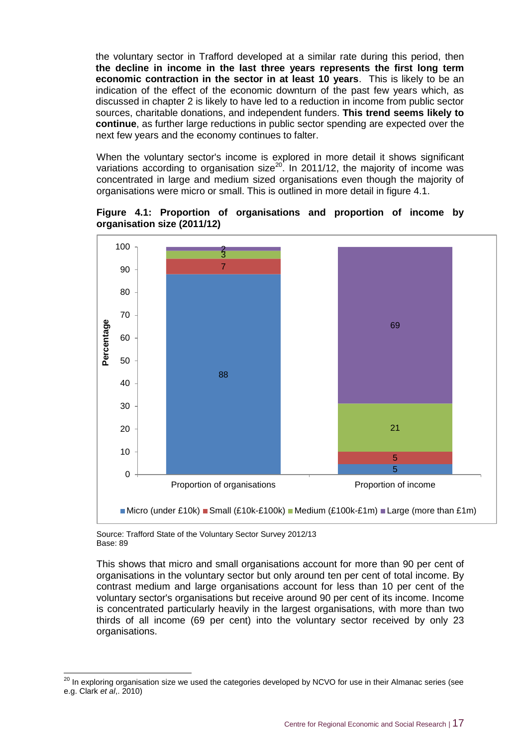the voluntary sector in Trafford developed at a similar rate during this period, then **the decline in income in the last three years represents the first long term economic contraction in the sector in at least 10 years**. This is likely to be an indication of the effect of the economic downturn of the past few years which, as discussed in chapter 2 is likely to have led to a reduction in income from public sector sources, charitable donations, and independent funders. **This trend seems likely to continue**, as further large reductions in public sector spending are expected over the next few years and the economy continues to falter.

When the voluntary sector's income is explored in more detail it shows significant variations according to organisation size[20]. In 2011/12, the majority of income was concentrated in large and medium sized organisations even though the majority of organisations were micro or small. This is outlined in more detail in figure 4.1.

**Figure 4.1: Proportion of organisations and proportion of income by organisation size (2011/12)**

| Percentage | Micro (under £10k) | Small (£10k-£100k) | Medium (£100k-£1m) | Large (more than £1m) |
|---|---|---|---|---|
| Proportion of organisations | 88 | 7 | 3 | 2 |
| Proportion of income | 5 | 5 | 21 | 69 |

Source: Trafford State of the Voluntary Sector Survey 2012/13
Base: 89

This shows that micro and small organisations account for more than 90 per cent of organisations in the voluntary sector but only around ten per cent of total income. By contrast medium and large organisations account for less than 10 per cent of the voluntary sector's organisations but receive around 90 per cent of its income. Income is concentrated particularly heavily in the largest organisations, with more than two thirds of all income (69 per cent) into the voluntary sector received by only 23 organisations.

[20] In exploring organisation size we used the categories developed by NCVO for use in their Almanac series (see e.g. Clark *et al*,. 2010)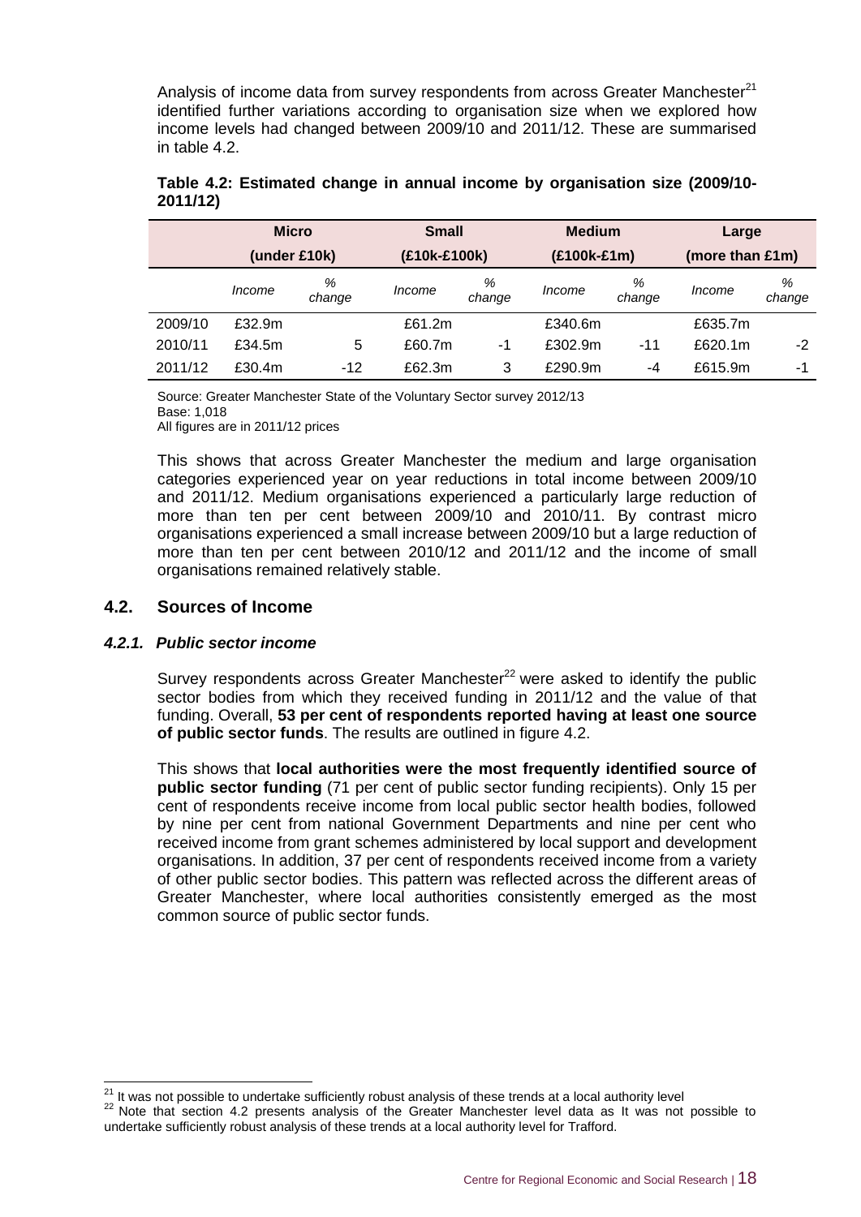Analysis of income data from survey respondents from across Greater Manchester[21] identified further variations according to organisation size when we explored how income levels had changed between 2009/10 and 2011/12. These are summarised in table 4.2.

**Table 4.2: Estimated change in annual income by organisation size (2009/10-2011/12)**

| | Micro (under £10k) | | Small (£10k-£100k) | | Medium (£100k-£1m) | | Large (more than £1m) | |
|---|---|---|---|---|---|---|---|---|
| | *Income* | *% change* | *Income* | *% change* | *Income* | *% change* | *Income* | *% change* |
| 2009/10 | £32.9m | | £61.2m | | £340.6m | | £635.7m | |
| 2010/11 | £34.5m | 5 | £60.7m | -1 | £302.9m | -11 | £620.1m | -2 |
| 2011/12 | £30.4m | -12 | £62.3m | 3 | £290.9m | -4 | £615.9m | -1 |

Source: Greater Manchester State of the Voluntary Sector survey 2012/13
Base: 1,018
All figures are in 2011/12 prices

This shows that across Greater Manchester the medium and large organisation categories experienced year on year reductions in total income between 2009/10 and 2011/12. Medium organisations experienced a particularly large reduction of more than ten per cent between 2009/10 and 2010/11. By contrast micro organisations experienced a small increase between 2009/10 but a large reduction of more than ten per cent between 2010/12 and 2011/12 and the income of small organisations remained relatively stable.

## 4.2. Sources of Income

### *4.2.1. Public sector income*

Survey respondents across Greater Manchester[22] were asked to identify the public sector bodies from which they received funding in 2011/12 and the value of that funding. Overall, **53 per cent of respondents reported having at least one source of public sector funds**. The results are outlined in figure 4.2.

This shows that **local authorities were the most frequently identified source of public sector funding** (71 per cent of public sector funding recipients). Only 15 per cent of respondents receive income from local public sector health bodies, followed by nine per cent from national Government Departments and nine per cent who received income from grant schemes administered by local support and development organisations. In addition, 37 per cent of respondents received income from a variety of other public sector bodies. This pattern was reflected across the different areas of Greater Manchester, where local authorities consistently emerged as the most common source of public sector funds.

[21] It was not possible to undertake sufficiently robust analysis of these trends at a local authority level

[22] Note that section 4.2 presents analysis of the Greater Manchester level data as It was not possible to undertake sufficiently robust analysis of these trends at a local authority level for Trafford.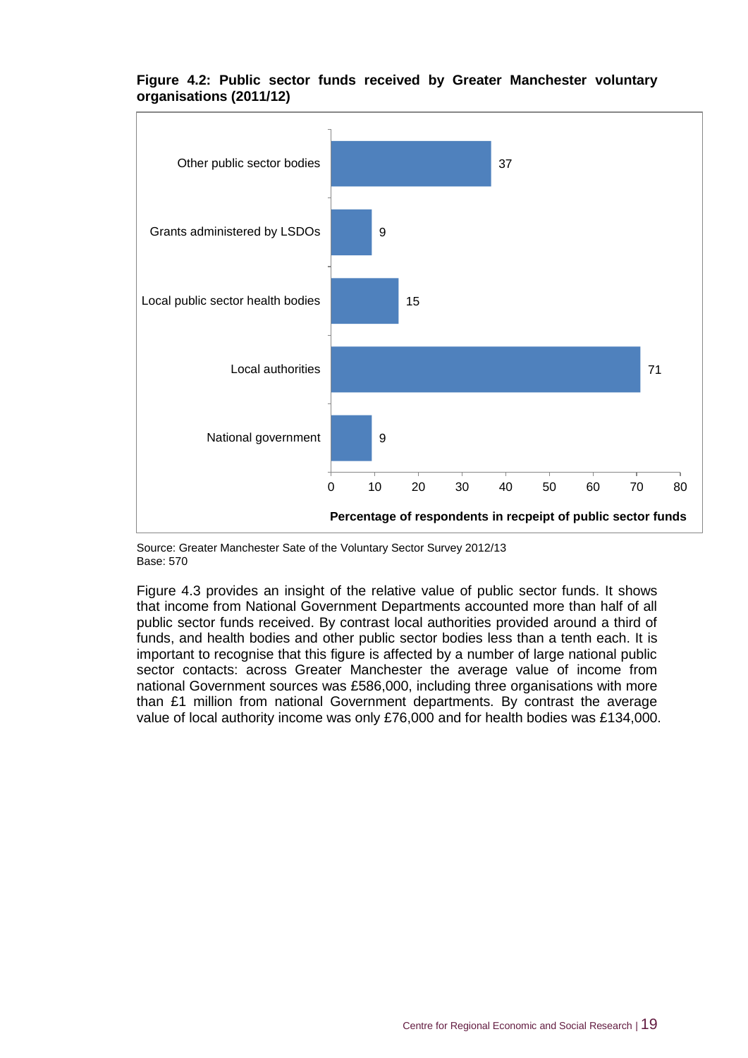**Figure 4.2: Public sector funds received by Greater Manchester voluntary organisations (2011/12)**

| | Percentage of respondents in recpeipt of public sector funds |
|---|---|
| Other public sector bodies | 37 |
| Grants administered by LSDOs | 9 |
| Local public sector health bodies | 15 |
| Local authorities | 71 |
| National government | 9 |

Source: Greater Manchester Sate of the Voluntary Sector Survey 2012/13
Base: 570

Figure 4.3 provides an insight of the relative value of public sector funds. It shows that income from National Government Departments accounted more than half of all public sector funds received. By contrast local authorities provided around a third of funds, and health bodies and other public sector bodies less than a tenth each. It is important to recognise that this figure is affected by a number of large national public sector contacts: across Greater Manchester the average value of income from national Government sources was £586,000, including three organisations with more than £1 million from national Government departments. By contrast the average value of local authority income was only £76,000 and for health bodies was £134,000.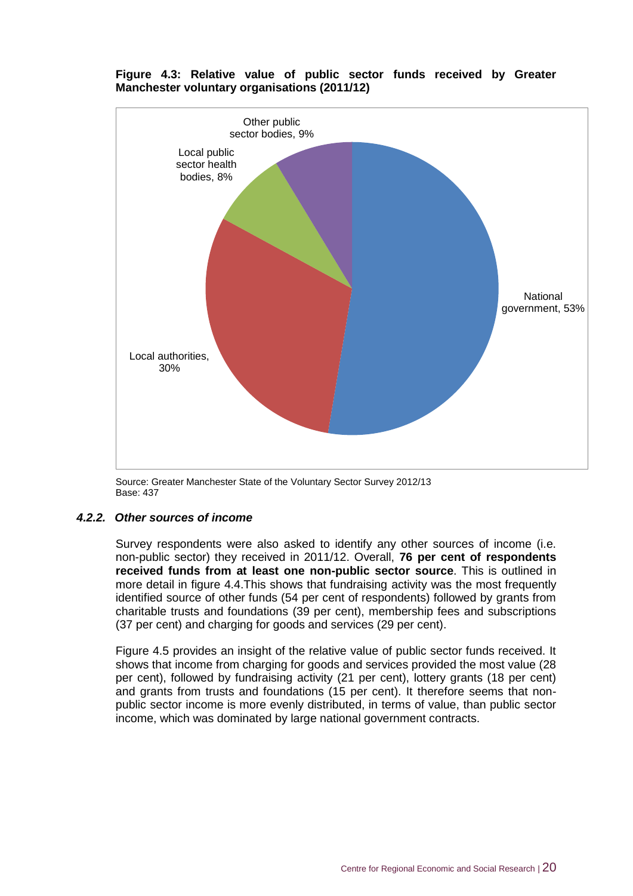**Figure 4.3: Relative value of public sector funds received by Greater Manchester voluntary organisations (2011/12)**

Other public sector bodies, 9%

Local public sector health bodies, 8%

National government, 53%

Local authorities, 30%

Source: Greater Manchester State of the Voluntary Sector Survey 2012/13
Base: 437

#### *4.2.2. Other sources of income*

Survey respondents were also asked to identify any other sources of income (i.e. non-public sector) they received in 2011/12. Overall, **76 per cent of respondents received funds from at least one non-public sector source**. This is outlined in more detail in figure 4.4.This shows that fundraising activity was the most frequently identified source of other funds (54 per cent of respondents) followed by grants from charitable trusts and foundations (39 per cent), membership fees and subscriptions (37 per cent) and charging for goods and services (29 per cent).

Figure 4.5 provides an insight of the relative value of public sector funds received. It shows that income from charging for goods and services provided the most value (28 per cent), followed by fundraising activity (21 per cent), lottery grants (18 per cent) and grants from trusts and foundations (15 per cent). It therefore seems that non-public sector income is more evenly distributed, in terms of value, than public sector income, which was dominated by large national government contracts.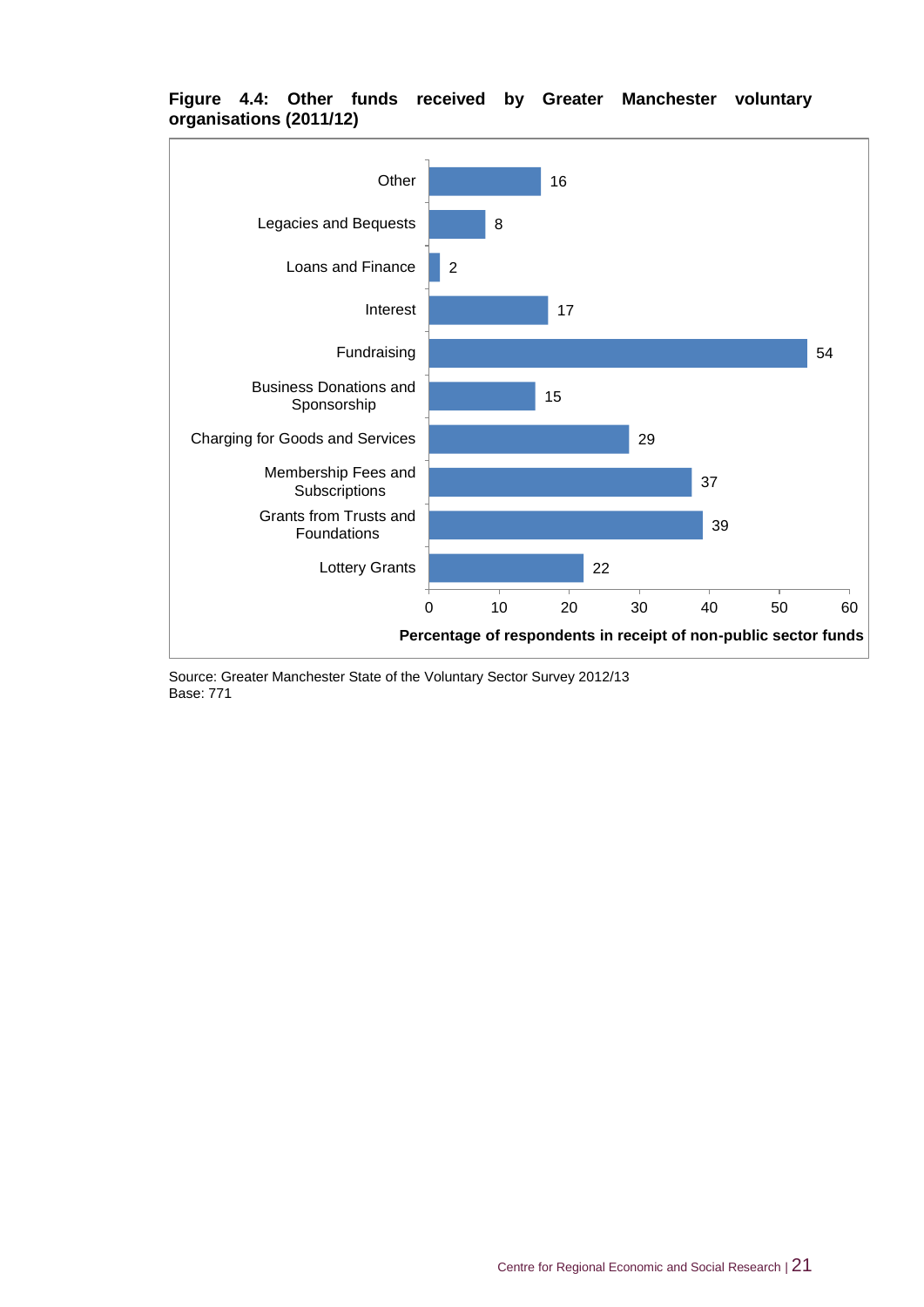**Figure 4.4: Other funds received by Greater Manchester voluntary organisations (2011/12)**

| Fund type | Percentage of respondents in receipt of non-public sector funds |
|---|---|
| Other | 16 |
| Legacies and Bequests | 8 |
| Loans and Finance | 2 |
| Interest | 17 |
| Fundraising | 54 |
| Business Donations and Sponsorship | 15 |
| Charging for Goods and Services | 29 |
| Membership Fees and Subscriptions | 37 |
| Grants from Trusts and Foundations | 39 |
| Lottery Grants | 22 |

Source: Greater Manchester State of the Voluntary Sector Survey 2012/13
Base: 771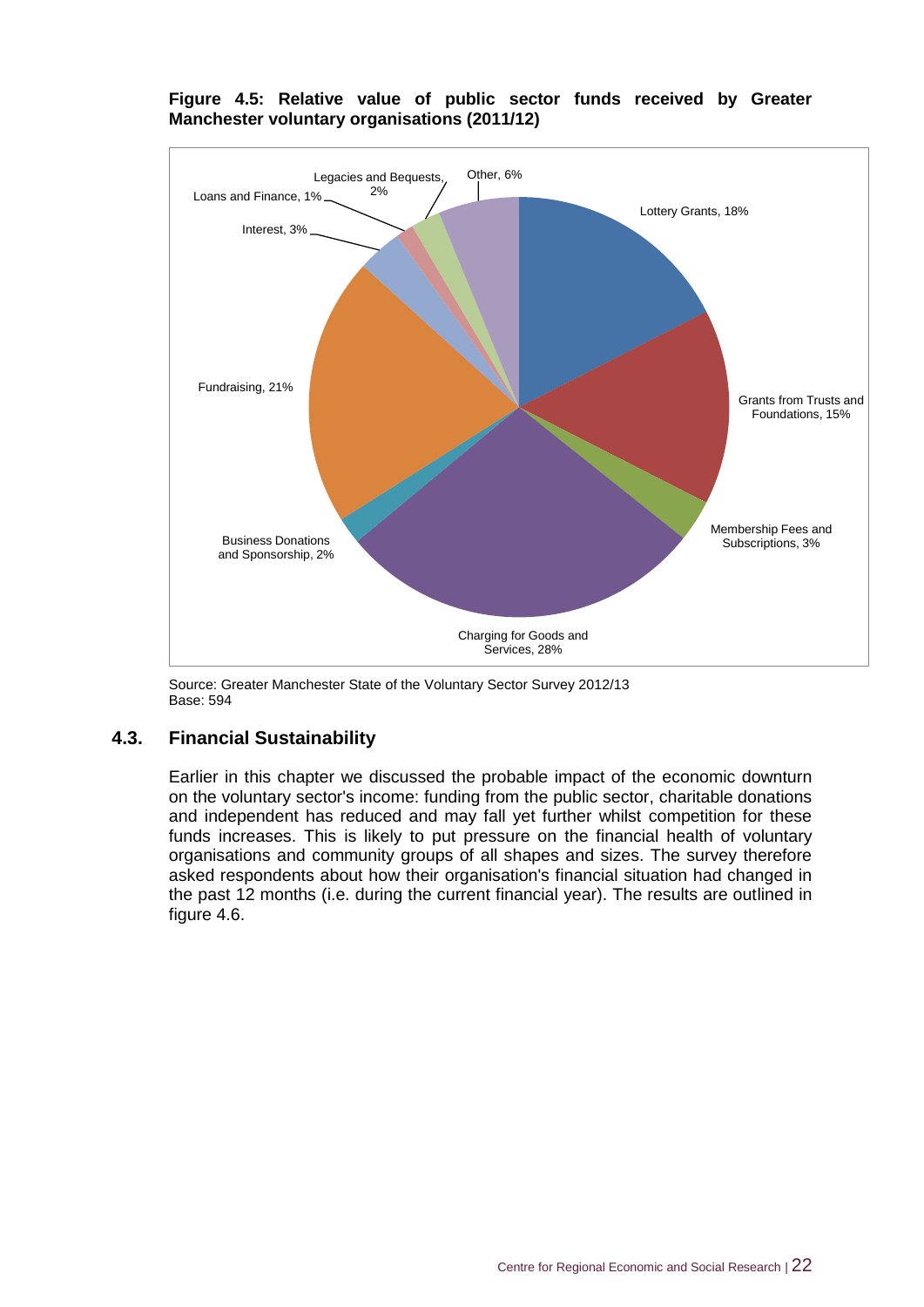**Figure 4.5: Relative value of public sector funds received by Greater Manchester voluntary organisations (2011/12)**

| Source | Share |
| --- | --- |
| Lottery Grants | 18% |
| Grants from Trusts and Foundations | 15% |
| Membership Fees and Subscriptions | 3% |
| Charging for Goods and Services | 28% |
| Business Donations and Sponsorship | 2% |
| Fundraising | 21% |
| Interest | 3% |
| Loans and Finance | 1% |
| Legacies and Bequests | 2% |
| Other | 6% |

Source: Greater Manchester State of the Voluntary Sector Survey 2012/13
Base: 594

## 4.3. Financial Sustainability

Earlier in this chapter we discussed the probable impact of the economic downturn on the voluntary sector's income: funding from the public sector, charitable donations and independent has reduced and may fall yet further whilst competition for these funds increases. This is likely to put pressure on the financial health of voluntary organisations and community groups of all shapes and sizes. The survey therefore asked respondents about how their organisation's financial situation had changed in the past 12 months (i.e. during the current financial year). The results are outlined in figure 4.6.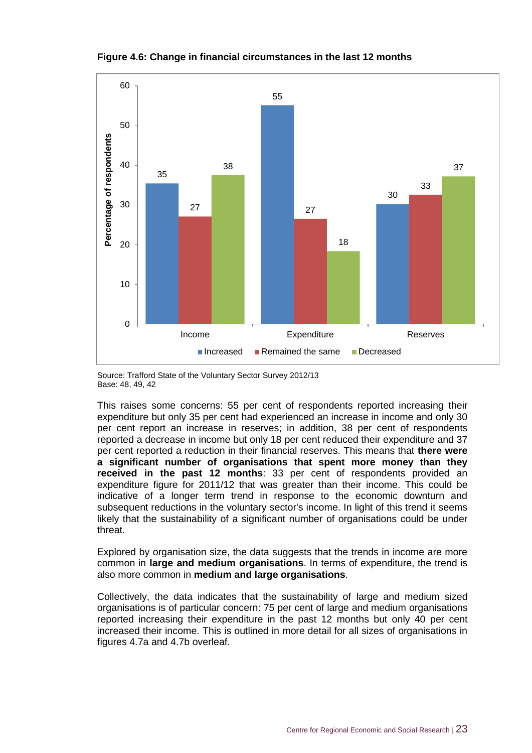**Figure 4.6: Change in financial circumstances in the last 12 months**

| | Increased | Remained the same | Decreased |
|---|---|---|---|
| Income | 35 | 27 | 38 |
| Expenditure | 55 | 27 | 18 |
| Reserves | 30 | 33 | 37 |

Source: Trafford State of the Voluntary Sector Survey 2012/13
Base: 48, 49, 42

This raises some concerns: 55 per cent of respondents reported increasing their expenditure but only 35 per cent had experienced an increase in income and only 30 per cent report an increase in reserves; in addition, 38 per cent of respondents reported a decrease in income but only 18 per cent reduced their expenditure and 37 per cent reported a reduction in their financial reserves. This means that **there were a significant number of organisations that spent more money than they received in the past 12 months**: 33 per cent of respondents provided an expenditure figure for 2011/12 that was greater than their income. This could be indicative of a longer term trend in response to the economic downturn and subsequent reductions in the voluntary sector's income. In light of this trend it seems likely that the sustainability of a significant number of organisations could be under threat.

Explored by organisation size, the data suggests that the trends in income are more common in **large and medium organisations**. In terms of expenditure, the trend is also more common in **medium and large organisations**.

Collectively, the data indicates that the sustainability of large and medium sized organisations is of particular concern: 75 per cent of large and medium organisations reported increasing their expenditure in the past 12 months but only 40 per cent increased their income. This is outlined in more detail for all sizes of organisations in figures 4.7a and 4.7b overleaf.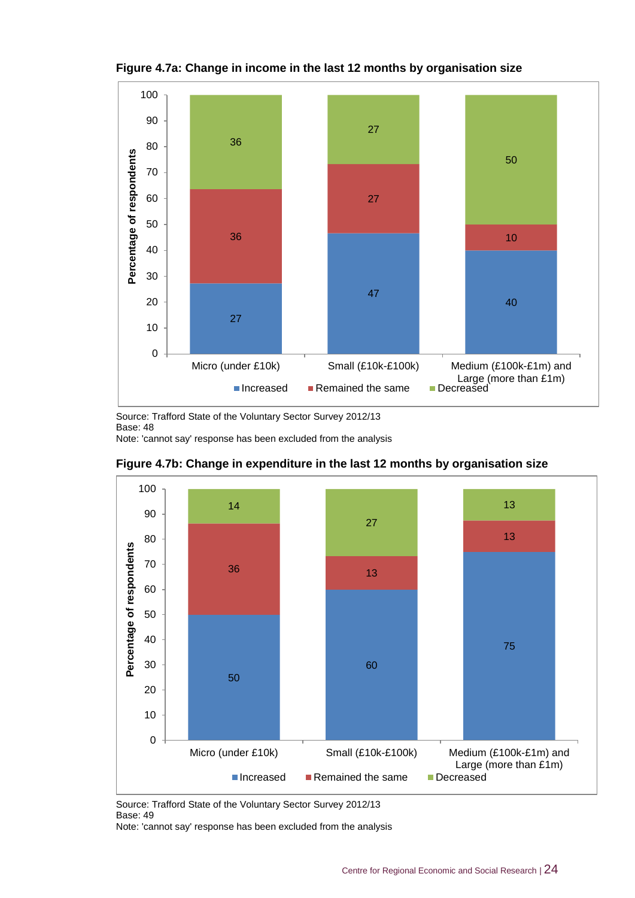**Figure 4.7a: Change in income in the last 12 months by organisation size**

| Organisation size | Increased | Remained the same | Decreased |
|---|---|---|---|
| Micro (under £10k) | 27 | 36 | 36 |
| Small (£10k-£100k) | 47 | 27 | 27 |
| Medium (£100k-£1m) and Large (more than £1m) | 40 | 10 | 50 |

Source: Trafford State of the Voluntary Sector Survey 2012/13
Base: 48
Note: 'cannot say' response has been excluded from the analysis

**Figure 4.7b: Change in expenditure in the last 12 months by organisation size**

| Organisation size | Increased | Remained the same | Decreased |
|---|---|---|---|
| Micro (under £10k) | 50 | 36 | 14 |
| Small (£10k-£100k) | 60 | 13 | 27 |
| Medium (£100k-£1m) and Large (more than £1m) | 75 | 13 | 13 |

Source: Trafford State of the Voluntary Sector Survey 2012/13
Base: 49
Note: 'cannot say' response has been excluded from the analysis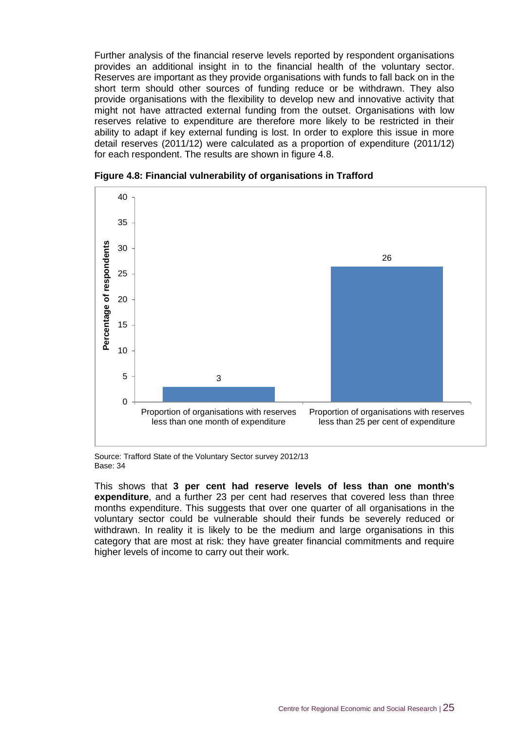Further analysis of the financial reserve levels reported by respondent organisations provides an additional insight in to the financial health of the voluntary sector. Reserves are important as they provide organisations with funds to fall back on in the short term should other sources of funding reduce or be withdrawn. They also provide organisations with the flexibility to develop new and innovative activity that might not have attracted external funding from the outset. Organisations with low reserves relative to expenditure are therefore more likely to be restricted in their ability to adapt if key external funding is lost. In order to explore this issue in more detail reserves (2011/12) were calculated as a proportion of expenditure (2011/12) for each respondent. The results are shown in figure 4.8.

**Figure 4.8: Financial vulnerability of organisations in Trafford**

| | Percentage of respondents |
|---|---|
| Proportion of organisations with reserves less than one month of expenditure | 3 |
| Proportion of organisations with reserves less than 25 per cent of expenditure | 26 |

Source: Trafford State of the Voluntary Sector survey 2012/13
Base: 34

This shows that **3 per cent had reserve levels of less than one month's expenditure**, and a further 23 per cent had reserves that covered less than three months expenditure. This suggests that over one quarter of all organisations in the voluntary sector could be vulnerable should their funds be severely reduced or withdrawn. In reality it is likely to be the medium and large organisations in this category that are most at risk: they have greater financial commitments and require higher levels of income to carry out their work.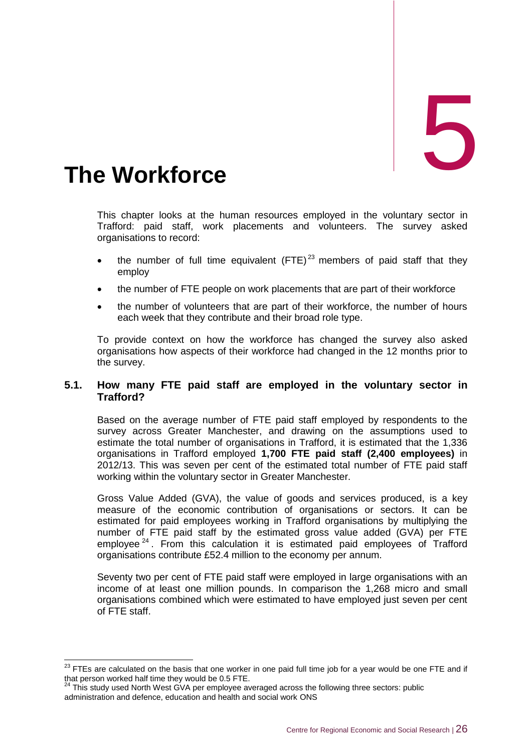# 5

# The Workforce

This chapter looks at the human resources employed in the voluntary sector in Trafford: paid staff, work placements and volunteers. The survey asked organisations to record:

- the number of full time equivalent (FTE)[23] members of paid staff that they employ
- the number of FTE people on work placements that are part of their workforce
- the number of volunteers that are part of their workforce, the number of hours each week that they contribute and their broad role type.

To provide context on how the workforce has changed the survey also asked organisations how aspects of their workforce had changed in the 12 months prior to the survey.

## 5.1. How many FTE paid staff are employed in the voluntary sector in Trafford?

Based on the average number of FTE paid staff employed by respondents to the survey across Greater Manchester, and drawing on the assumptions used to estimate the total number of organisations in Trafford, it is estimated that the 1,336 organisations in Trafford employed **1,700 FTE paid staff (2,400 employees)** in 2012/13. This was seven per cent of the estimated total number of FTE paid staff working within the voluntary sector in Greater Manchester.

Gross Value Added (GVA), the value of goods and services produced, is a key measure of the economic contribution of organisations or sectors. It can be estimated for paid employees working in Trafford organisations by multiplying the number of FTE paid staff by the estimated gross value added (GVA) per FTE employee[24]. From this calculation it is estimated paid employees of Trafford organisations contribute £52.4 million to the economy per annum.

Seventy two per cent of FTE paid staff were employed in large organisations with an income of at least one million pounds. In comparison the 1,268 micro and small organisations combined which were estimated to have employed just seven per cent of FTE staff.

---

[23] FTEs are calculated on the basis that one worker in one paid full time job for a year would be one FTE and if that person worked half time they would be 0.5 FTE.

[24] This study used North West GVA per employee averaged across the following three sectors: public administration and defence, education and health and social work ONS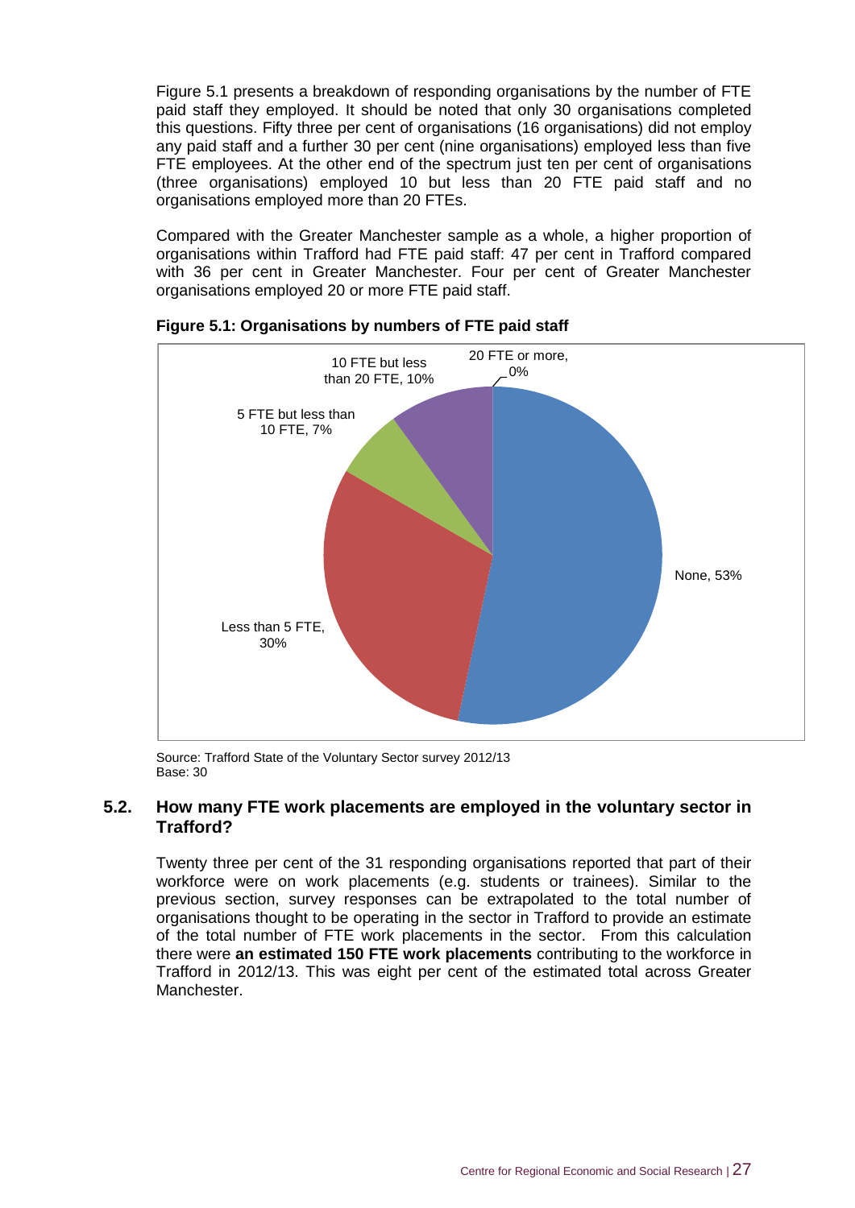Figure 5.1 presents a breakdown of responding organisations by the number of FTE paid staff they employed. It should be noted that only 30 organisations completed this questions. Fifty three per cent of organisations (16 organisations) did not employ any paid staff and a further 30 per cent (nine organisations) employed less than five FTE employees. At the other end of the spectrum just ten per cent of organisations (three organisations) employed 10 but less than 20 FTE paid staff and no organisations employed more than 20 FTEs.

Compared with the Greater Manchester sample as a whole, a higher proportion of organisations within Trafford had FTE paid staff: 47 per cent in Trafford compared with 36 per cent in Greater Manchester. Four per cent of Greater Manchester organisations employed 20 or more FTE paid staff.

**Figure 5.1: Organisations by numbers of FTE paid staff**

| Category | Percentage |
|---|---|
| None | 53% |
| Less than 5 FTE | 30% |
| 5 FTE but less than 10 FTE | 7% |
| 10 FTE but less than 20 FTE | 10% |
| 20 FTE or more | 0% |

Source: Trafford State of the Voluntary Sector survey 2012/13
Base: 30

## 5.2. How many FTE work placements are employed in the voluntary sector in Trafford?

Twenty three per cent of the 31 responding organisations reported that part of their workforce were on work placements (e.g. students or trainees). Similar to the previous section, survey responses can be extrapolated to the total number of organisations thought to be operating in the sector in Trafford to provide an estimate of the total number of FTE work placements in the sector. From this calculation there were **an estimated 150 FTE work placements** contributing to the workforce in Trafford in 2012/13. This was eight per cent of the estimated total across Greater Manchester.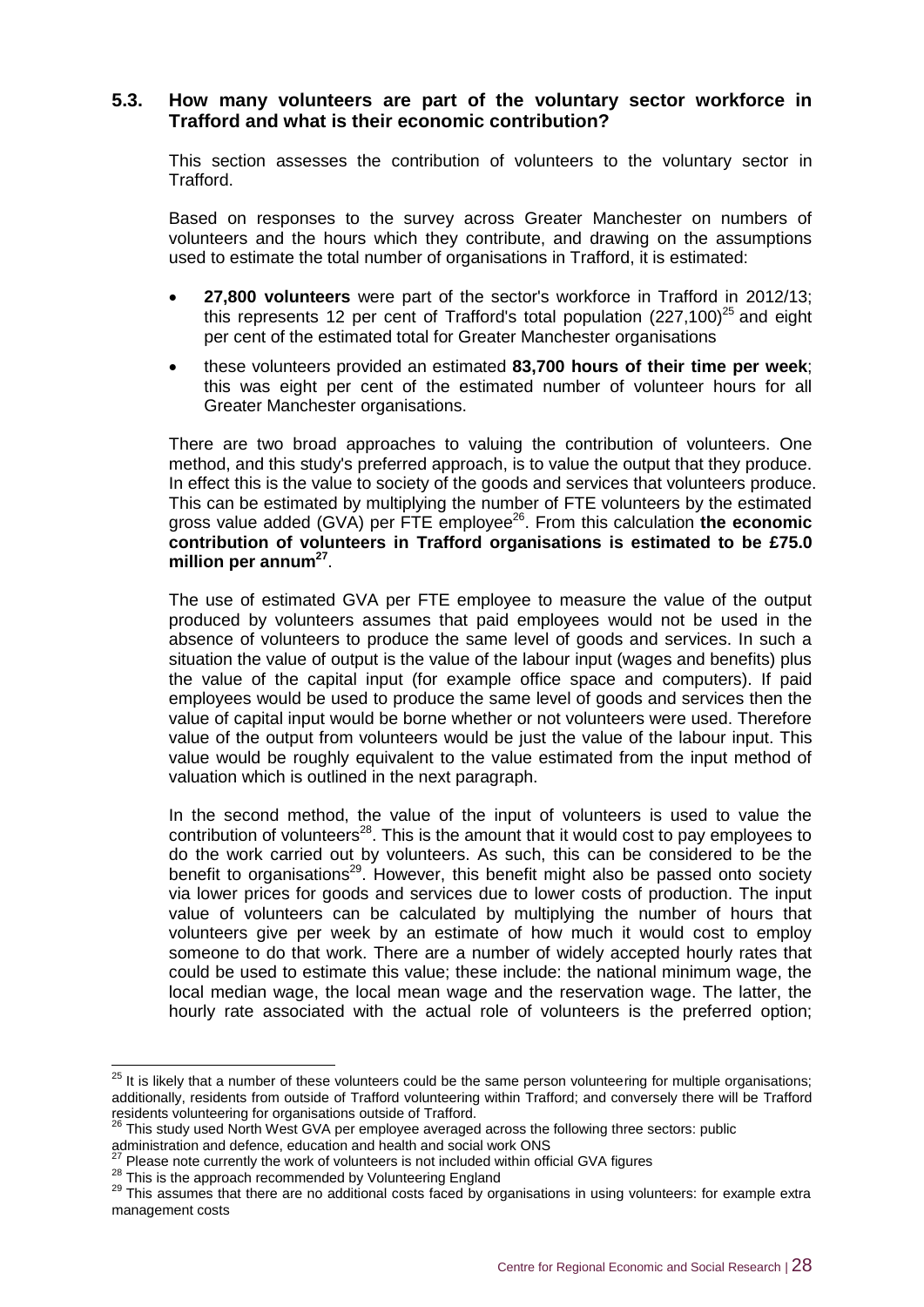### 5.3. How many volunteers are part of the voluntary sector workforce in Trafford and what is their economic contribution?

This section assesses the contribution of volunteers to the voluntary sector in Trafford.

Based on responses to the survey across Greater Manchester on numbers of volunteers and the hours which they contribute, and drawing on the assumptions used to estimate the total number of organisations in Trafford, it is estimated:

- **27,800 volunteers** were part of the sector's workforce in Trafford in 2012/13; this represents 12 per cent of Trafford's total population (227,100)[25] and eight per cent of the estimated total for Greater Manchester organisations
- these volunteers provided an estimated **83,700 hours of their time per week**; this was eight per cent of the estimated number of volunteer hours for all Greater Manchester organisations.

There are two broad approaches to valuing the contribution of volunteers. One method, and this study's preferred approach, is to value the output that they produce. In effect this is the value to society of the goods and services that volunteers produce. This can be estimated by multiplying the number of FTE volunteers by the estimated gross value added (GVA) per FTE employee[26]. From this calculation **the economic contribution of volunteers in Trafford organisations is estimated to be £75.0 million per annum[27]**.

The use of estimated GVA per FTE employee to measure the value of the output produced by volunteers assumes that paid employees would not be used in the absence of volunteers to produce the same level of goods and services. In such a situation the value of output is the value of the labour input (wages and benefits) plus the value of the capital input (for example office space and computers). If paid employees would be used to produce the same level of goods and services then the value of capital input would be borne whether or not volunteers were used. Therefore value of the output from volunteers would be just the value of the labour input. This value would be roughly equivalent to the value estimated from the input method of valuation which is outlined in the next paragraph.

In the second method, the value of the input of volunteers is used to value the contribution of volunteers[28]. This is the amount that it would cost to pay employees to do the work carried out by volunteers. As such, this can be considered to be the benefit to organisations[29]. However, this benefit might also be passed onto society via lower prices for goods and services due to lower costs of production. The input value of volunteers can be calculated by multiplying the number of hours that volunteers give per week by an estimate of how much it would cost to employ someone to do that work. There are a number of widely accepted hourly rates that could be used to estimate this value; these include: the national minimum wage, the local median wage, the local mean wage and the reservation wage. The latter, the hourly rate associated with the actual role of volunteers is the preferred option;

---

[25] It is likely that a number of these volunteers could be the same person volunteering for multiple organisations; additionally, residents from outside of Trafford volunteering within Trafford; and conversely there will be Trafford residents volunteering for organisations outside of Trafford.

[26] This study used North West GVA per employee averaged across the following three sectors: public administration and defence, education and health and social work ONS

[27] Please note currently the work of volunteers is not included within official GVA figures

[28] This is the approach recommended by Volunteering England

[29] This assumes that there are no additional costs faced by organisations in using volunteers: for example extra management costs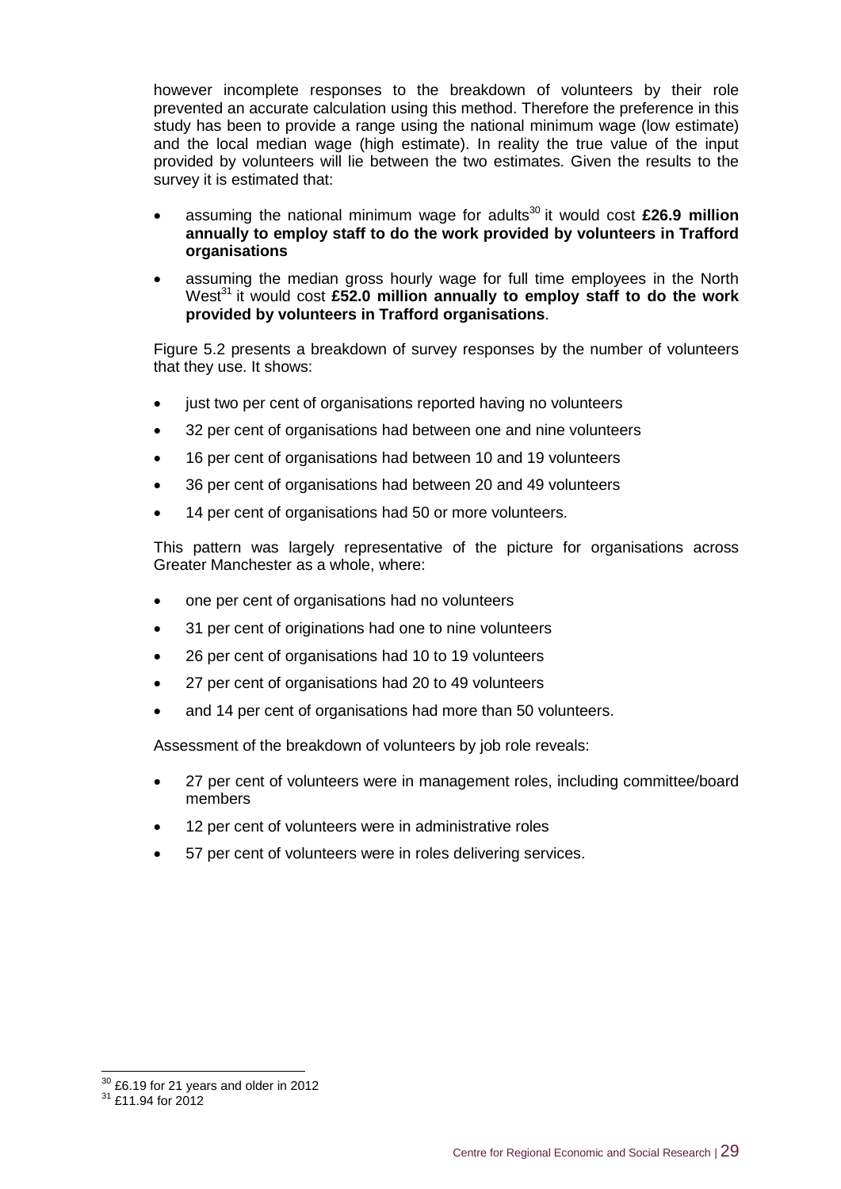however incomplete responses to the breakdown of volunteers by their role prevented an accurate calculation using this method. Therefore the preference in this study has been to provide a range using the national minimum wage (low estimate) and the local median wage (high estimate). In reality the true value of the input provided by volunteers will lie between the two estimates. Given the results to the survey it is estimated that:

- assuming the national minimum wage for adults[30] it would cost **£26.9 million annually to employ staff to do the work provided by volunteers in Trafford organisations**
- assuming the median gross hourly wage for full time employees in the North West[31] it would cost **£52.0 million annually to employ staff to do the work provided by volunteers in Trafford organisations**.

Figure 5.2 presents a breakdown of survey responses by the number of volunteers that they use. It shows:

- just two per cent of organisations reported having no volunteers
- 32 per cent of organisations had between one and nine volunteers
- 16 per cent of organisations had between 10 and 19 volunteers
- 36 per cent of organisations had between 20 and 49 volunteers
- 14 per cent of organisations had 50 or more volunteers.

This pattern was largely representative of the picture for organisations across Greater Manchester as a whole, where:

- one per cent of organisations had no volunteers
- 31 per cent of originations had one to nine volunteers
- 26 per cent of organisations had 10 to 19 volunteers
- 27 per cent of organisations had 20 to 49 volunteers
- and 14 per cent of organisations had more than 50 volunteers.

Assessment of the breakdown of volunteers by job role reveals:

- 27 per cent of volunteers were in management roles, including committee/board members
- 12 per cent volunteers were in administrative roles
- 57 per cent of volunteers were in roles delivering services.

---

[30] £6.19 for 21 years and older in 2012

[31] £11.94 for 2012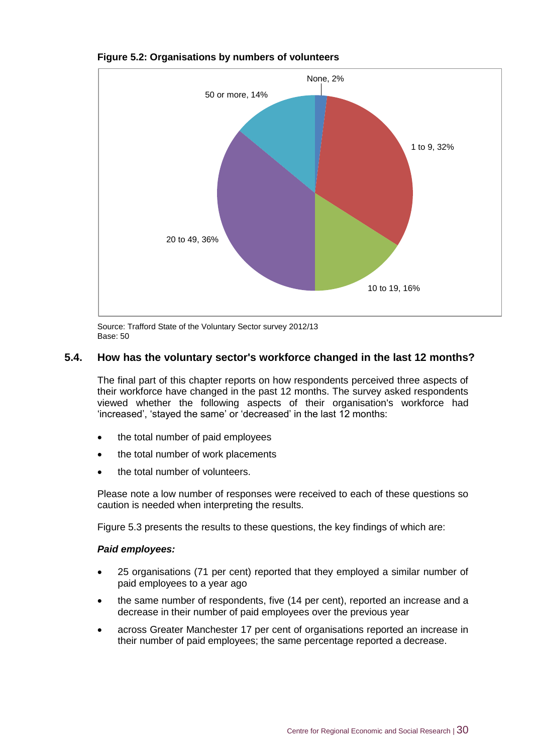**Figure 5.2: Organisations by numbers of volunteers**

Source: Trafford State of the Voluntary Sector survey 2012/13
Base: 50

### 5.4. How has the voluntary sector's workforce changed in the last 12 months?

The final part of this chapter reports on how respondents perceived three aspects of their workforce have changed in the past 12 months. The survey asked respondents viewed whether the following aspects of their organisation's workforce had 'increased', 'stayed the same' or 'decreased' in the last 12 months:

- the total number of paid employees
- the total number of work placements
- the total number of volunteers.

Please note a low number of responses were received to each of these questions so caution is needed when interpreting the results.

Figure 5.3 presents the results to these questions, the key findings of which are:

***Paid employees:***

- 25 organisations (71 per cent) reported that they employed a similar number of paid employees to a year ago
- the same number of respondents, five (14 per cent), reported an increase and a decrease in their number of paid employees over the previous year
- across Greater Manchester 17 per cent of organisations reported an increase in their number of paid employees; the same percentage reported a decrease.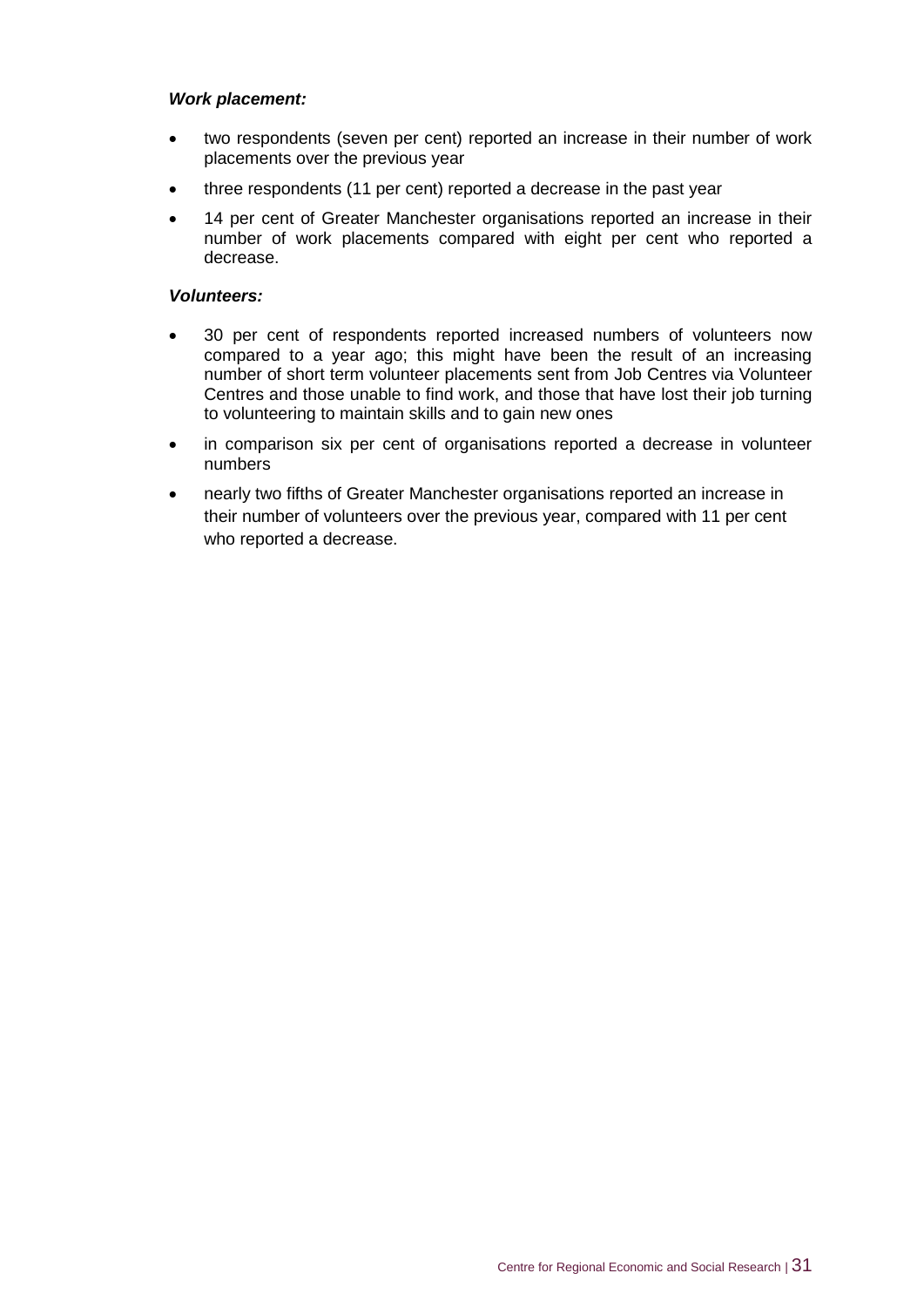***Work placement:***

- two respondents (seven per cent) reported an increase in their number of work placements over the previous year
- three respondents (11 per cent) reported a decrease in the past year
- 14 per cent of Greater Manchester organisations reported an increase in their number of work placements compared with eight per cent who reported a decrease.

***Volunteers:***

- 30 per cent of respondents reported increased numbers of volunteers now compared to a year ago; this might have been the result of an increasing number of short term volunteer placements sent from Job Centres via Volunteer Centres and those unable to find work, and those that have lost their job turning to volunteering to maintain skills and to gain new ones
- in comparison six per cent of organisations reported a decrease in volunteer numbers
- nearly two fifths of Greater Manchester organisations reported an increase in their number of volunteers over the previous year, compared with 11 per cent who reported a decrease.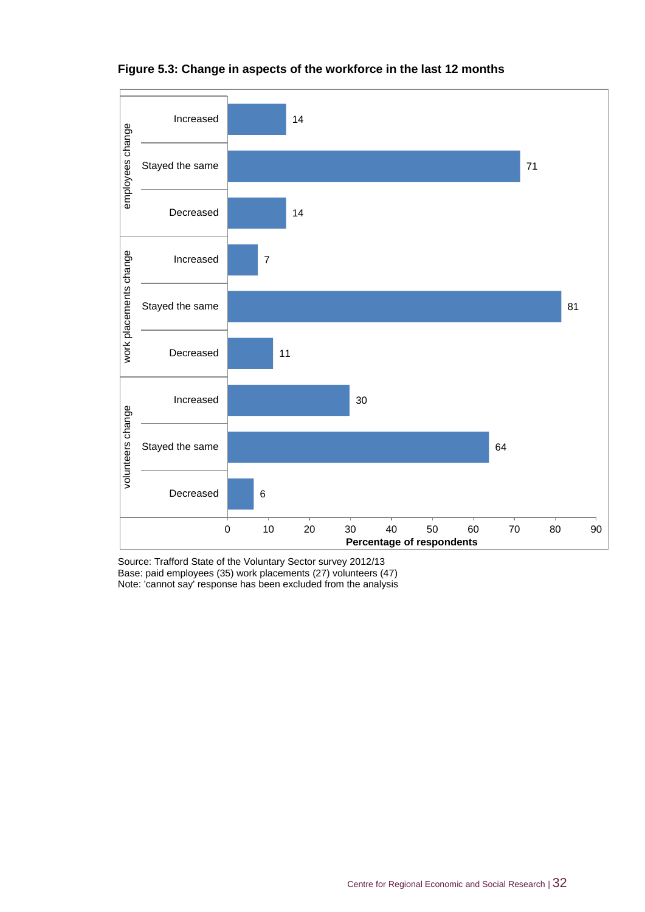**Figure 5.3: Change in aspects of the workforce in the last 12 months**

| Category | Response | Percentage of respondents |
|---|---|---|
| employees change | Increased | 14 |
| | Stayed the same | 71 |
| | Decreased | 14 |
| work placements change | Increased | 7 |
| | Stayed the same | 81 |
| | Decreased | 11 |
| volunteers change | Increased | 30 |
| | Stayed the same | 64 |
| | Decreased | 6 |

Source: Trafford State of the Voluntary Sector survey 2012/13
Base: paid employees (35) work placements (27) volunteers (47)
Note: 'cannot say' response has been excluded from the analysis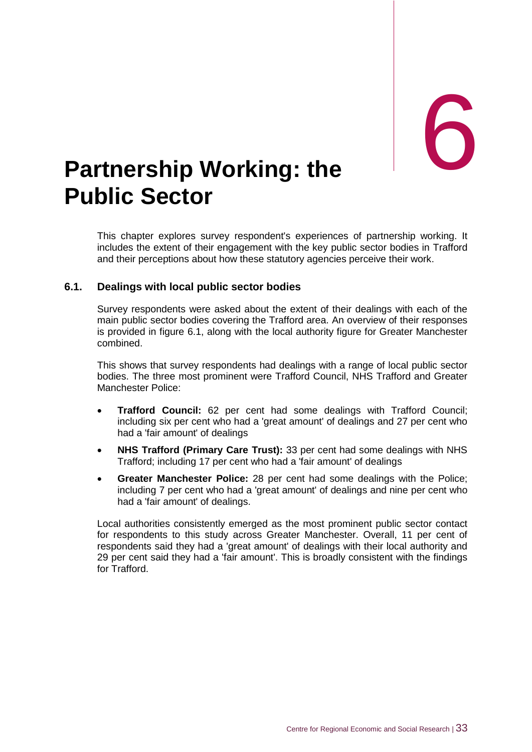# 6

# Partnership Working: the Public Sector

This chapter explores survey respondent's experiences of partnership working. It includes the extent of their engagement with the key public sector bodies in Trafford and their perceptions about how these statutory agencies perceive their work.

## 6.1. Dealings with local public sector bodies

Survey respondents were asked about the extent of their dealings with each of the main public sector bodies covering the Trafford area. An overview of their responses is provided in figure 6.1, along with the local authority figure for Greater Manchester combined.

This shows that survey respondents had dealings with a range of local public sector bodies. The three most prominent were Trafford Council, NHS Trafford and Greater Manchester Police:

- **Trafford Council:** 62 per cent had some dealings with Trafford Council; including six per cent who had a 'great amount' of dealings and 27 per cent who had a 'fair amount' of dealings
- **NHS Trafford (Primary Care Trust):** 33 per cent had some dealings with NHS Trafford; including 17 per cent who had a 'fair amount' of dealings
- **Greater Manchester Police:** 28 per cent had some dealings with the Police; including 7 per cent who had a 'great amount' of dealings and nine per cent who had a 'fair amount' of dealings.

Local authorities consistently emerged as the most prominent public sector contact for respondents to this study across Greater Manchester. Overall, 11 per cent of respondents said they had a 'great amount' of dealings with their local authority and 29 per cent said they had a 'fair amount'. This is broadly consistent with the findings for Trafford.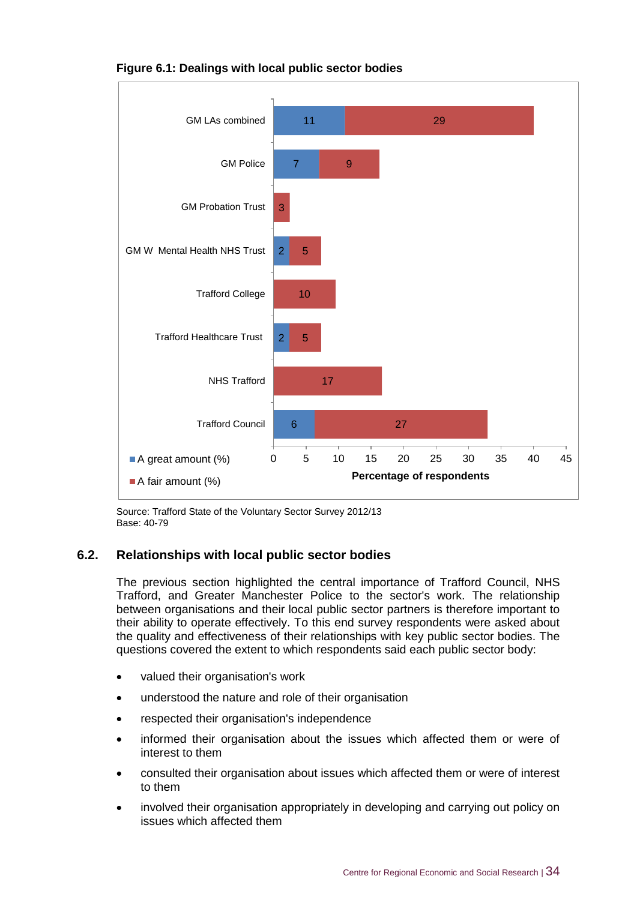**Figure 6.1: Dealings with local public sector bodies**

| | A great amount (%) | A fair amount (%) |
|---|---|---|
| GM LAs combined | 11 | 29 |
| GM Police | 7 | 9 |
| GM Probation Trust | | 3 |
| GM W Mental Health NHS Trust | 2 | 5 |
| Trafford College | | 10 |
| Trafford Healthcare Trust | 2 | 5 |
| NHS Trafford | | 17 |
| Trafford Council | 6 | 27 |

Percentage of respondents

Source: Trafford State of the Voluntary Sector Survey 2012/13
Base: 40-79

## 6.2. Relationships with local public sector bodies

The previous section highlighted the central importance of Trafford Council, NHS Trafford, and Greater Manchester Police to the sector's work. The relationship between organisations and their local public sector partners is therefore important to their ability to operate effectively. To this end survey respondents were asked about the quality and effectiveness of their relationships with key public sector bodies. The questions covered the extent to which respondents said each public sector body:

- valued their organisation's work
- understood the nature and role of their organisation
- respected their organisation's independence
- informed their organisation about the issues which affected them or were of interest to them
- consulted their organisation about issues which affected them or were of interest to them
- involved their organisation appropriately in developing and carrying out policy on issues which affected them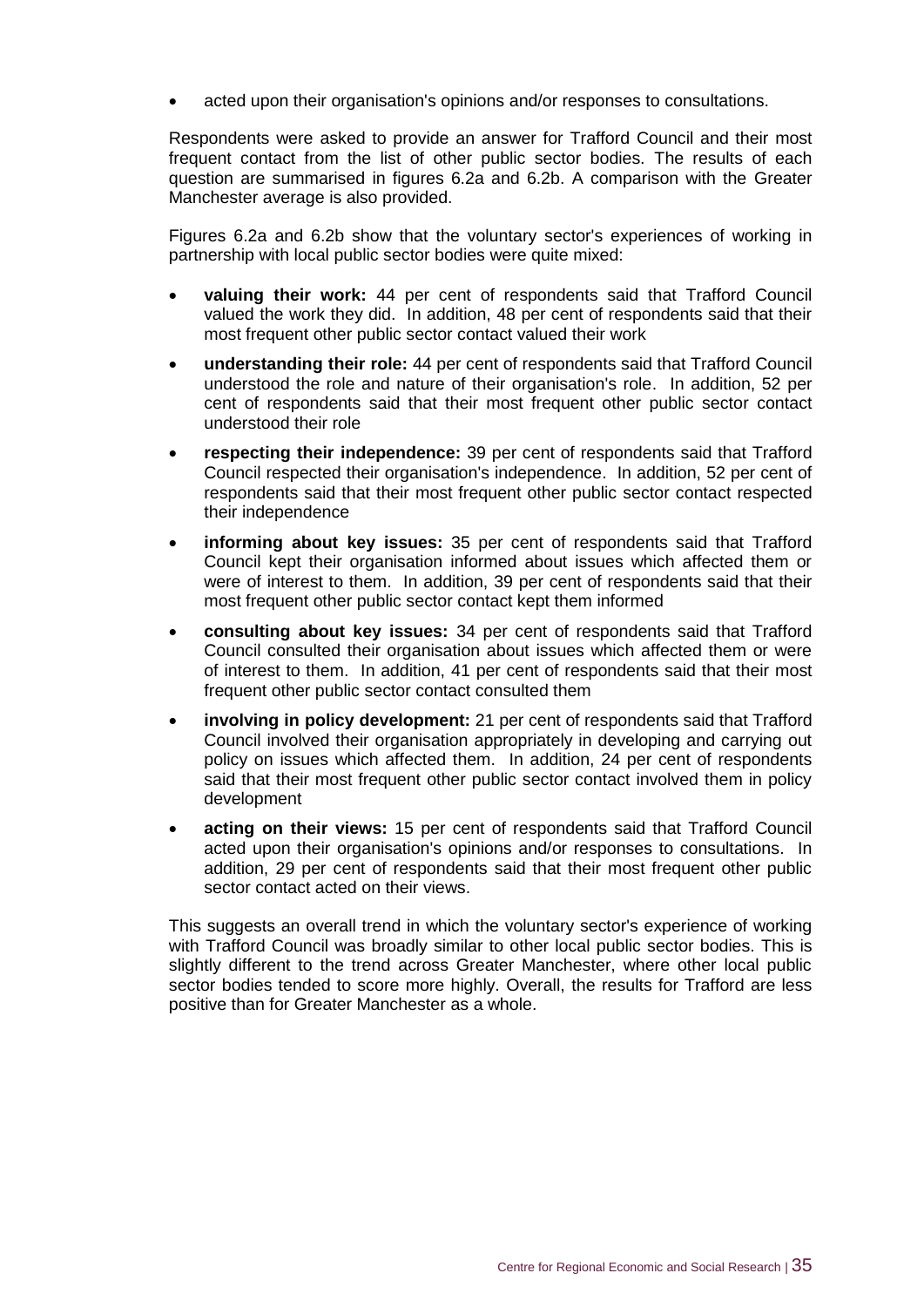- acted upon their organisation's opinions and/or responses to consultations.

Respondents were asked to provide an answer for Trafford Council and their most frequent contact from the list of other public sector bodies. The results of each question are summarised in figures 6.2a and 6.2b. A comparison with the Greater Manchester average is also provided.

Figures 6.2a and 6.2b show that the voluntary sector's experiences of working in partnership with local public sector bodies were quite mixed:

- **valuing their work:** 44 per cent of respondents said that Trafford Council valued the work they did. In addition, 48 per cent of respondents said that their most frequent other public sector contact valued their work
- **understanding their role:** 44 per cent of respondents said that Trafford Council understood the role and nature of their organisation's role. In addition, 52 per cent of respondents said that their most frequent other public sector contact understood their role
- **respecting their independence:** 39 per cent of respondents said that Trafford Council respected their organisation's independence. In addition, 52 per cent of respondents said that their most frequent other public sector contact respected their independence
- **informing about key issues:** 35 per cent of respondents said that Trafford Council kept their organisation informed about issues which affected them or were of interest to them. In addition, 39 per cent of respondents said that their most frequent other public sector contact kept them informed
- **consulting about key issues:** 34 per cent of respondents said that Trafford Council consulted their organisation about issues which affected them or were of interest to them. In addition, 41 per cent of respondents said that their most frequent other public sector contact consulted them
- **involving in policy development:** 21 per cent of respondents said that Trafford Council involved their organisation appropriately in developing and carrying out policy on issues which affected them. In addition, 24 per cent of respondents said that their most frequent other public sector contact involved them in policy development
- **acting on their views:** 15 per cent of respondents said that Trafford Council acted upon their organisation's opinions and/or responses to consultations. In addition, 29 per cent of respondents said that their most frequent other public sector contact acted on their views.

This suggests an overall trend in which the voluntary sector's experience of working with Trafford Council was broadly similar to other local public sector bodies. This is slightly different to the trend across Greater Manchester, where other local public sector bodies tended to score more highly. Overall, the results for Trafford are less positive than for Greater Manchester as a whole.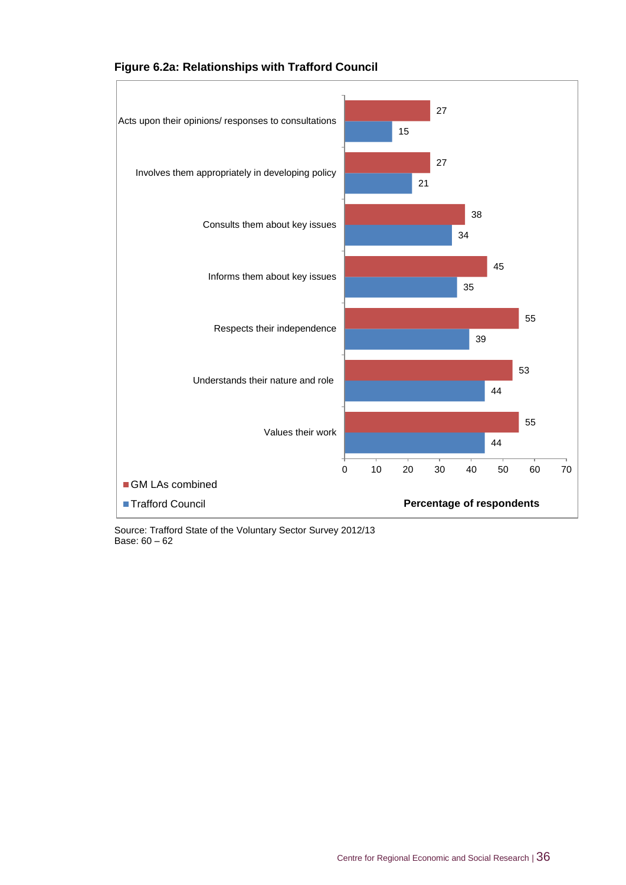**Figure 6.2a: Relationships with Trafford Council**

| | GM LAs combined | Trafford Council |
|---|---|---|
| Acts upon their opinions/ responses to consultations | 27 | 15 |
| Involves them appropriately in developing policy | 27 | 21 |
| Consults them about key issues | 38 | 34 |
| Informs them about key issues | 45 | 35 |
| Respects their independence | 55 | 39 |
| Understands their nature and role | 53 | 44 |
| Values their work | 55 | 44 |

Percentage of respondents

Source: Trafford State of the Voluntary Sector Survey 2012/13
Base: 60 – 62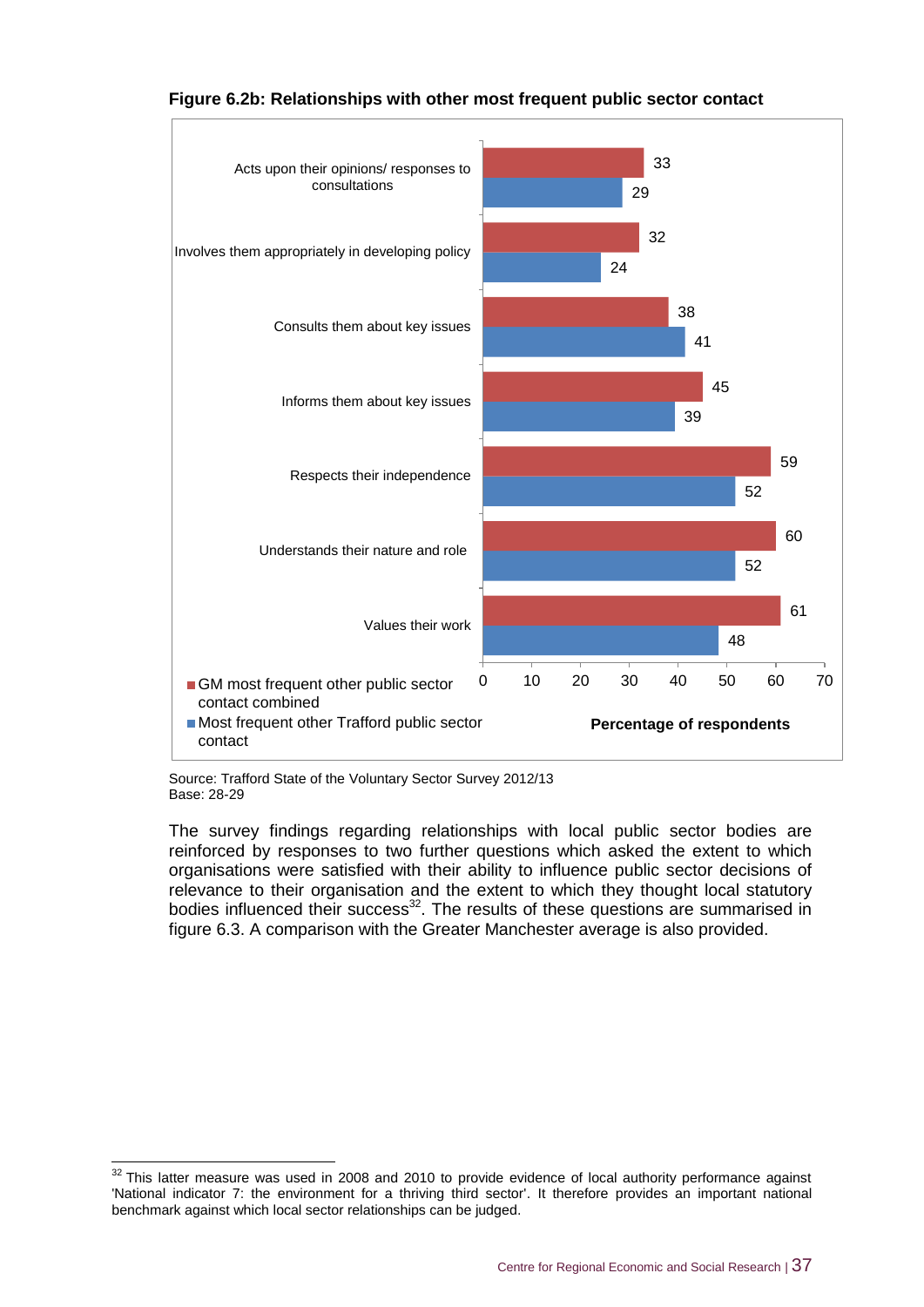**Figure 6.2b: Relationships with other most frequent public sector contact**

| | GM most frequent other public sector contact combined | Most frequent other Trafford public sector contact |
|---|---|---|
| Acts upon their opinions/ responses to consultations | 33 | 29 |
| Involves them appropriately in developing policy | 32 | 24 |
| Consults them about key issues | 38 | 41 |
| Informs them about key issues | 45 | 39 |
| Respects their independence | 59 | 52 |
| Understands their nature and role | 60 | 52 |
| Values their work | 61 | 48 |

Percentage of respondents

Source: Trafford State of the Voluntary Sector Survey 2012/13
Base: 28-29

The survey findings regarding relationships with local public sector bodies are reinforced by responses to two further questions which asked the extent to which organisations were satisfied with their ability to influence public sector decisions of relevance to their organisation and the extent to which they thought local statutory bodies influenced their success[32]. The results of these questions are summarised in figure 6.3. A comparison with the Greater Manchester average is also provided.

[32] This latter measure was used in 2008 and 2010 to provide evidence of local authority performance against 'National indicator 7: the environment for a thriving third sector'. It therefore provides an important national benchmark against which local sector relationships can be judged.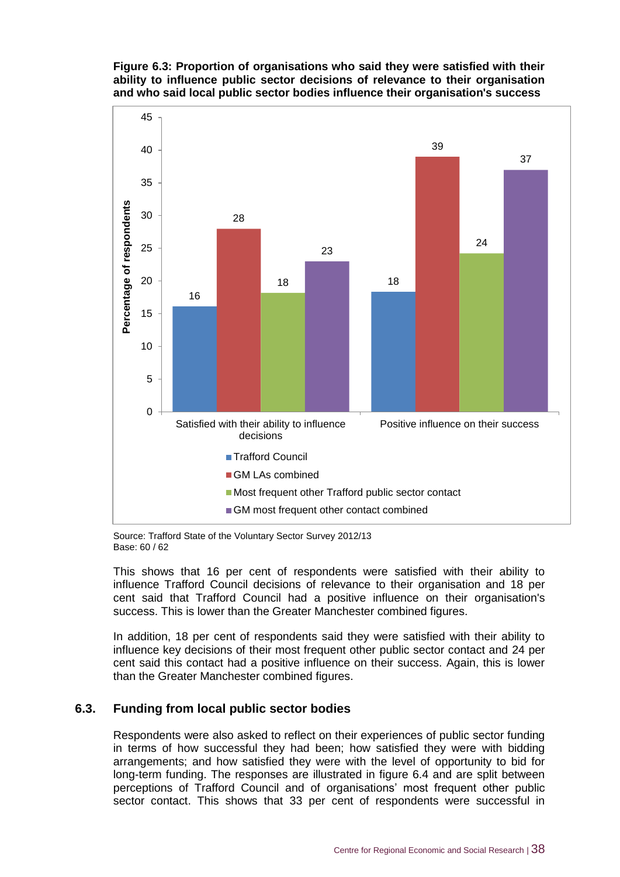**Figure 6.3: Proportion of organisations who said they were satisfied with their ability to influence public sector decisions of relevance to their organisation and who said local public sector bodies influence their organisation's success**

| | Trafford Council | GM LAs combined | Most frequent other Trafford public sector contact | GM most frequent other contact combined |
|---|---|---|---|---|
| Satisfied with their ability to influence decisions | 16 | 28 | 18 | 23 |
| Positive influence on their success | 18 | 39 | 24 | 37 |

Source: Trafford State of the Voluntary Sector Survey 2012/13
Base: 60 / 62

This shows that 16 per cent of respondents were satisfied with their ability to influence Trafford Council decisions of relevance to their organisation and 18 per cent said that Trafford Council had a positive influence on their organisation's success. This is lower than the Greater Manchester combined figures.

In addition, 18 per cent of respondents said they were satisfied with their ability to influence key decisions of their most frequent other public sector contact and 24 per cent said this contact had a positive influence on their success. Again, this is lower than the Greater Manchester combined figures.

## 6.3. Funding from local public sector bodies

Respondents were also asked to reflect on their experiences of public sector funding in terms of how successful they had been; how satisfied they were with bidding arrangements; and how satisfied they were with the level of opportunity to bid for long-term funding. The responses are illustrated in figure 6.4 and are split between perceptions of Trafford Council and of organisations' most frequent other public sector contact. This shows that 33 per cent of respondents were successful in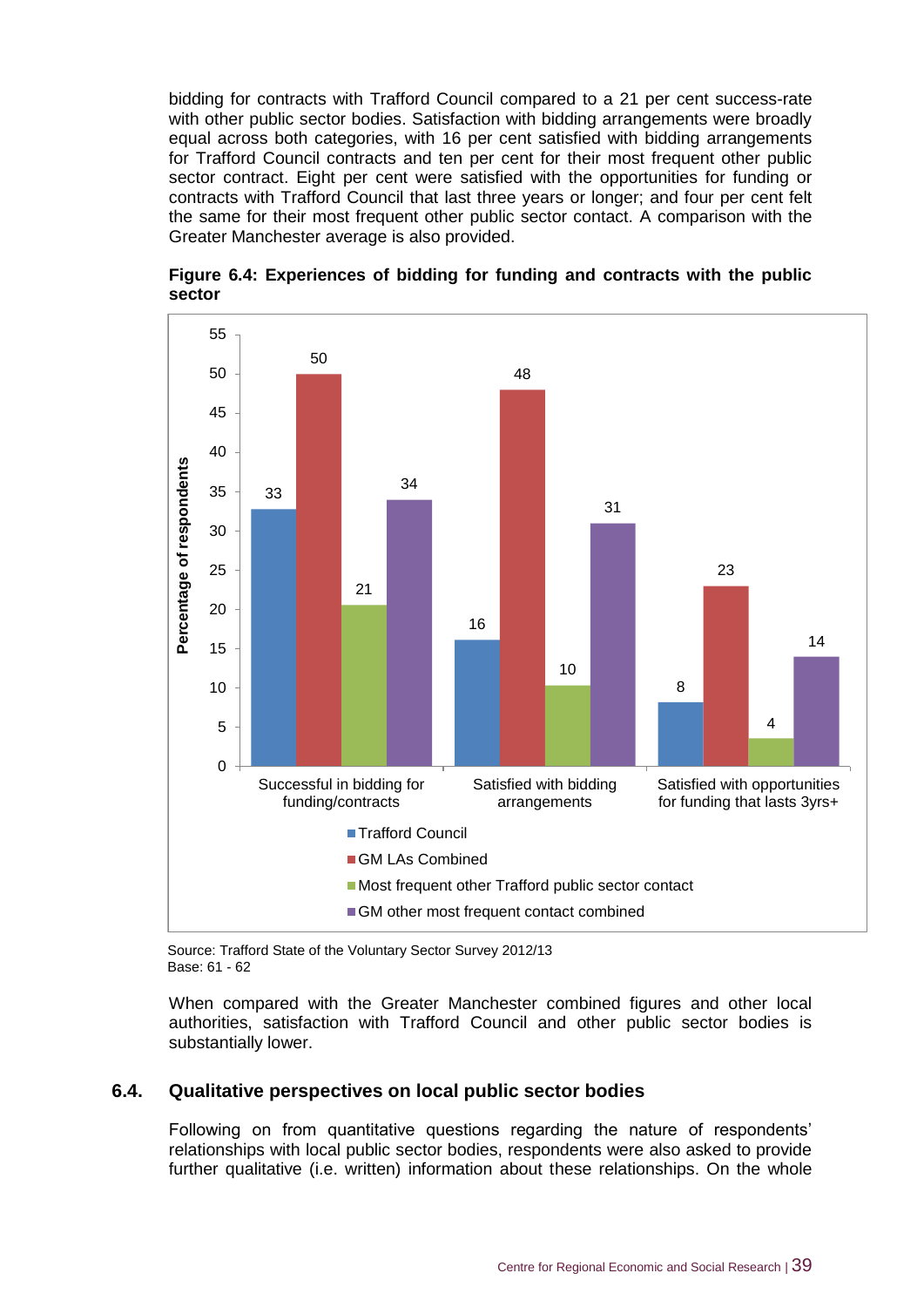bidding for contracts with Trafford Council compared to a 21 per cent success-rate with other public sector bodies. Satisfaction with bidding arrangements were broadly equal across both categories, with 16 per cent satisfied with bidding arrangements for Trafford Council contracts and ten per cent for their most frequent other public sector contract. Eight per cent were satisfied with the opportunities for funding or contracts with Trafford Council that last three years or longer; and four per cent felt the same for their most frequent other public sector contact. A comparison with the Greater Manchester average is also provided.

**Figure 6.4: Experiences of bidding for funding and contracts with the public sector**

| Percentage of respondents | Successful in bidding for funding/contracts | Satisfied with bidding arrangements | Satisfied with opportunities for funding that lasts 3yrs+ |
|---|---|---|---|
| Trafford Council | 33 | 16 | 8 |
| GM LAs Combined | 50 | 48 | 23 |
| Most frequent other Trafford public sector contact | 21 | 10 | 4 |
| GM other most frequent contact combined | 34 | 31 | 14 |

Source: Trafford State of the Voluntary Sector Survey 2012/13
Base: 61 - 62

When compared with the Greater Manchester combined figures and other local authorities, satisfaction with Trafford Council and other public sector bodies is substantially lower.

## 6.4. Qualitative perspectives on local public sector bodies

Following on from quantitative questions regarding the nature of respondents' relationships with local public sector bodies, respondents were also asked to provide further qualitative (i.e. written) information about these relationships. On the whole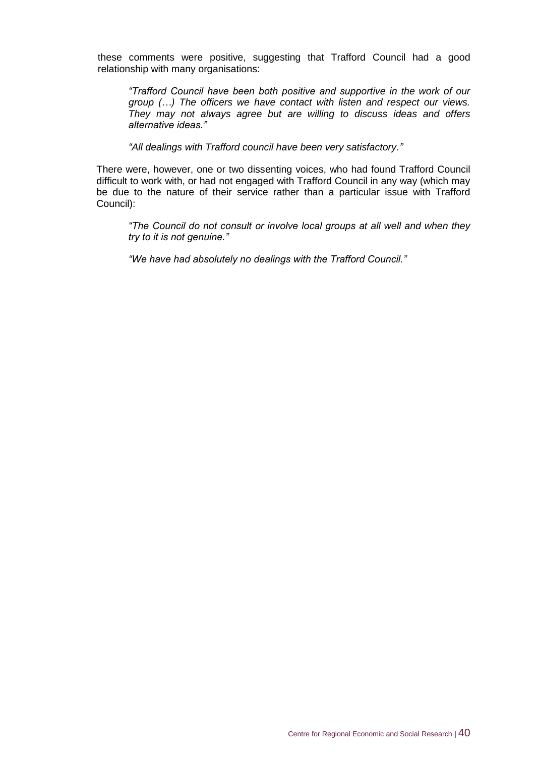these comments were positive, suggesting that Trafford Council had a good relationship with many organisations:

> *"Trafford Council have been both positive and supportive in the work of our group (…) The officers we have contact with listen and respect our views. They may not always agree but are willing to discuss ideas and offers alternative ideas."*

> *"All dealings with Trafford council have been very satisfactory."*

There were, however, one or two dissenting voices, who had found Trafford Council difficult to work with, or had not engaged with Trafford Council in any way (which may be due to the nature of their service rather than a particular issue with Trafford Council):

> *"The Council do not consult or involve local groups at all well and when they try to it is not genuine."*

> *"We have had absolutely no dealings with the Trafford Council."*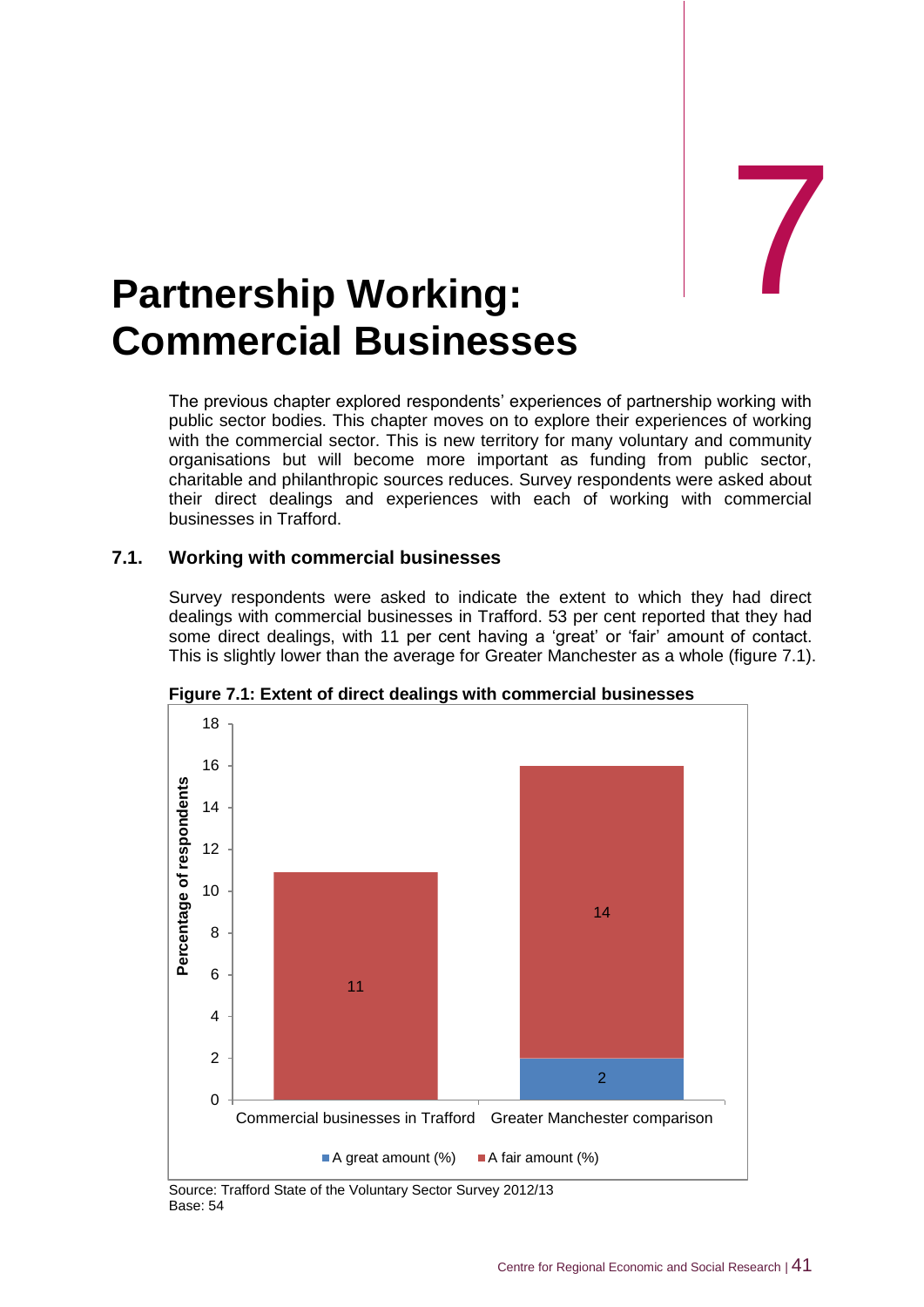# 7

# Partnership Working: Commercial Businesses

The previous chapter explored respondents' experiences of partnership working with public sector bodies. This chapter moves on to explore their experiences of working with the commercial sector. This is new territory for many voluntary and community organisations but will become more important as funding from public sector, charitable and philanthropic sources reduces. Survey respondents were asked about their direct dealings and experiences with each of working with commercial businesses in Trafford.

## 7.1. Working with commercial businesses

Survey respondents were asked to indicate the extent to which they had direct dealings with commercial businesses in Trafford. 53 per cent reported that they had some direct dealings, with 11 per cent having a 'great' or 'fair' amount of contact. This is slightly lower than the average for Greater Manchester as a whole (figure 7.1).

**Figure 7.1: Extent of direct dealings with commercial businesses**

| | A great amount (%) | A fair amount (%) |
|---|---|---|
| Commercial businesses in Trafford | | 11 |
| Greater Manchester comparison | 2 | 14 |

Source: Trafford State of the Voluntary Sector Survey 2012/13
Base: 54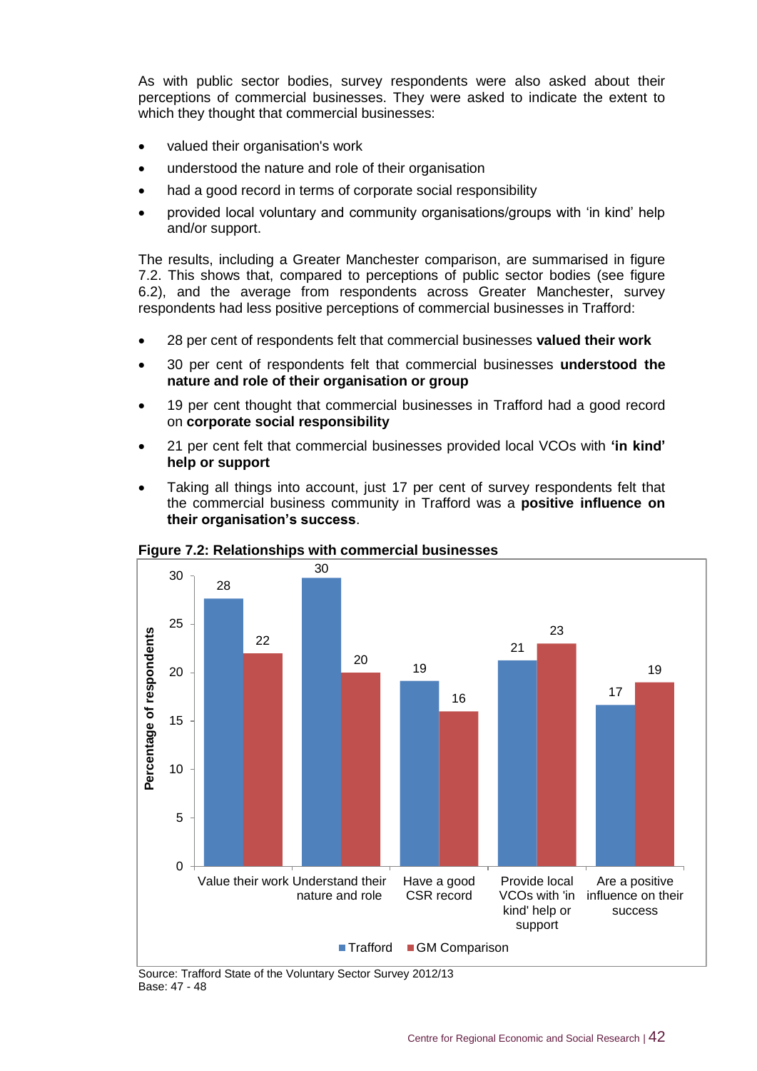As with public sector bodies, survey respondents were also asked about their perceptions of commercial businesses. They were asked to indicate the extent to which they thought that commercial businesses:

- valued their organisation's work
- understood the nature and role of their organisation
- had a good record in terms of corporate social responsibility
- provided local voluntary and community organisations/groups with 'in kind' help and/or support.

The results, including a Greater Manchester comparison, are summarised in figure 7.2. This shows that, compared to perceptions of public sector bodies (see figure 6.2), and the average from respondents across Greater Manchester, survey respondents had less positive perceptions of commercial businesses in Trafford:

- 28 per cent of respondents felt that commercial businesses **valued their work**
- 30 per cent of respondents felt that commercial businesses **understood the nature and role of their organisation or group**
- 19 per cent thought that commercial businesses in Trafford had a good record on **corporate social responsibility**
- 21 per cent felt that commercial businesses provided local VCOs with **'in kind' help or support**
- Taking all things into account, just 17 per cent of survey respondents felt that the commercial business community in Trafford was a **positive influence on their organisation's success**.

**Figure 7.2: Relationships with commercial businesses**

| Percentage of respondents | Trafford | GM Comparison |
|---|---|---|
| Value their work | 28 | 22 |
| Understand their nature and role | 30 | 20 |
| Have a good CSR record | 19 | 16 |
| Provide local VCOs with 'in kind' help or support | 21 | 23 |
| Are a positive influence on their success | 17 | 19 |

Source: Trafford State of the Voluntary Sector Survey 2012/13
Base: 47 - 48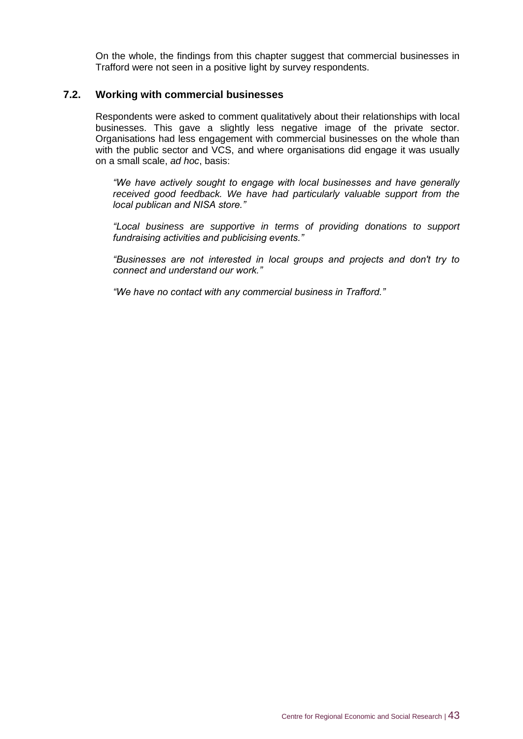On the whole, the findings from this chapter suggest that commercial businesses in Trafford were not seen in a positive light by survey respondents.

### 7.2. Working with commercial businesses

Respondents were asked to comment qualitatively about their relationships with local businesses. This gave a slightly less negative image of the private sector. Organisations had less engagement with commercial businesses on the whole than with the public sector and VCS, and where organisations did engage it was usually on a small scale, *ad hoc*, basis:

> *"We have actively sought to engage with local businesses and have generally received good feedback. We have had particularly valuable support from the local publican and NISA store."*
>
> *"Local business are supportive in terms of providing donations to support fundraising activities and publicising events."*
>
> *"Businesses are not interested in local groups and projects and don't try to connect and understand our work."*
>
> *"We have no contact with any commercial business in Trafford."*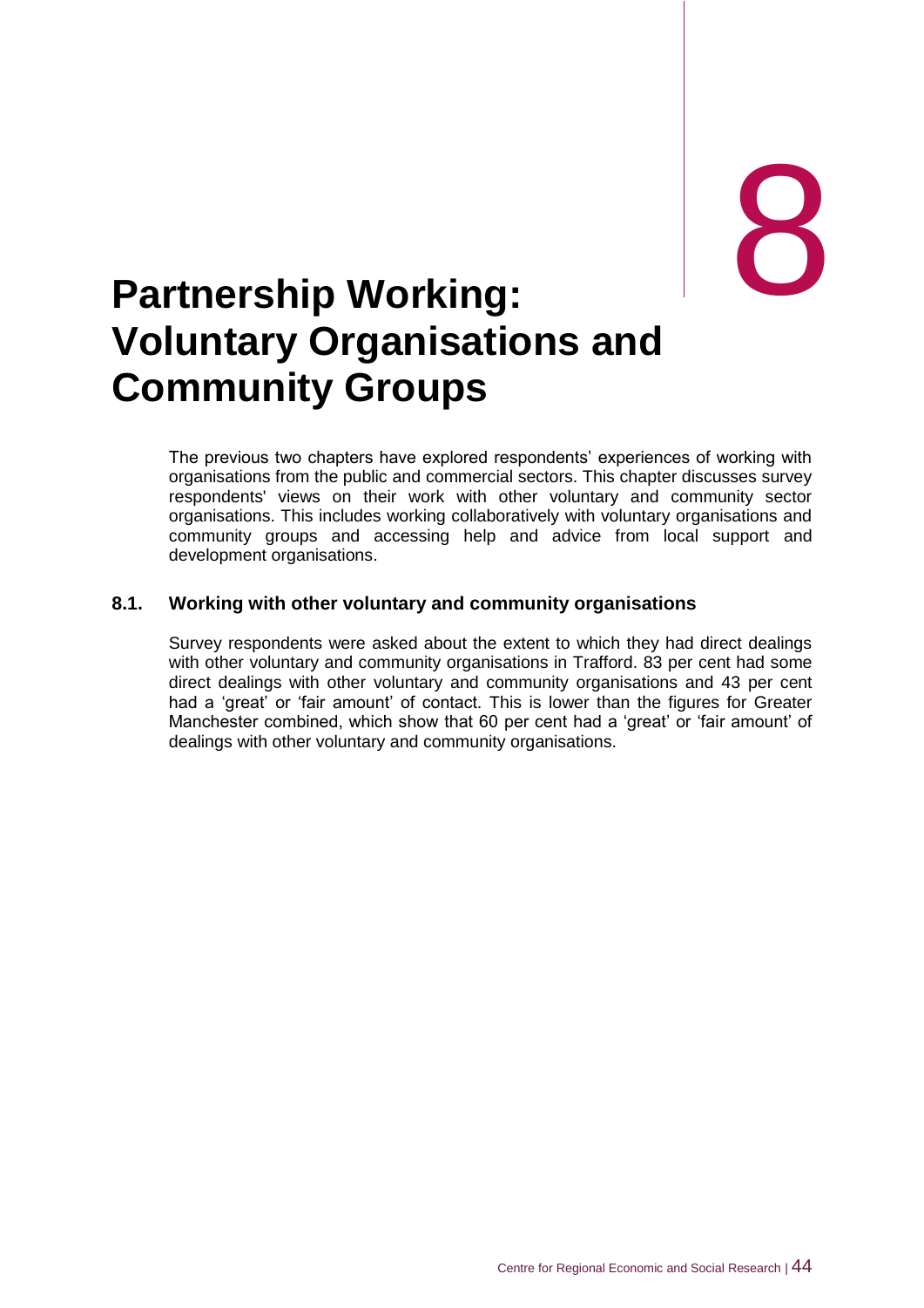# 8

# Partnership Working: Voluntary Organisations and Community Groups

The previous two chapters have explored respondents' experiences of working with organisations from the public and commercial sectors. This chapter discusses survey respondents' views on their work with other voluntary and community sector organisations. This includes working collaboratively with voluntary organisations and community groups and accessing help and advice from local support and development organisations.

## 8.1. Working with other voluntary and community organisations

Survey respondents were asked about the extent to which they had direct dealings with other voluntary and community organisations in Trafford. 83 per cent had some direct dealings with other voluntary and community organisations and 43 per cent had a 'great' or 'fair amount' of contact. This is lower than the figures for Greater Manchester combined, which show that 60 per cent had a 'great' or 'fair amount' of dealings with other voluntary and community organisations.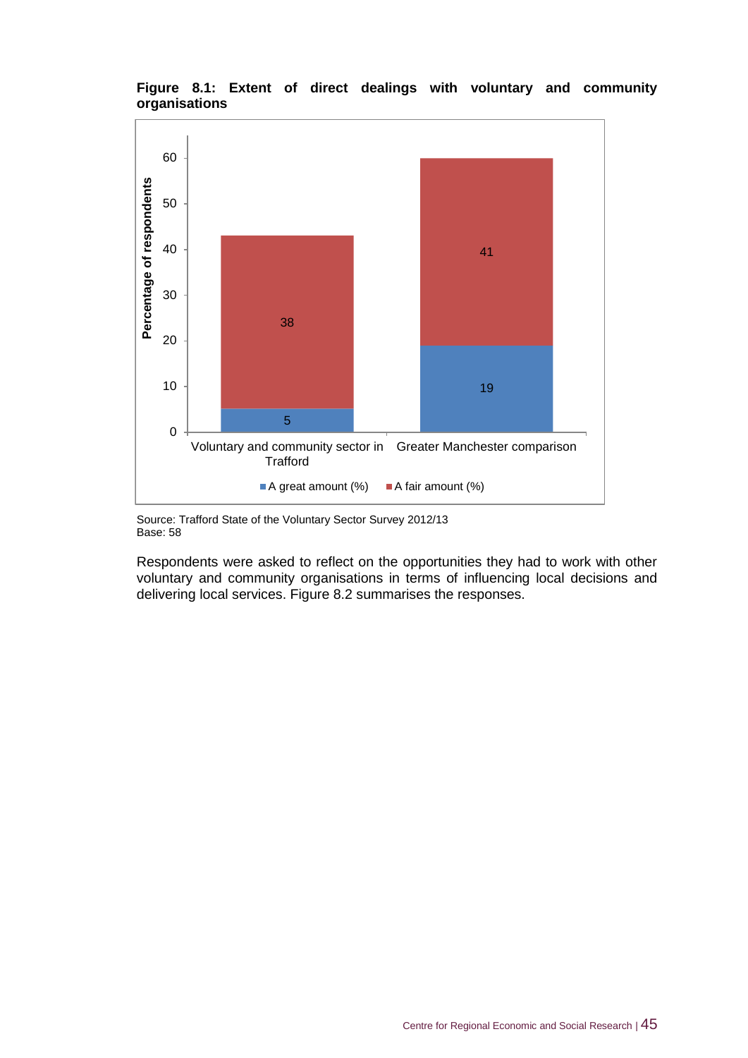**Figure 8.1: Extent of direct dealings with voluntary and community organisations**

| | A great amount (%) | A fair amount (%) |
|---|---|---|
| Voluntary and community sector in Trafford | 5 | 38 |
| Greater Manchester comparison | 19 | 41 |

Source: Trafford State of the Voluntary Sector Survey 2012/13
Base: 58

Respondents were asked to reflect on the opportunities they had to work with other voluntary and community organisations in terms of influencing local decisions and delivering local services. Figure 8.2 summarises the responses.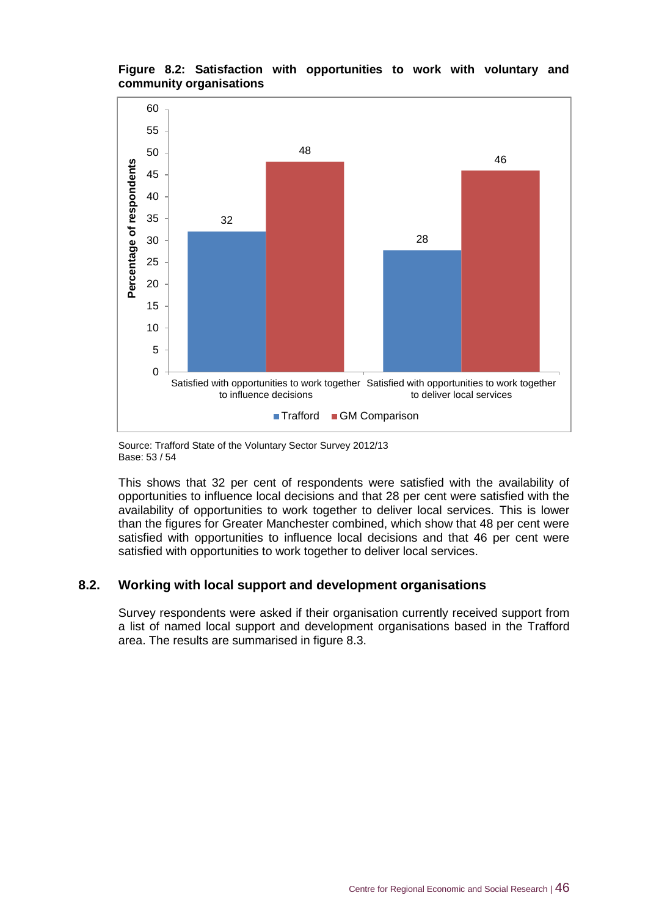**Figure 8.2: Satisfaction with opportunities to work with voluntary and community organisations**

| | Trafford | GM Comparison |
|---|---|---|
| Satisfied with opportunities to work together to influence decisions | 32 | 48 |
| Satisfied with opportunities to work together to deliver local services | 28 | 46 |

Source: Trafford State of the Voluntary Sector Survey 2012/13
Base: 53 / 54

This shows that 32 per cent of respondents were satisfied with the availability of opportunities to influence local decisions and that 28 per cent were satisfied with the availability of opportunities to work together to deliver local services. This is lower than the figures for Greater Manchester combined, which show that 48 per cent were satisfied with opportunities to influence local decisions and that 46 per cent were satisfied with opportunities to work together to deliver local services.

## 8.2. Working with local support and development organisations

Survey respondents were asked if their organisation currently received support from a list of named local support and development organisations based in the Trafford area. The results are summarised in figure 8.3.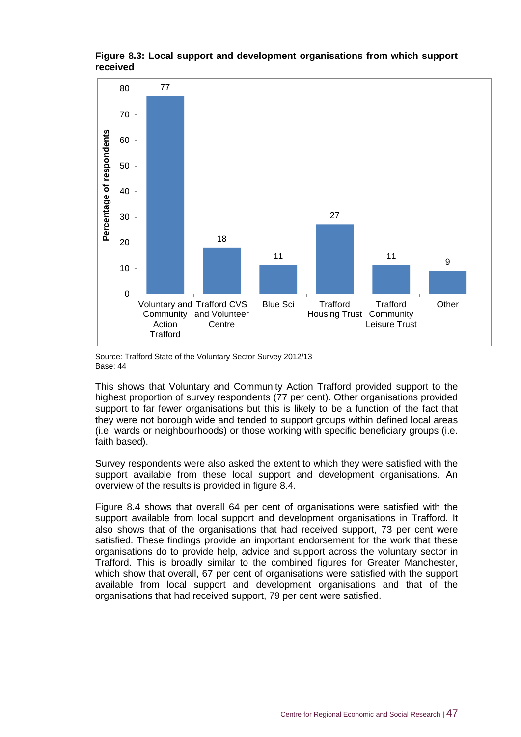**Figure 8.3: Local support and development organisations from which support received**

| Organisation | Percentage of respondents |
| --- | --- |
| Voluntary and Community Action Trafford | 77 |
| Trafford CVS and Volunteer Centre | 18 |
| Blue Sci | 11 |
| Trafford Housing Trust | 27 |
| Trafford Community Leisure Trust | 11 |
| Other | 9 |

Source: Trafford State of the Voluntary Sector Survey 2012/13
Base: 44

This shows that Voluntary and Community Action Trafford provided support to the highest proportion of survey respondents (77 per cent). Other organisations provided support to far fewer organisations but this is likely to be a function of the fact that they were not borough wide and tended to support groups within defined local areas (i.e. wards or neighbourhoods) or those working with specific beneficiary groups (i.e. faith based).

Survey respondents were also asked the extent to which they were satisfied with the support available from these local support and development organisations. An overview of the results is provided in figure 8.4.

Figure 8.4 shows that overall 64 per cent of organisations were satisfied with the support available from local support and development organisations in Trafford. It also shows that of the organisations that had received support, 73 per cent were satisfied. These findings provide an important endorsement for the work that these organisations do to provide help, advice and support across the voluntary sector in Trafford. This is broadly similar to the combined figures for Greater Manchester, which show that overall, 67 per cent of organisations were satisfied with the support available from local support and development organisations and that of the organisations that had received support, 79 per cent were satisfied.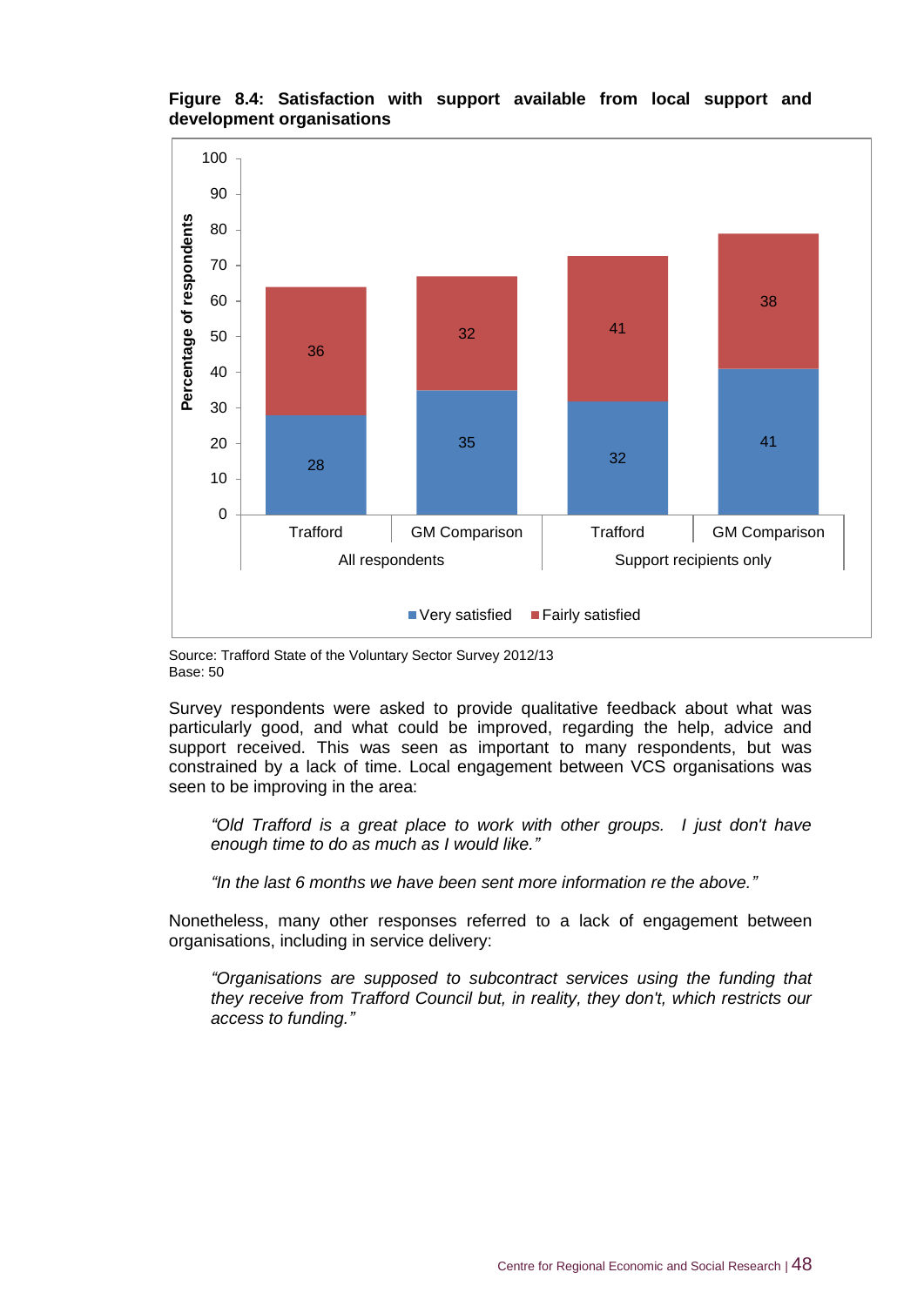**Figure 8.4: Satisfaction with support available from local support and development organisations**

| | | Very satisfied | Fairly satisfied |
|---|---|---|---|
| All respondents | Trafford | 28 | 36 |
| | GM Comparison | 35 | 32 |
| Support recipients only | Trafford | 32 | 41 |
| | GM Comparison | 41 | 38 |

Source: Trafford State of the Voluntary Sector Survey 2012/13
Base: 50

Survey respondents were asked to provide qualitative feedback about what was particularly good, and what could be improved, regarding the help, advice and support received. This was seen as important to many respondents, but was constrained by a lack of time. Local engagement between VCS organisations was seen to be improving in the area:

> *"Old Trafford is a great place to work with other groups. I just don't have enough time to do as much as I would like."*

> *"In the last 6 months we have been sent more information re the above."*

Nonetheless, many other responses referred to a lack of engagement between organisations, including in service delivery:

> *"Organisations are supposed to subcontract services using the funding that they receive from Trafford Council but, in reality, they don't, which restricts our access to funding."*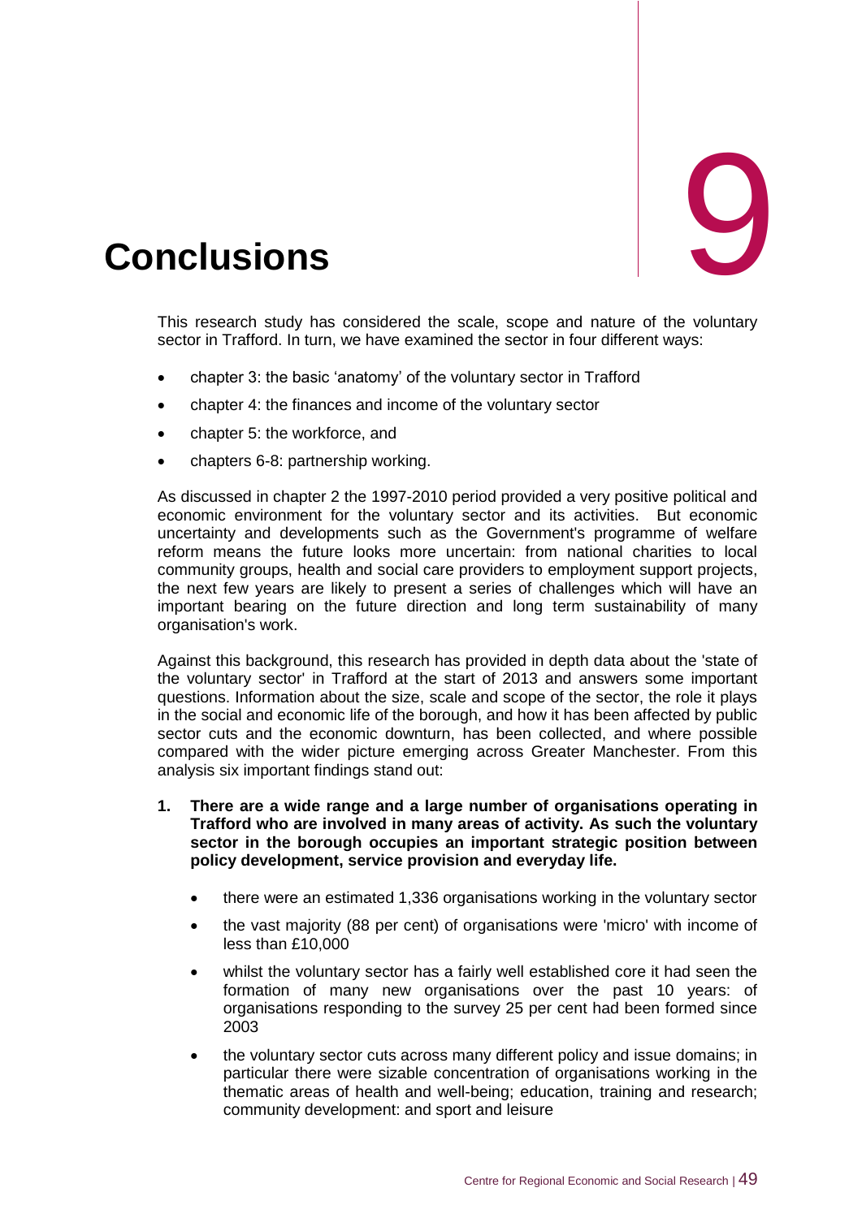# 9 Conclusions

This research study has considered the scale, scope and nature of the voluntary sector in Trafford. In turn, we have examined the sector in four different ways:

- chapter 3: the basic 'anatomy' of the voluntary sector in Trafford
- chapter 4: the finances and income of the voluntary sector
- chapter 5: the workforce, and
- chapters 6-8: partnership working.

As discussed in chapter 2 the 1997-2010 period provided a very positive political and economic environment for the voluntary sector and its activities. But economic uncertainty and developments such as the Government's programme of welfare reform means the future looks more uncertain: from national charities to local community groups, health and social care providers to employment support projects, the next few years are likely to present a series of challenges which will have an important bearing on the future direction and long term sustainability of many organisation's work.

Against this background, this research has provided in depth data about the 'state of the voluntary sector' in Trafford at the start of 2013 and answers some important questions. Information about the size, scale and scope of the sector, the role it plays in the social and economic life of the borough, and how it has been affected by public sector cuts and the economic downturn, has been collected, and where possible compared with the wider picture emerging across Greater Manchester. From this analysis six important findings stand out:

1. **There are a wide range and a large number of organisations operating in Trafford who are involved in many areas of activity. As such the voluntary sector in the borough occupies an important strategic position between policy development, service provision and everyday life.**

    - there were an estimated 1,336 organisations working in the voluntary sector
    - the vast majority (88 per cent) of organisations were 'micro' with income of less than £10,000
    - whilst the voluntary sector has a fairly well established core it had seen the formation of many new organisations over the past 10 years: of organisations responding to the survey 25 per cent had been formed since 2003
    - the voluntary sector cuts across many different policy and issue domains; in particular there were sizable concentration of organisations working in the thematic areas of health and well-being; education, training and research; community development: and sport and leisure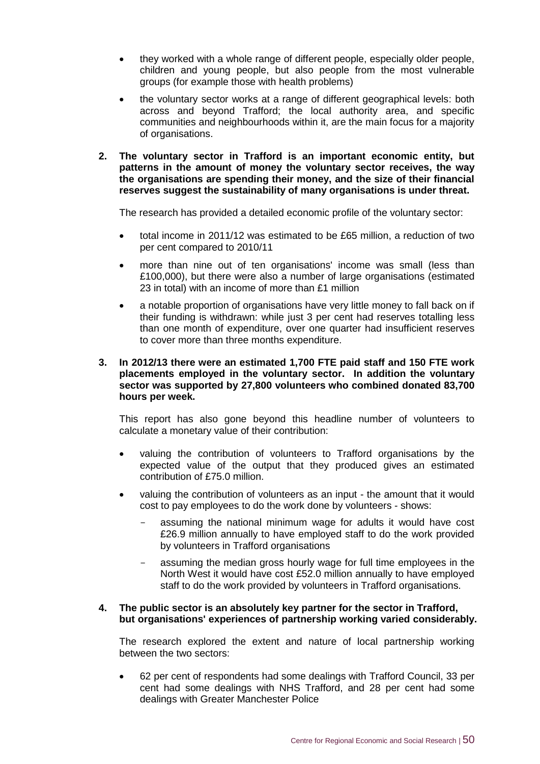- they worked with a whole range of different people, especially older people, children and young people, but also people from the most vulnerable groups (for example those with health problems)
- the voluntary sector works at a range of different geographical levels: both across and beyond Trafford; the local authority area, and specific communities and neighbourhoods within it, are the main focus for a majority of organisations.

**2. The voluntary sector in Trafford is an important economic entity, but patterns in the amount of money the voluntary sector receives, the way the organisations are spending their money, and the size of their financial reserves suggest the sustainability of many organisations is under threat.**

The research has provided a detailed economic profile of the voluntary sector:

- total income in 2011/12 was estimated to be £65 million, a reduction of two per cent compared to 2010/11
- more than nine out of ten organisations' income was small (less than £100,000), but there were also a number of large organisations (estimated 23 in total) with an income of more than £1 million
- a notable proportion of organisations have very little money to fall back on if their funding is withdrawn: while just 3 per cent had reserves totalling less than one month of expenditure, over one quarter had insufficient reserves to cover more than three months expenditure.

**3. In 2012/13 there were an estimated 1,700 FTE paid staff and 150 FTE work placements employed in the voluntary sector. In addition the voluntary sector was supported by 27,800 volunteers who combined donated 83,700 hours per week.**

This report has also gone beyond this headline number of volunteers to calculate a monetary value of their contribution:

- valuing the contribution of volunteers to Trafford organisations by the expected value of the output that they produced gives an estimated contribution of £75.0 million.
- valuing the contribution of volunteers as an input - the amount that it would cost to pay employees to do the work done by volunteers - shows:
  - assuming the national minimum wage for adults it would have cost £26.9 million annually to have employed staff to do the work provided by volunteers in Trafford organisations
  - assuming the median gross hourly wage for full time employees in the North West it would have cost £52.0 million annually to have employed staff to do the work provided by volunteers in Trafford organisations.

**4. The public sector is an absolutely key partner for the sector in Trafford, but organisations' experiences of partnership working varied considerably.**

The research explored the extent and nature of local partnership working between the two sectors:

- 62 per cent of respondents had some dealings with Trafford Council, 33 per cent had some dealings with NHS Trafford, and 28 per cent had some dealings with Greater Manchester Police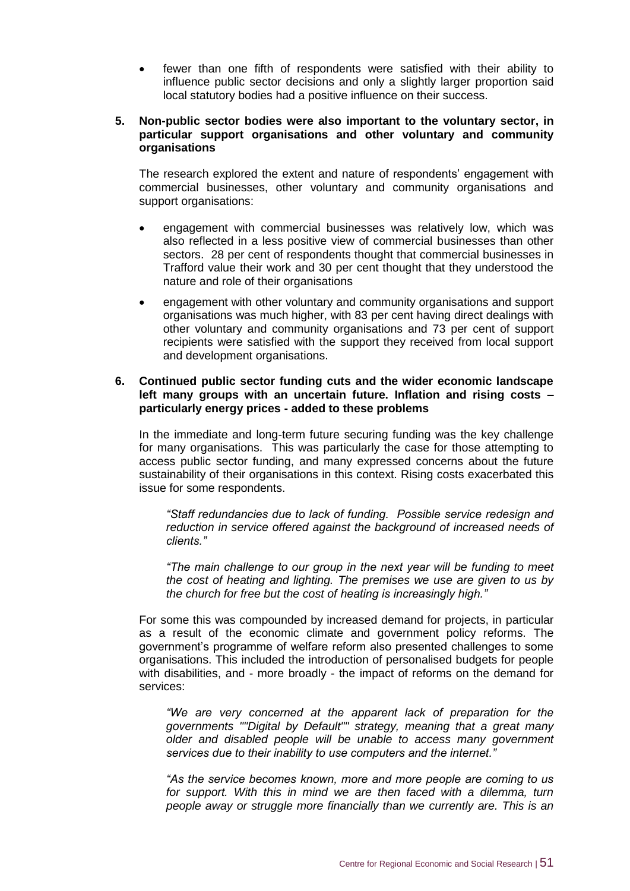- fewer than one fifth of respondents were satisfied with their ability to influence public sector decisions and only a slightly larger proportion said local statutory bodies had a positive influence on their success.

**5. Non-public sector bodies were also important to the voluntary sector, in particular support organisations and other voluntary and community organisations**

The research explored the extent and nature of respondents' engagement with commercial businesses, other voluntary and community organisations and support organisations:

- engagement with commercial businesses was relatively low, which was also reflected in a less positive view of commercial businesses than other sectors. 28 per cent of respondents thought that commercial businesses in Trafford value their work and 30 per cent thought that they understood the nature and role of their organisations
- engagement with other voluntary and community organisations and support organisations was much higher, with 83 per cent having direct dealings with other voluntary and community organisations and 73 per cent of support recipients were satisfied with the support they received from local support and development organisations.

**6. Continued public sector funding cuts and the wider economic landscape left many groups with an uncertain future. Inflation and rising costs – particularly energy prices - added to these problems**

In the immediate and long-term future securing funding was the key challenge for many organisations. This was particularly the case for those attempting to access public sector funding, and many expressed concerns about the future sustainability of their organisations in this context. Rising costs exacerbated this issue for some respondents.

*"Staff redundancies due to lack of funding. Possible service redesign and reduction in service offered against the background of increased needs of clients."*

*"The main challenge to our group in the next year will be funding to meet the cost of heating and lighting. The premises we use are given to us by the church for free but the cost of heating is increasingly high."*

For some this was compounded by increased demand for projects, in particular as a result of the economic climate and government policy reforms. The government's programme of welfare reform also presented challenges to some organisations. This included the introduction of personalised budgets for people with disabilities, and - more broadly - the impact of reforms on the demand for services:

*"We are very concerned at the apparent lack of preparation for the governments ""Digital by Default"" strategy, meaning that a great many older and disabled people will be unable to access many government services due to their inability to use computers and the internet."*

*"As the service becomes known, more and more people are coming to us for support. With this in mind we are then faced with a dilemma, turn people away or struggle more financially than we currently are. This is an*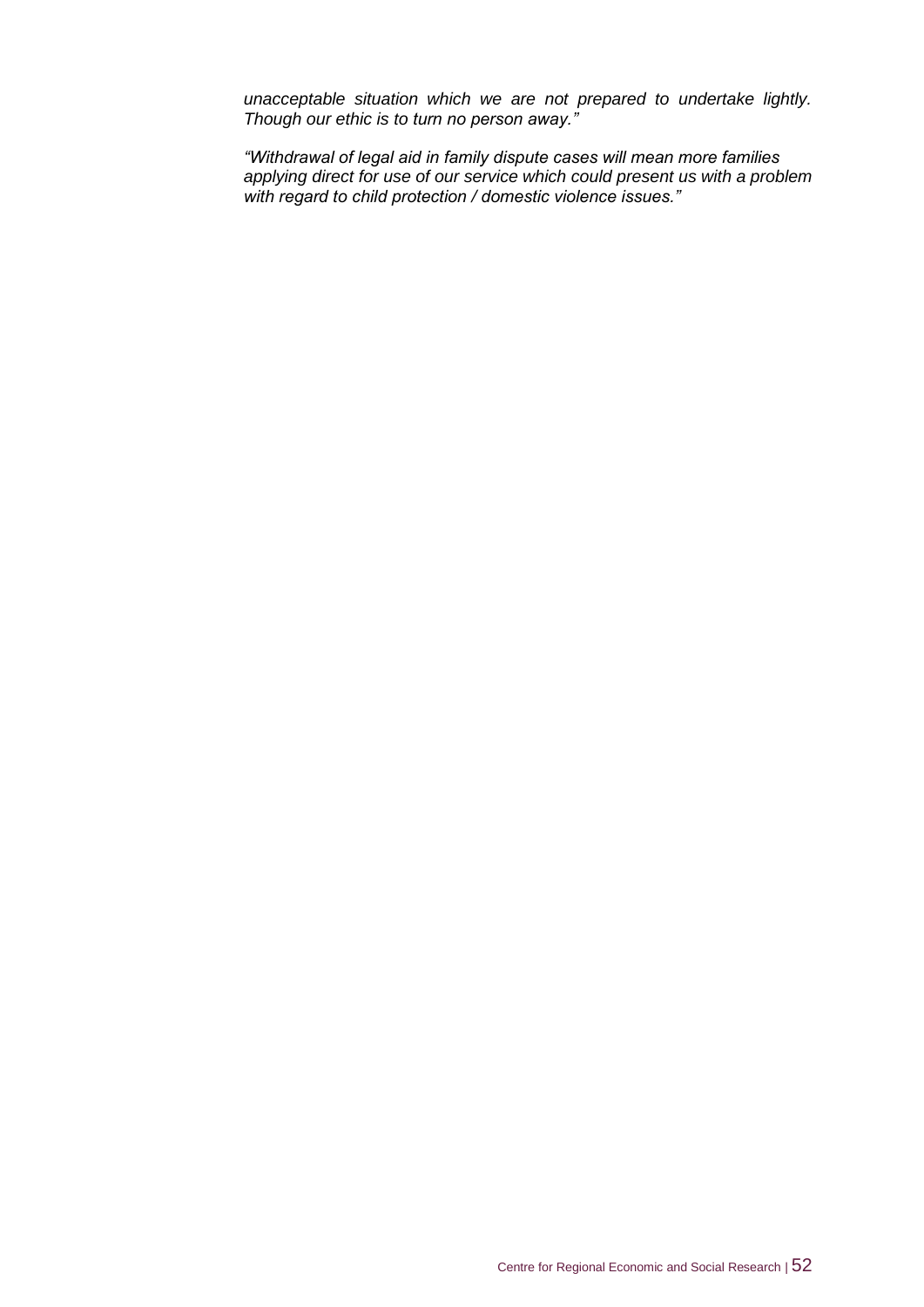*unacceptable situation which we are not prepared to undertake lightly. Though our ethic is to turn no person away."*

*"Withdrawal of legal aid in family dispute cases will mean more families applying direct for use of our service which could present us with a problem with regard to child protection / domestic violence issues."*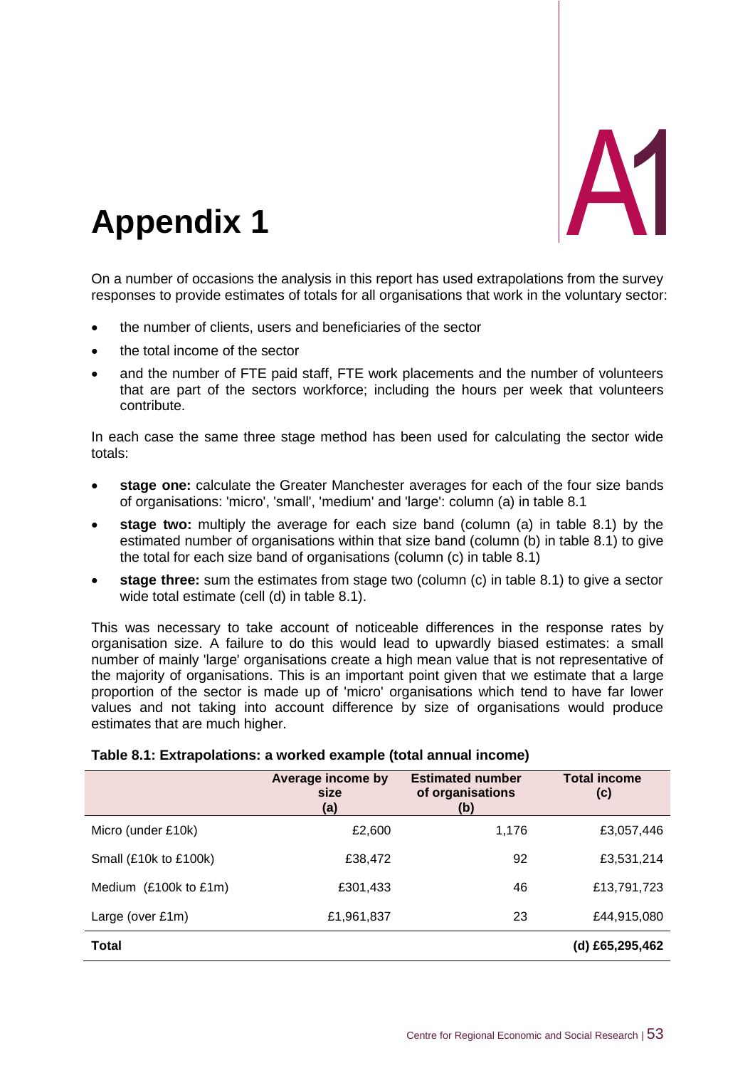# Appendix 1

On a number of occasions the analysis in this report has used extrapolations from the survey responses to provide estimates of totals for all organisations that work in the voluntary sector:

- the number of clients, users and beneficiaries of the sector
- the total income of the sector
- and the number of FTE paid staff, FTE work placements and the number of volunteers that are part of the sectors workforce; including the hours per week that volunteers contribute.

In each case the same three stage method has been used for calculating the sector wide totals:

- **stage one:** calculate the Greater Manchester averages for each of the four size bands of organisations: 'micro', 'small', 'medium' and 'large': column (a) in table 8.1
- **stage two:** multiply the average for each size band (column (a) in table 8.1) by the estimated number of organisations within that size band (column (b) in table 8.1) to give the total for each size band of organisations (column (c) in table 8.1)
- **stage three:** sum the estimates from stage two (column (c) in table 8.1) to give a sector wide total estimate (cell (d) in table 8.1).

This was necessary to take account of noticeable differences in the response rates by organisation size. A failure to do this would lead to upwardly biased estimates: a small number of mainly 'large' organisations create a high mean value that is not representative of the majority of organisations. This is an important point given that we estimate that a large proportion of the sector is made up of 'micro' organisations which tend to have far lower values and not taking into account difference by size of organisations would produce estimates that are much higher.

**Table 8.1: Extrapolations: a worked example (total annual income)**

| | Average income by size (a) | Estimated number of organisations (b) | Total income (c) |
|---|---|---|---|
| Micro (under £10k) | £2,600 | 1,176 | £3,057,446 |
| Small (£10k to £100k) | £38,472 | 92 | £3,531,214 |
| Medium (£100k to £1m) | £301,433 | 46 | £13,791,723 |
| Large (over £1m) | £1,961,837 | 23 | £44,915,080 |
| **Total** | | | **(d) £65,295,462** |